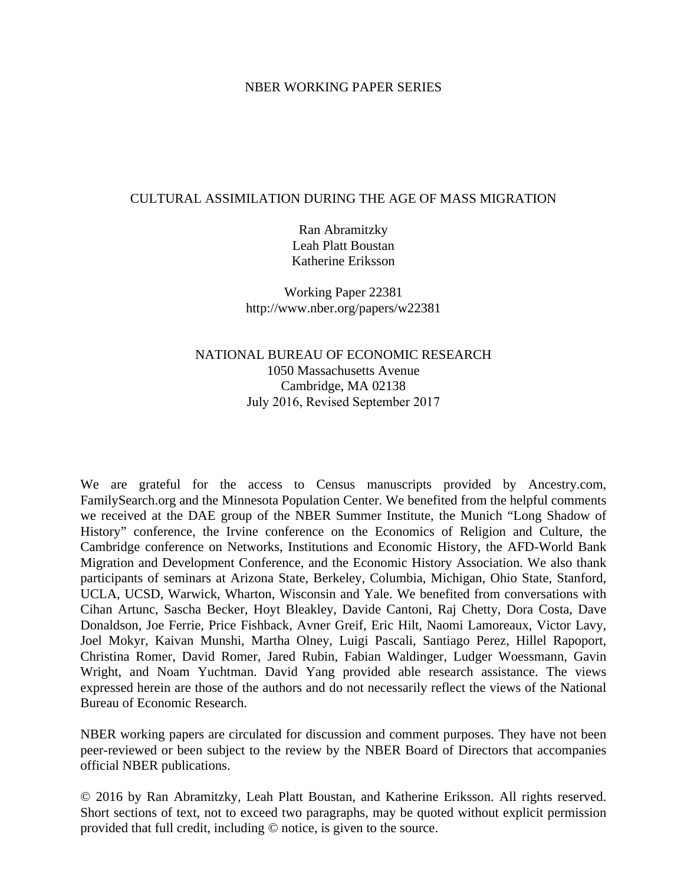NBER WORKING PAPER SERIES

# CULTURAL ASSIMILATION DURING THE AGE OF MASS MIGRATION

Ran Abramitzky
Leah Platt Boustan
Katherine Eriksson

Working Paper 22381
http://www.nber.org/papers/w22381

NATIONAL BUREAU OF ECONOMIC RESEARCH
1050 Massachusetts Avenue
Cambridge, MA 02138
July 2016, Revised September 2017

We are grateful for the access to Census manuscripts provided by Ancestry.com, FamilySearch.org and the Minnesota Population Center. We benefited from the helpful comments we received at the DAE group of the NBER Summer Institute, the Munich "Long Shadow of History" conference, the Irvine conference on the Economics of Religion and Culture, the Cambridge conference on Networks, Institutions and Economic History, the AFD-World Bank Migration and Development Conference, and the Economic History Association. We also thank participants of seminars at Arizona State, Berkeley, Columbia, Michigan, Ohio State, Stanford, UCLA, UCSD, Warwick, Wharton, Wisconsin and Yale. We benefited from conversations with Cihan Artunc, Sascha Becker, Hoyt Bleakley, Davide Cantoni, Raj Chetty, Dora Costa, Dave Donaldson, Joe Ferrie, Price Fishback, Avner Greif, Eric Hilt, Naomi Lamoreaux, Victor Lavy, Joel Mokyr, Kaivan Munshi, Martha Olney, Luigi Pascali, Santiago Perez, Hillel Rapoport, Christina Romer, David Romer, Jared Rubin, Fabian Waldinger, Ludger Woessmann, Gavin Wright, and Noam Yuchtman. David Yang provided able research assistance. The views expressed herein are those of the authors and do not necessarily reflect the views of the National Bureau of Economic Research.

NBER working papers are circulated for discussion and comment purposes. They have not been peer-reviewed or been subject to the review by the NBER Board of Directors that accompanies official NBER publications.

© 2016 by Ran Abramitzky, Leah Platt Boustan, and Katherine Eriksson. All rights reserved. Short sections of text, not to exceed two paragraphs, may be quoted without explicit permission provided that full credit, including © notice, is given to the source.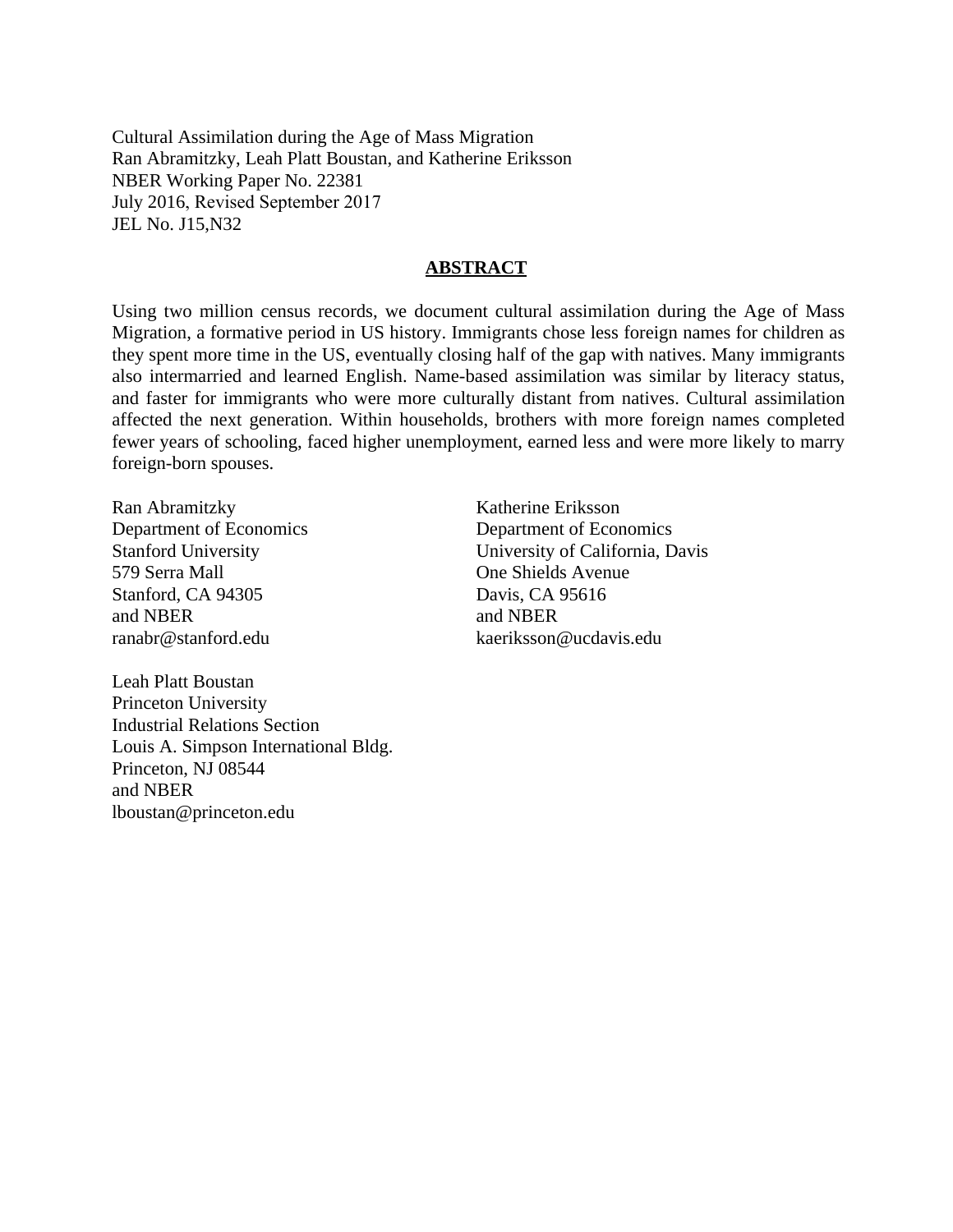Cultural Assimilation during the Age of Mass Migration
Ran Abramitzky, Leah Platt Boustan, and Katherine Eriksson
NBER Working Paper No. 22381
July 2016, Revised September 2017
JEL No. J15,N32

## ABSTRACT

Using two million census records, we document cultural assimilation during the Age of Mass Migration, a formative period in US history. Immigrants chose less foreign names for children as they spent more time in the US, eventually closing half of the gap with natives. Many immigrants also intermarried and learned English. Name-based assimilation was similar by literacy status, and faster for immigrants who were more culturally distant from natives. Cultural assimilation affected the next generation. Within households, brothers with more foreign names completed fewer years of schooling, faced higher unemployment, earned less and were more likely to marry foreign-born spouses.

Ran Abramitzky
Department of Economics
Stanford University
579 Serra Mall
Stanford, CA 94305
and NBER
ranabr@stanford.edu

Katherine Eriksson
Department of Economics
University of California, Davis
One Shields Avenue
Davis, CA 95616
and NBER
kaeriksson@ucdavis.edu

Leah Platt Boustan
Princeton University
Industrial Relations Section
Louis A. Simpson International Bldg.
Princeton, NJ 08544
and NBER
lboustan@princeton.edu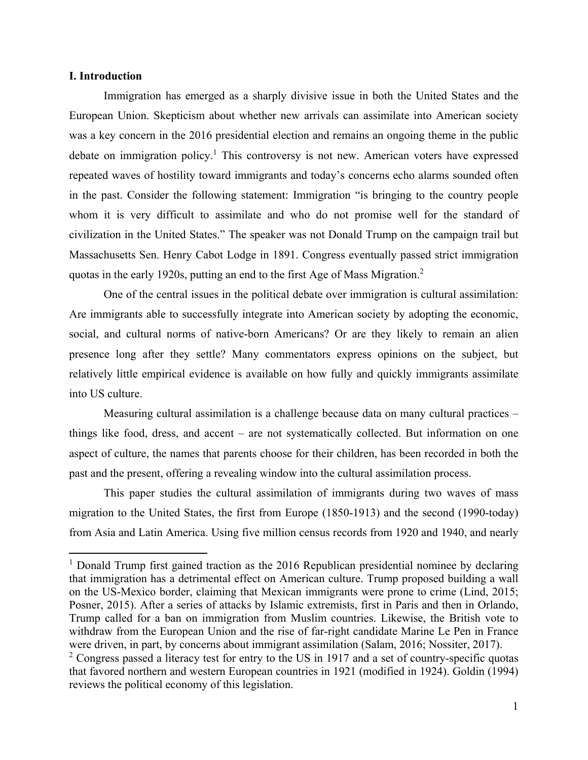## I. Introduction

Immigration has emerged as a sharply divisive issue in both the United States and the European Union. Skepticism about whether new arrivals can assimilate into American society was a key concern in the 2016 presidential election and remains an ongoing theme in the public debate on immigration policy.[1] This controversy is not new. American voters have expressed repeated waves of hostility toward immigrants and today's concerns echo alarms sounded often in the past. Consider the following statement: Immigration "is bringing to the country people whom it is very difficult to assimilate and who do not promise well for the standard of civilization in the United States." The speaker was not Donald Trump on the campaign trail but Massachusetts Sen. Henry Cabot Lodge in 1891. Congress eventually passed strict immigration quotas in the early 1920s, putting an end to the first Age of Mass Migration.[2]

One of the central issues in the political debate over immigration is cultural assimilation: Are immigrants able to successfully integrate into American society by adopting the economic, social, and cultural norms of native-born Americans? Or are they likely to remain an alien presence long after they settle? Many commentators express opinions on the subject, but relatively little empirical evidence is available on how fully and quickly immigrants assimilate into US culture.

Measuring cultural assimilation is a challenge because data on many cultural practices – things like food, dress, and accent – are not systematically collected. But information on one aspect of culture, the names that parents choose for their children, has been recorded in both the past and the present, offering a revealing window into the cultural assimilation process.

This paper studies the cultural assimilation of immigrants during two waves of mass migration to the United States, the first from Europe (1850-1913) and the second (1990-today) from Asia and Latin America. Using five million census records from 1920 and 1940, and nearly

---

[1] Donald Trump first gained traction as the 2016 Republican presidential nominee by declaring that immigration has a detrimental effect on American culture. Trump proposed building a wall on the US-Mexico border, claiming that Mexican immigrants were prone to crime (Lind, 2015; Posner, 2015). After a series of attacks by Islamic extremists, first in Paris and then in Orlando, Trump called for a ban on immigration from Muslim countries. Likewise, the British vote to withdraw from the European Union and the rise of far-right candidate Marine Le Pen in France were driven, in part, by concerns about immigrant assimilation (Salam, 2016; Nossiter, 2017).

[2] Congress passed a literacy test for entry to the US in 1917 and a set of country-specific quotas that favored northern and western European countries in 1921 (modified in 1924). Goldin (1994) reviews the political economy of this legislation.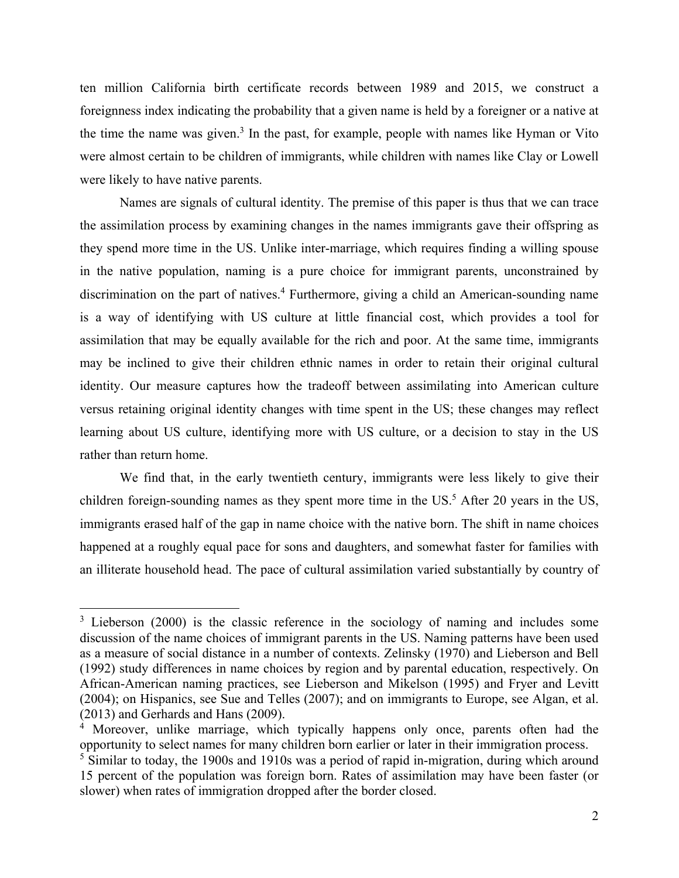ten million California birth certificate records between 1989 and 2015, we construct a foreignness index indicating the probability that a given name is held by a foreigner or a native at the time the name was given.[3] In the past, for example, people with names like Hyman or Vito were almost certain to be children of immigrants, while children with names like Clay or Lowell were likely to have native parents.

Names are signals of cultural identity. The premise of this paper is thus that we can trace the assimilation process by examining changes in the names immigrants gave their offspring as they spend more time in the US. Unlike inter-marriage, which requires finding a willing spouse in the native population, naming is a pure choice for immigrant parents, unconstrained by discrimination on the part of natives.[4] Furthermore, giving a child an American-sounding name is a way of identifying with US culture at little financial cost, which provides a tool for assimilation that may be equally available for the rich and poor. At the same time, immigrants may be inclined to give their children ethnic names in order to retain their original cultural identity. Our measure captures how the tradeoff between assimilating into American culture versus retaining original identity changes with time spent in the US; these changes may reflect learning about US culture, identifying more with US culture, or a decision to stay in the US rather than return home.

We find that, in the early twentieth century, immigrants were less likely to give their children foreign-sounding names as they spent more time in the US.[5] After 20 years in the US, immigrants erased half of the gap in name choice with the native born. The shift in name choices happened at a roughly equal pace for sons and daughters, and somewhat faster for families with an illiterate household head. The pace of cultural assimilation varied substantially by country of

[3] Lieberson (2000) is the classic reference in the sociology of naming and includes some discussion of the name choices of immigrant parents in the US. Naming patterns have been used as a measure of social distance in a number of contexts. Zelinsky (1970) and Lieberson and Bell (1992) study differences in name choices by region and by parental education, respectively. On African-American naming practices, see Lieberson and Mikelson (1995) and Fryer and Levitt (2004); on Hispanics, see Sue and Telles (2007); and on immigrants to Europe, see Algan, et al. (2013) and Gerhards and Hans (2009).

[4] Moreover, unlike marriage, which typically happens only once, parents often had the opportunity to select names for many children born earlier or later in their immigration process.

[5] Similar to today, the 1900s and 1910s was a period of rapid in-migration, during which around 15 percent of the population was foreign born. Rates of assimilation may have been faster (or slower) when rates of immigration dropped after the border closed.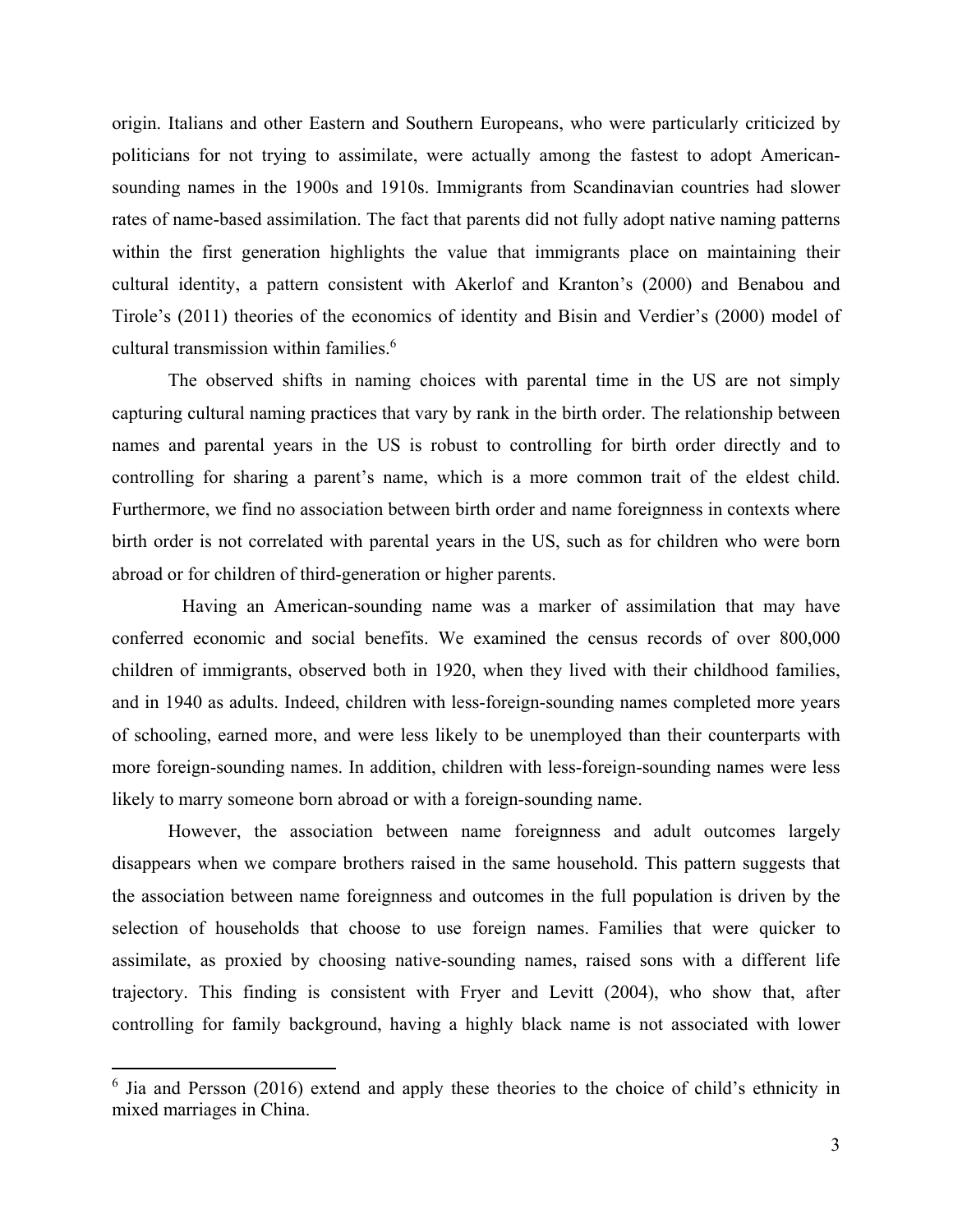origin. Italians and other Eastern and Southern Europeans, who were particularly criticized by politicians for not trying to assimilate, were actually among the fastest to adopt American-sounding names in the 1900s and 1910s. Immigrants from Scandinavian countries had slower rates of name-based assimilation. The fact that parents did not fully adopt native naming patterns within the first generation highlights the value that immigrants place on maintaining their cultural identity, a pattern consistent with Akerlof and Kranton's (2000) and Benabou and Tirole's (2011) theories of the economics of identity and Bisin and Verdier's (2000) model of cultural transmission within families.[6]

The observed shifts in naming choices with parental time in the US are not simply capturing cultural naming practices that vary by rank in the birth order. The relationship between names and parental years in the US is robust to controlling for birth order directly and to controlling for sharing a parent's name, which is a more common trait of the eldest child. Furthermore, we find no association between birth order and name foreignness in contexts where birth order is not correlated with parental years in the US, such as for children who were born abroad or for children of third-generation or higher parents.

Having an American-sounding name was a marker of assimilation that may have conferred economic and social benefits. We examined the census records of over 800,000 children of immigrants, observed both in 1920, when they lived with their childhood families, and in 1940 as adults. Indeed, children with less-foreign-sounding names completed more years of schooling, earned more, and were less likely to be unemployed than their counterparts with more foreign-sounding names. In addition, children with less-foreign-sounding names were less likely to marry someone born abroad or with a foreign-sounding name.

However, the association between name foreignness and adult outcomes largely disappears when we compare brothers raised in the same household. This pattern suggests that the association between name foreignness and outcomes in the full population is driven by the selection of households that choose to use foreign names. Families that were quicker to assimilate, as proxied by choosing native-sounding names, raised sons with a different life trajectory. This finding is consistent with Fryer and Levitt (2004), who show that, after controlling for family background, having a highly black name is not associated with lower

[6] Jia and Persson (2016) extend and apply these theories to the choice of child's ethnicity in mixed marriages in China.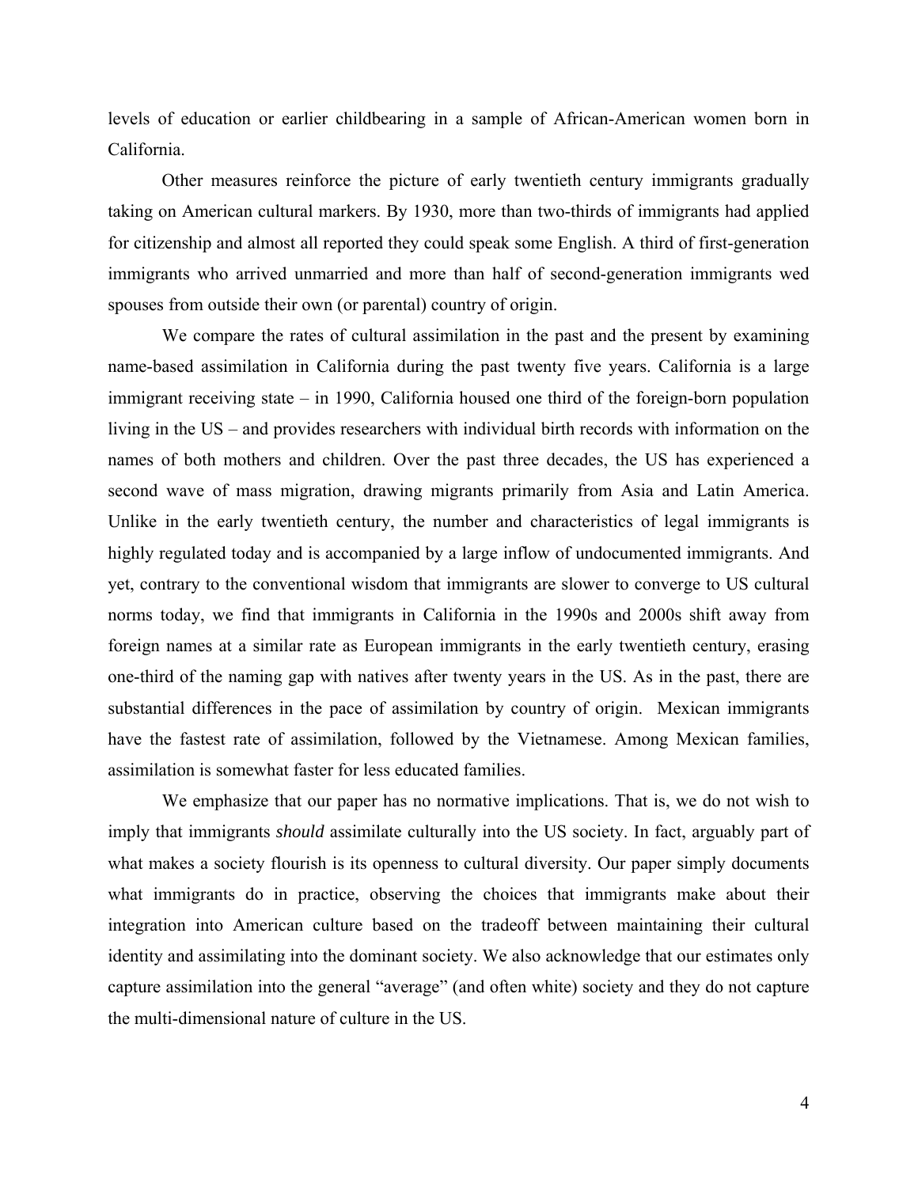levels of education or earlier childbearing in a sample of African-American women born in California.

Other measures reinforce the picture of early twentieth century immigrants gradually taking on American cultural markers. By 1930, more than two-thirds of immigrants had applied for citizenship and almost all reported they could speak some English. A third of first-generation immigrants who arrived unmarried and more than half of second-generation immigrants wed spouses from outside their own (or parental) country of origin.

We compare the rates of cultural assimilation in the past and the present by examining name-based assimilation in California during the past twenty five years. California is a large immigrant receiving state – in 1990, California housed one third of the foreign-born population living in the US – and provides researchers with individual birth records with information on the names of both mothers and children. Over the past three decades, the US has experienced a second wave of mass migration, drawing migrants primarily from Asia and Latin America. Unlike in the early twentieth century, the number and characteristics of legal immigrants is highly regulated today and is accompanied by a large inflow of undocumented immigrants. And yet, contrary to the conventional wisdom that immigrants are slower to converge to US cultural norms today, we find that immigrants in California in the 1990s and 2000s shift away from foreign names at a similar rate as European immigrants in the early twentieth century, erasing one-third of the naming gap with natives after twenty years in the US. As in the past, there are substantial differences in the pace of assimilation by country of origin. Mexican immigrants have the fastest rate of assimilation, followed by the Vietnamese. Among Mexican families, assimilation is somewhat faster for less educated families.

We emphasize that our paper has no normative implications. That is, we do not wish to imply that immigrants *should* assimilate culturally into the US society. In fact, arguably part of what makes a society flourish is its openness to cultural diversity. Our paper simply documents what immigrants do in practice, observing the choices that immigrants make about their integration into American culture based on the tradeoff between maintaining their cultural identity and assimilating into the dominant society. We also acknowledge that our estimates only capture assimilation into the general "average" (and often white) society and they do not capture the multi-dimensional nature of culture in the US.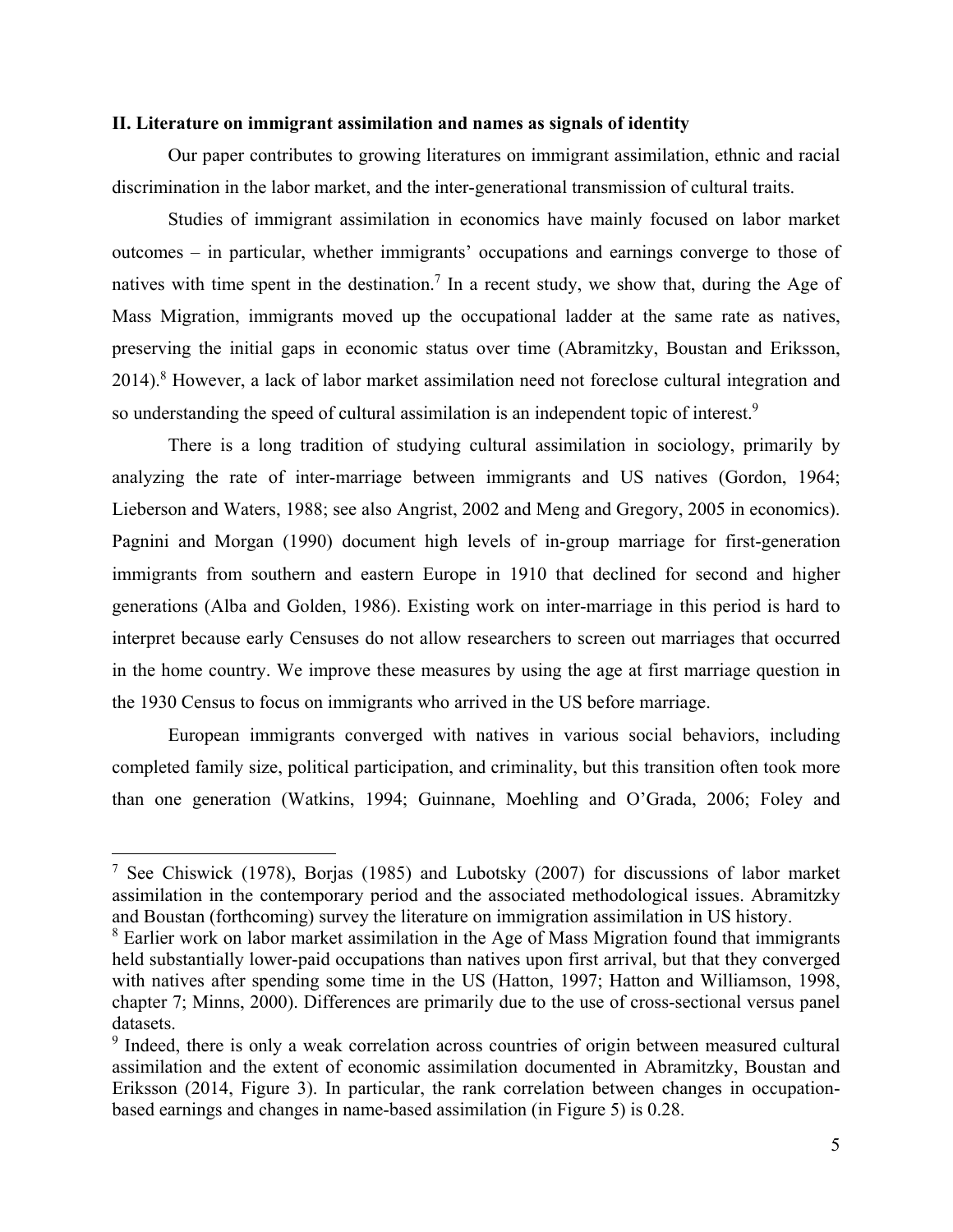### II. Literature on immigrant assimilation and names as signals of identity

Our paper contributes to growing literatures on immigrant assimilation, ethnic and racial discrimination in the labor market, and the inter-generational transmission of cultural traits.

Studies of immigrant assimilation in economics have mainly focused on labor market outcomes – in particular, whether immigrants' occupations and earnings converge to those of natives with time spent in the destination.[7] In a recent study, we show that, during the Age of Mass Migration, immigrants moved up the occupational ladder at the same rate as natives, preserving the initial gaps in economic status over time (Abramitzky, Boustan and Eriksson, 2014).[8] However, a lack of labor market assimilation need not foreclose cultural integration and so understanding the speed of cultural assimilation is an independent topic of interest.[9]

There is a long tradition of studying cultural assimilation in sociology, primarily by analyzing the rate of inter-marriage between immigrants and US natives (Gordon, 1964; Lieberson and Waters, 1988; see also Angrist, 2002 and Meng and Gregory, 2005 in economics). Pagnini and Morgan (1990) document high levels of in-group marriage for first-generation immigrants from southern and eastern Europe in 1910 that declined for second and higher generations (Alba and Golden, 1986). Existing work on inter-marriage in this period is hard to interpret because early Censuses do not allow researchers to screen out marriages that occurred in the home country. We improve these measures by using the age at first marriage question in the 1930 Census to focus on immigrants who arrived in the US before marriage.

European immigrants converged with natives in various social behaviors, including completed family size, political participation, and criminality, but this transition often took more than one generation (Watkins, 1994; Guinnane, Moehling and O'Grada, 2006; Foley and

---

[7] See Chiswick (1978), Borjas (1985) and Lubotsky (2007) for discussions of labor market assimilation in the contemporary period and the associated methodological issues. Abramitzky and Boustan (forthcoming) survey the literature on immigration assimilation in US history.

[8] Earlier work on labor market assimilation in the Age of Mass Migration found that immigrants held substantially lower-paid occupations than natives upon first arrival, but that they converged with natives after spending some time in the US (Hatton, 1997; Hatton and Williamson, 1998, chapter 7; Minns, 2000). Differences are primarily due to the use of cross-sectional versus panel datasets.

[9] Indeed, there is only a weak correlation across countries of origin between measured cultural assimilation and the extent of economic assimilation documented in Abramitzky, Boustan and Eriksson (2014, Figure 3). In particular, the rank correlation between changes in occupation-based earnings and changes in name-based assimilation (in Figure 5) is 0.28.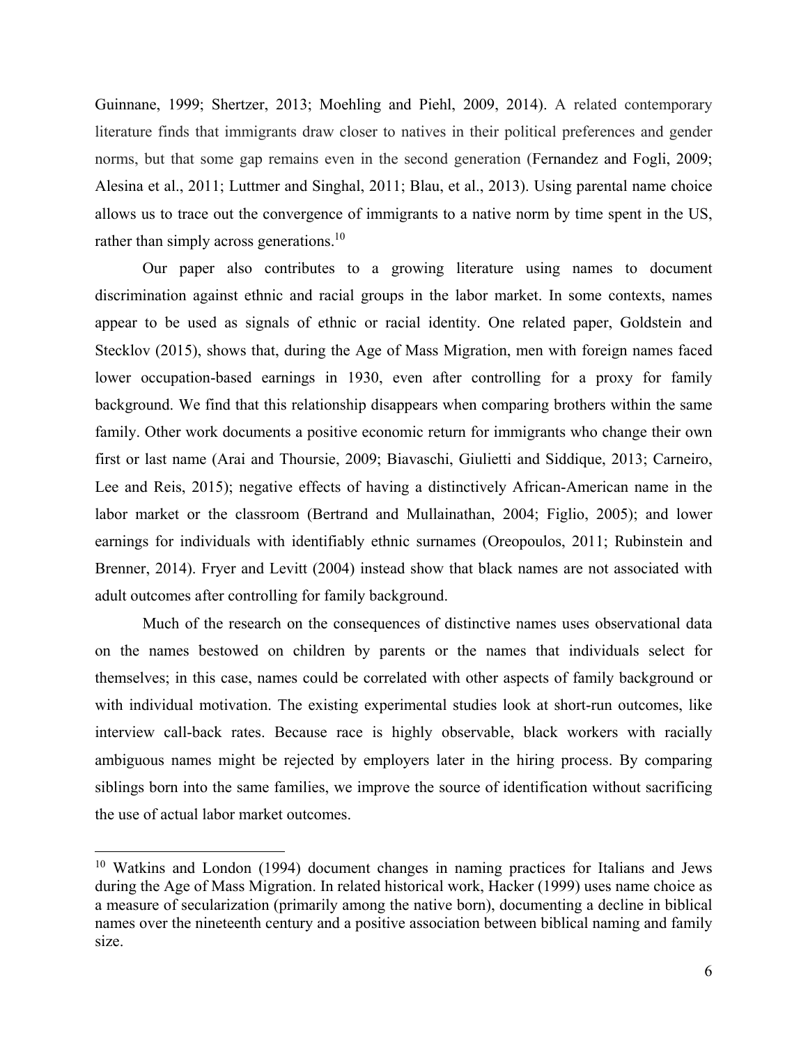Guinnane, 1999; Shertzer, 2013; Moehling and Piehl, 2009, 2014). A related contemporary literature finds that immigrants draw closer to natives in their political preferences and gender norms, but that some gap remains even in the second generation (Fernandez and Fogli, 2009; Alesina et al., 2011; Luttmer and Singhal, 2011; Blau, et al., 2013). Using parental name choice allows us to trace out the convergence of immigrants to a native norm by time spent in the US, rather than simply across generations.[10]

Our paper also contributes to a growing literature using names to document discrimination against ethnic and racial groups in the labor market. In some contexts, names appear to be used as signals of ethnic or racial identity. One related paper, Goldstein and Stecklov (2015), shows that, during the Age of Mass Migration, men with foreign names faced lower occupation-based earnings in 1930, even after controlling for a proxy for family background. We find that this relationship disappears when comparing brothers within the same family. Other work documents a positive economic return for immigrants who change their own first or last name (Arai and Thoursie, 2009; Biavaschi, Giulietti and Siddique, 2013; Carneiro, Lee and Reis, 2015); negative effects of having a distinctively African-American name in the labor market or the classroom (Bertrand and Mullainathan, 2004; Figlio, 2005); and lower earnings for individuals with identifiably ethnic surnames (Oreopoulos, 2011; Rubinstein and Brenner, 2014). Fryer and Levitt (2004) instead show that black names are not associated with adult outcomes after controlling for family background.

Much of the research on the consequences of distinctive names uses observational data on the names bestowed on children by parents or the names that individuals select for themselves; in this case, names could be correlated with other aspects of family background or with individual motivation. The existing experimental studies look at short-run outcomes, like interview call-back rates. Because race is highly observable, black workers with racially ambiguous names might be rejected by employers later in the hiring process. By comparing siblings born into the same families, we improve the source of identification without sacrificing the use of actual labor market outcomes.

[10] Watkins and London (1994) document changes in naming practices for Italians and Jews during the Age of Mass Migration. In related historical work, Hacker (1999) uses name choice as a measure of secularization (primarily among the native born), documenting a decline in biblical names over the nineteenth century and a positive association between biblical naming and family size.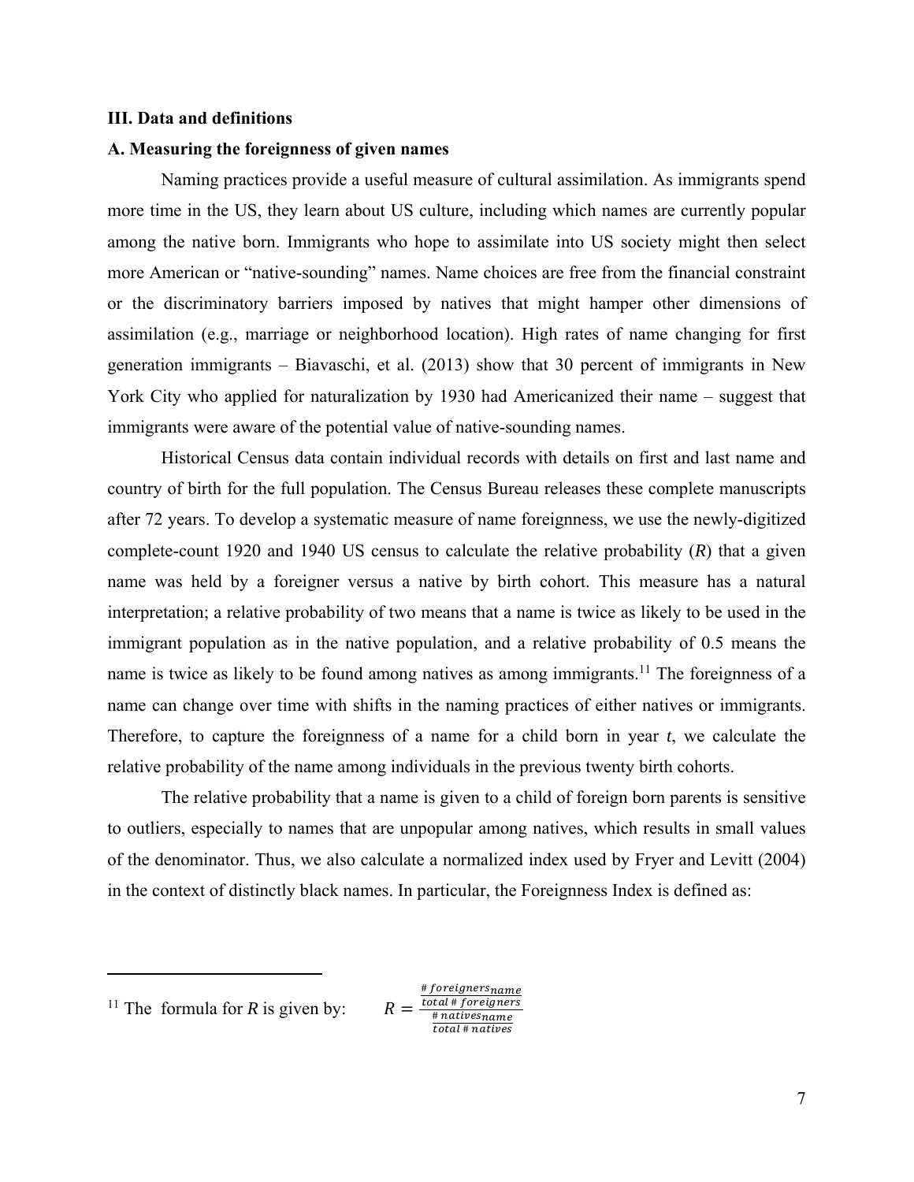## III. Data and definitions

### A. Measuring the foreignness of given names

Naming practices provide a useful measure of cultural assimilation. As immigrants spend more time in the US, they learn about US culture, including which names are currently popular among the native born. Immigrants who hope to assimilate into US society might then select more American or "native-sounding" names. Name choices are free from the financial constraint or the discriminatory barriers imposed by natives that might hamper other dimensions of assimilation (e.g., marriage or neighborhood location). High rates of name changing for first generation immigrants – Biavaschi, et al. (2013) show that 30 percent of immigrants in New York City who applied for naturalization by 1930 had Americanized their name – suggest that immigrants were aware of the potential value of native-sounding names.

Historical Census data contain individual records with details on first and last name and country of birth for the full population. The Census Bureau releases these complete manuscripts after 72 years. To develop a systematic measure of name foreignness, we use the newly-digitized complete-count 1920 and 1940 US census to calculate the relative probability (*R*) that a given name was held by a foreigner versus a native by birth cohort. This measure has a natural interpretation; a relative probability of two means that a name is twice as likely to be used in the immigrant population as in the native population, and a relative probability of 0.5 means the name is twice as likely to be found among natives as among immigrants.[11] The foreignness of a name can change over time with shifts in the naming practices of either natives or immigrants. Therefore, to capture the foreignness of a name for a child born in year *t*, we calculate the relative probability of the name among individuals in the previous twenty birth cohorts.

The relative probability that a name is given to a child of foreign born parents is sensitive to outliers, especially to names that are unpopular among natives, which results in small values of the denominator. Thus, we also calculate a normalized index used by Fryer and Levitt (2004) in the context of distinctly black names. In particular, the Foreignness Index is defined as:

---

[11] The formula for *R* is given by: $R = \frac{\frac{\#\,foreigners_{name}}{total\,\#\,foreigners}}{\frac{\#\,natives_{name}}{total\,\#\,natives}}$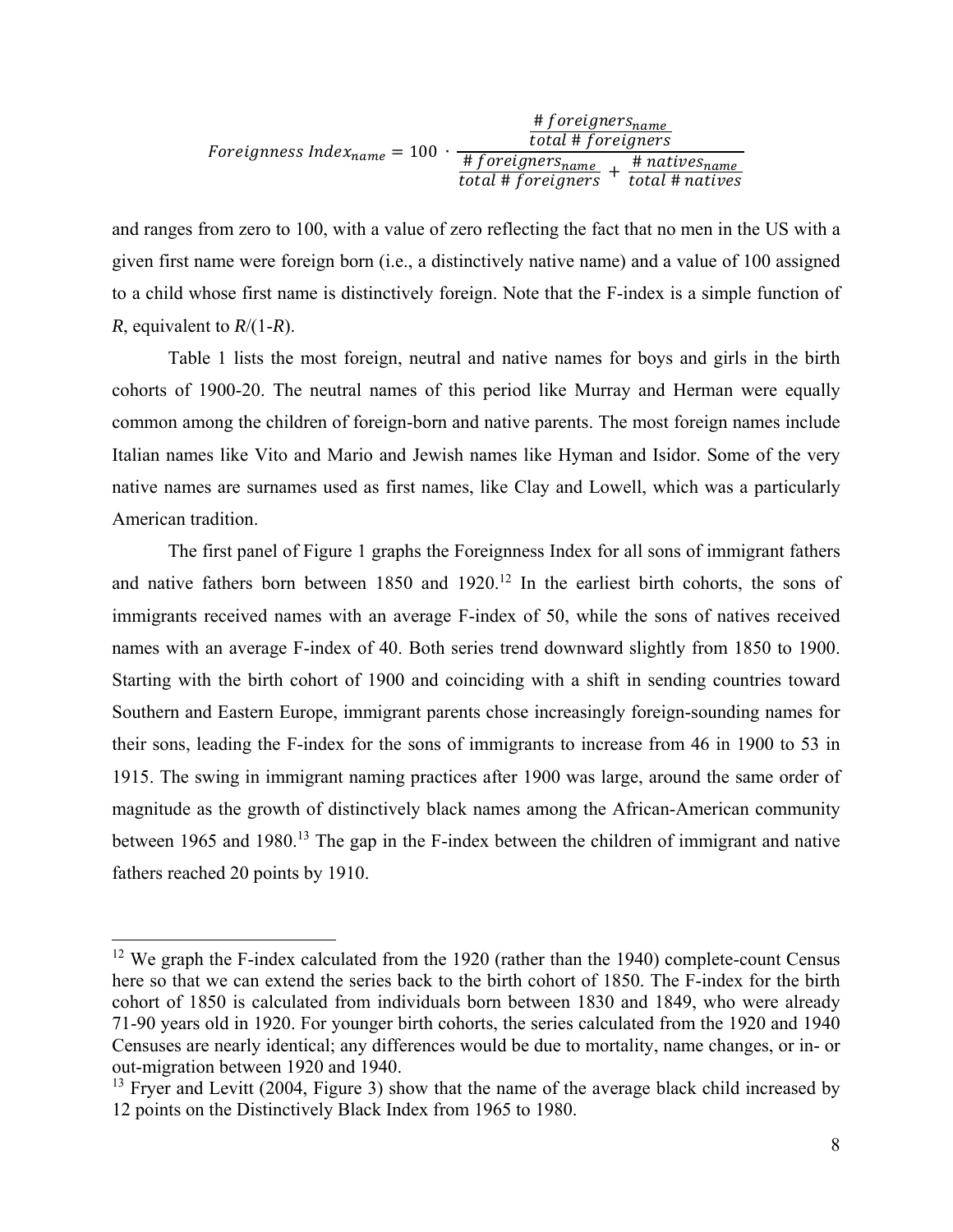$$Foreignness\ Index_{name} = 100 \cdot \frac{\frac{\#\ foreigners_{name}}{total\ \#\ foreigners}}{\frac{\#\ foreigners_{name}}{total\ \#\ foreigners} + \frac{\#\ natives_{name}}{total\ \#\ natives}}$$

and ranges from zero to 100, with a value of zero reflecting the fact that no men in the US with a given first name were foreign born (i.e., a distinctively native name) and a value of 100 assigned to a child whose first name is distinctively foreign. Note that the F-index is a simple function of *R*, equivalent to *R*/(1-*R*).

Table 1 lists the most foreign, neutral and native names for boys and girls in the birth cohorts of 1900-20. The neutral names of this period like Murray and Herman were equally common among the children of foreign-born and native parents. The most foreign names include Italian names like Vito and Mario and Jewish names like Hyman and Isidor. Some of the very native names are surnames used as first names, like Clay and Lowell, which was a particularly American tradition.

The first panel of Figure 1 graphs the Foreignness Index for all sons of immigrant fathers and native fathers born between 1850 and 1920.[12] In the earliest birth cohorts, the sons of immigrants received names with an average F-index of 50, while the sons of natives received names with an average F-index of 40. Both series trend downward slightly from 1850 to 1900. Starting with the birth cohort of 1900 and coinciding with a shift in sending countries toward Southern and Eastern Europe, immigrant parents chose increasingly foreign-sounding names for their sons, leading the F-index for the sons of immigrants to increase from 46 in 1900 to 53 in 1915. The swing in immigrant naming practices after 1900 was large, around the same order of magnitude as the growth of distinctively black names among the African-American community between 1965 and 1980.[13] The gap in the F-index between the children of immigrant and native fathers reached 20 points by 1910.

---

[12] We graph the F-index calculated from the 1920 (rather than the 1940) complete-count Census here so that we can extend the series back to the birth cohort of 1850. The F-index for the birth cohort of 1850 is calculated from individuals born between 1830 and 1849, who were already 71-90 years old in 1920. For younger birth cohorts, the series calculated from the 1920 and 1940 Censuses are nearly identical; any differences would be due to mortality, name changes, or in- or out-migration between 1920 and 1940.

[13] Fryer and Levitt (2004, Figure 3) show that the name of the average black child increased by 12 points on the Distinctively Black Index from 1965 to 1980.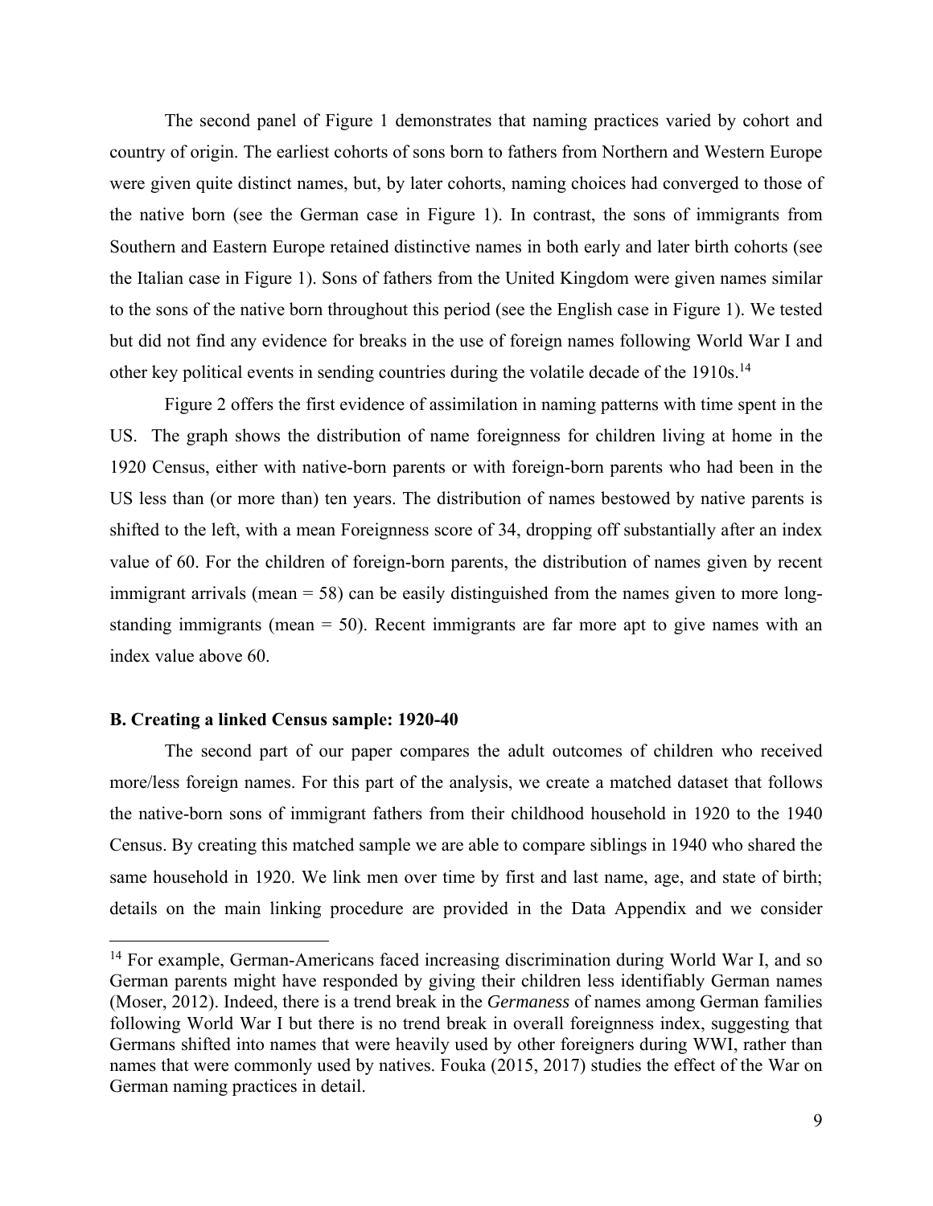The second panel of Figure 1 demonstrates that naming practices varied by cohort and country of origin. The earliest cohorts of sons born to fathers from Northern and Western Europe were given quite distinct names, but, by later cohorts, naming choices had converged to those of the native born (see the German case in Figure 1). In contrast, the sons of immigrants from Southern and Eastern Europe retained distinctive names in both early and later birth cohorts (see the Italian case in Figure 1). Sons of fathers from the United Kingdom were given names similar to the sons of the native born throughout this period (see the English case in Figure 1). We tested but did not find any evidence for breaks in the use of foreign names following World War I and other key political events in sending countries during the volatile decade of the 1910s.[14]

Figure 2 offers the first evidence of assimilation in naming patterns with time spent in the US. The graph shows the distribution of name foreignness for children living at home in the 1920 Census, either with native-born parents or with foreign-born parents who had been in the US less than (or more than) ten years. The distribution of names bestowed by native parents is shifted to the left, with a mean Foreignness score of 34, dropping off substantially after an index value of 60. For the children of foreign-born parents, the distribution of names given by recent immigrant arrivals (mean = 58) can be easily distinguished from the names given to more long-standing immigrants (mean = 50). Recent immigrants are far more apt to give names with an index value above 60.

### B. Creating a linked Census sample: 1920-40

The second part of our paper compares the adult outcomes of children who received more/less foreign names. For this part of the analysis, we create a matched dataset that follows the native-born sons of immigrant fathers from their childhood household in 1920 to the 1940 Census. By creating this matched sample we are able to compare siblings in 1940 who shared the same household in 1920. We link men over time by first and last name, age, and state of birth; details on the main linking procedure are provided in the Data Appendix and we consider

[14] For example, German-Americans faced increasing discrimination during World War I, and so German parents might have responded by giving their children less identifiably German names (Moser, 2012). Indeed, there is a trend break in the *Germaness* of names among German families following World War I but there is no trend break in overall foreignness index, suggesting that Germans shifted into names that were heavily used by other foreigners during WWI, rather than names that were commonly used by natives. Fouka (2015, 2017) studies the effect of the War on German naming practices in detail.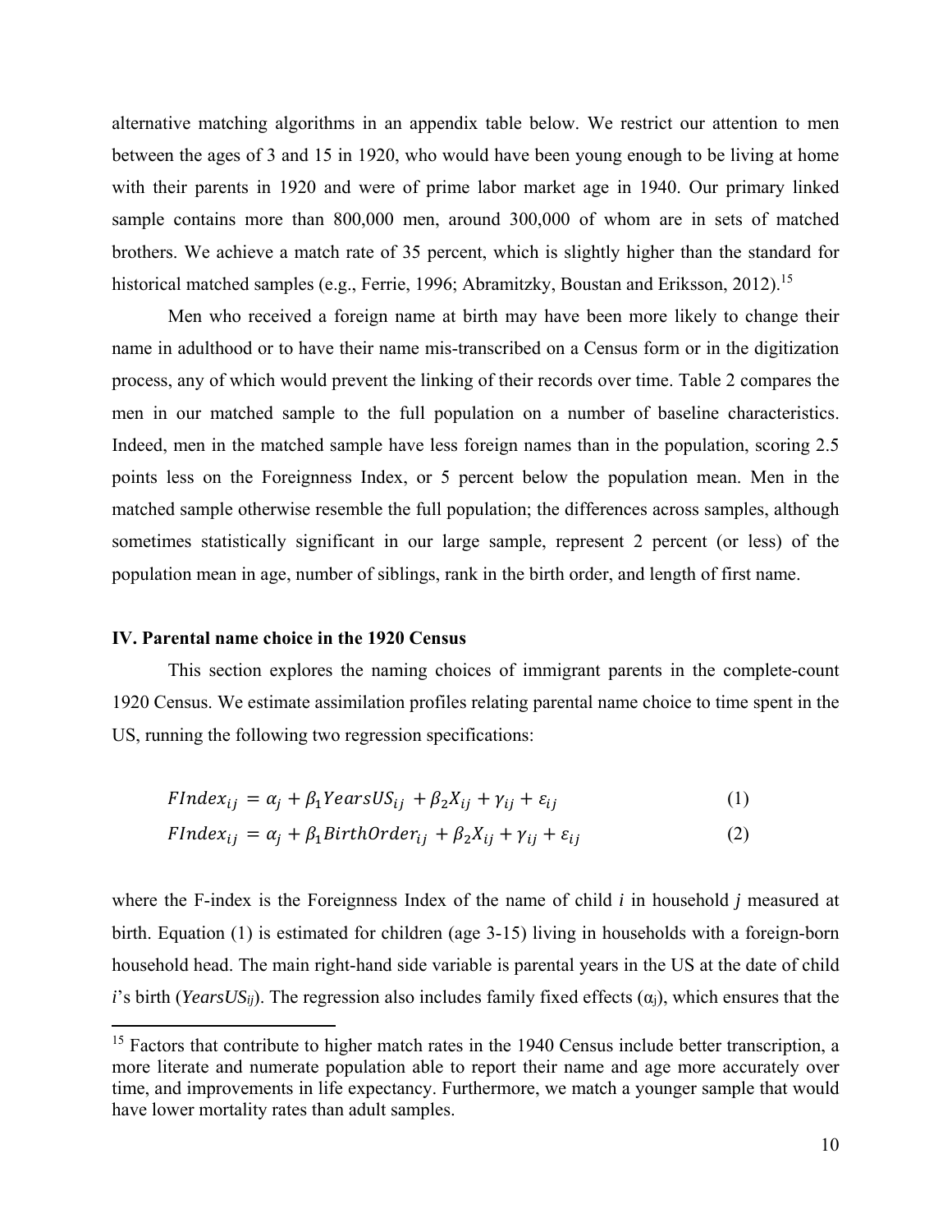alternative matching algorithms in an appendix table below. We restrict our attention to men between the ages of 3 and 15 in 1920, who would have been young enough to be living at home with their parents in 1920 and were of prime labor market age in 1940. Our primary linked sample contains more than 800,000 men, around 300,000 of whom are in sets of matched brothers. We achieve a match rate of 35 percent, which is slightly higher than the standard for historical matched samples (e.g., Ferrie, 1996; Abramitzky, Boustan and Eriksson, 2012).[15]

Men who received a foreign name at birth may have been more likely to change their name in adulthood or to have their name mis-transcribed on a Census form or in the digitization process, any of which would prevent the linking of their records over time. Table 2 compares the men in our matched sample to the full population on a number of baseline characteristics. Indeed, men in the matched sample have less foreign names than in the population, scoring 2.5 points less on the Foreignness Index, or 5 percent below the population mean. Men in the matched sample otherwise resemble the full population; the differences across samples, although sometimes statistically significant in our large sample, represent 2 percent (or less) of the population mean in age, number of siblings, rank in the birth order, and length of first name.

## IV. Parental name choice in the 1920 Census

This section explores the naming choices of immigrant parents in the complete-count 1920 Census. We estimate assimilation profiles relating parental name choice to time spent in the US, running the following two regression specifications:

$$FIndex_{ij} = \alpha_j + \beta_1 YearsUS_{ij} + \beta_2 X_{ij} + \gamma_{ij} + \varepsilon_{ij} \qquad (1)$$

$$FIndex_{ij} = \alpha_j + \beta_1 BirthOrder_{ij} + \beta_2 X_{ij} + \gamma_{ij} + \varepsilon_{ij} \qquad (2)$$

where the F-index is the Foreignness Index of the name of child $i$ in household $j$ measured at birth. Equation (1) is estimated for children (age 3-15) living in households with a foreign-born household head. The main right-hand side variable is parental years in the US at the date of child $i$'s birth ($YearsUS_{ij}$). The regression also includes family fixed effects ($\alpha_j$), which ensures that the

[15] Factors that contribute to higher match rates in the 1940 Census include better transcription, a more literate and numerate population able to report their name and age more accurately over time, and improvements in life expectancy. Furthermore, we match a younger sample that would have lower mortality rates than adult samples.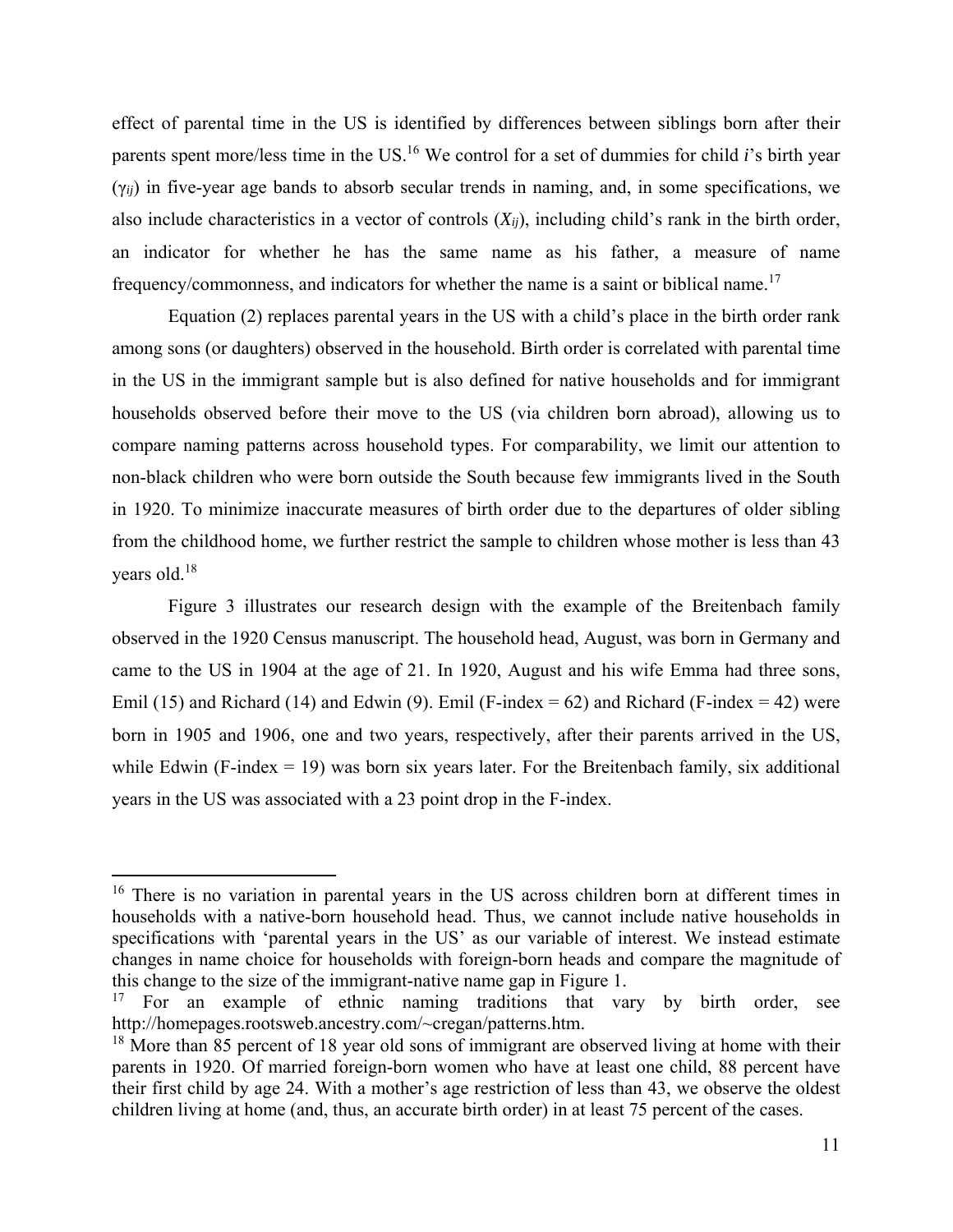effect of parental time in the US is identified by differences between siblings born after their parents spent more/less time in the US.[16] We control for a set of dummies for child *i*'s birth year ($\gamma_{ij}$) in five-year age bands to absorb secular trends in naming, and, in some specifications, we also include characteristics in a vector of controls ($X_{ij}$), including child's rank in the birth order, an indicator for whether he has the same name as his father, a measure of name frequency/commonness, and indicators for whether the name is a saint or biblical name.[17]

Equation (2) replaces parental years in the US with a child's place in the birth order rank among sons (or daughters) observed in the household. Birth order is correlated with parental time in the US in the immigrant sample but is also defined for native households and for immigrant households observed before their move to the US (via children born abroad), allowing us to compare naming patterns across household types. For comparability, we limit our attention to non-black children who were born outside the South because few immigrants lived in the South in 1920. To minimize inaccurate measures of birth order due to the departures of older sibling from the childhood home, we further restrict the sample to children whose mother is less than 43 years old.[18]

Figure 3 illustrates our research design with the example of the Breitenbach family observed in the 1920 Census manuscript. The household head, August, was born in Germany and came to the US in 1904 at the age of 21. In 1920, August and his wife Emma had three sons, Emil (15) and Richard (14) and Edwin (9). Emil (F-index = 62) and Richard (F-index = 42) were born in 1905 and 1906, one and two years, respectively, after their parents arrived in the US, while Edwin (F-index = 19) was born six years later. For the Breitenbach family, six additional years in the US was associated with a 23 point drop in the F-index.

---

[16] There is no variation in parental years in the US across children born at different times in households with a native-born household head. Thus, we cannot include native households in specifications with 'parental years in the US' as our variable of interest. We instead estimate changes in name choice for households with foreign-born heads and compare the magnitude of this change to the size of the immigrant-native name gap in Figure 1.

[17] For an example of ethnic naming traditions that vary by birth order, see http://homepages.rootsweb.ancestry.com/~cregan/patterns.htm.

[18] More than 85 percent of 18 year old sons of immigrant are observed living at home with their parents in 1920. Of married foreign-born women who have at least one child, 88 percent have their first child by age 24. With a mother's age restriction of less than 43, we observe the oldest children living at home (and, thus, an accurate birth order) in at least 75 percent of the cases.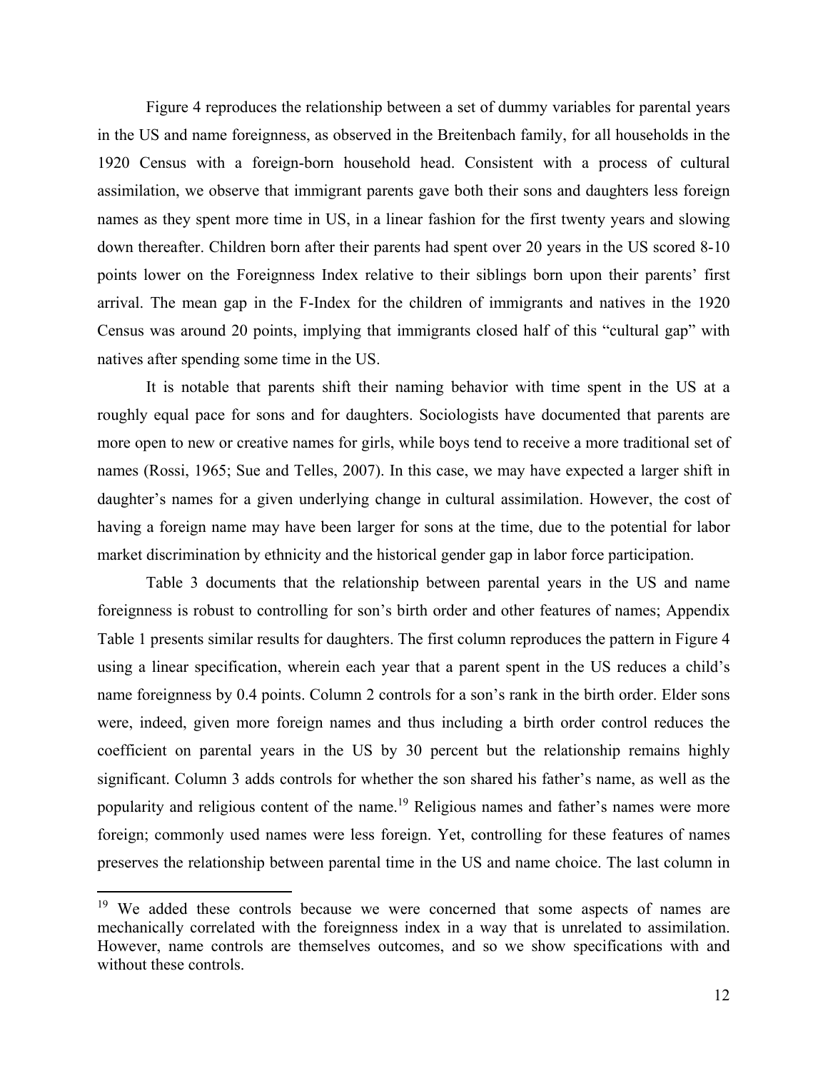Figure 4 reproduces the relationship between a set of dummy variables for parental years in the US and name foreignness, as observed in the Breitenbach family, for all households in the 1920 Census with a foreign-born household head. Consistent with a process of cultural assimilation, we observe that immigrant parents gave both their sons and daughters less foreign names as they spent more time in US, in a linear fashion for the first twenty years and slowing down thereafter. Children born after their parents had spent over 20 years in the US scored 8-10 points lower on the Foreignness Index relative to their siblings born upon their parents' first arrival. The mean gap in the F-Index for the children of immigrants and natives in the 1920 Census was around 20 points, implying that immigrants closed half of this "cultural gap" with natives after spending some time in the US.

It is notable that parents shift their naming behavior with time spent in the US at a roughly equal pace for sons and for daughters. Sociologists have documented that parents are more open to new or creative names for girls, while boys tend to receive a more traditional set of names (Rossi, 1965; Sue and Telles, 2007). In this case, we may have expected a larger shift in daughter's names for a given underlying change in cultural assimilation. However, the cost of having a foreign name may have been larger for sons at the time, due to the potential for labor market discrimination by ethnicity and the historical gender gap in labor force participation.

Table 3 documents that the relationship between parental years in the US and name foreignness is robust to controlling for son's birth order and other features of names; Appendix Table 1 presents similar results for daughters. The first column reproduces the pattern in Figure 4 using a linear specification, wherein each year that a parent spent in the US reduces a child's name foreignness by 0.4 points. Column 2 controls for a son's rank in the birth order. Elder sons were, indeed, given more foreign names and thus including a birth order control reduces the coefficient on parental years in the US by 30 percent but the relationship remains highly significant. Column 3 adds controls for whether the son shared his father's name, as well as the popularity and religious content of the name.[19] Religious names and father's names were more foreign; commonly used names were less foreign. Yet, controlling for these features of names preserves the relationship between parental time in the US and name choice. The last column in

[19] We added these controls because we were concerned that some aspects of names are mechanically correlated with the foreignness index in a way that is unrelated to assimilation. However, name controls are themselves outcomes, and so we show specifications with and without these controls.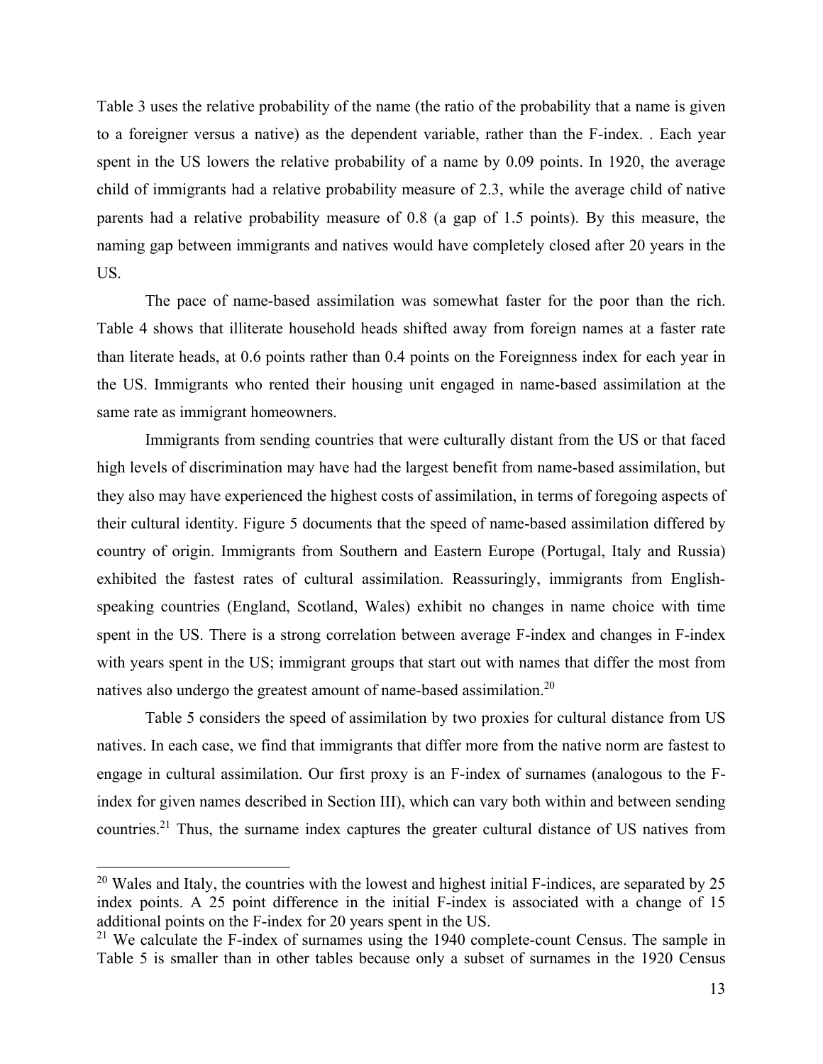Table 3 uses the relative probability of the name (the ratio of the probability that a name is given to a foreigner versus a native) as the dependent variable, rather than the F-index. . Each year spent in the US lowers the relative probability of a name by 0.09 points. In 1920, the average child of immigrants had a relative probability measure of 2.3, while the average child of native parents had a relative probability measure of 0.8 (a gap of 1.5 points). By this measure, the naming gap between immigrants and natives would have completely closed after 20 years in the US.

The pace of name-based assimilation was somewhat faster for the poor than the rich. Table 4 shows that illiterate household heads shifted away from foreign names at a faster rate than literate heads, at 0.6 points rather than 0.4 points on the Foreignness index for each year in the US. Immigrants who rented their housing unit engaged in name-based assimilation at the same rate as immigrant homeowners.

Immigrants from sending countries that were culturally distant from the US or that faced high levels of discrimination may have had the largest benefit from name-based assimilation, but they also may have experienced the highest costs of assimilation, in terms of foregoing aspects of their cultural identity. Figure 5 documents that the speed of name-based assimilation differed by country of origin. Immigrants from Southern and Eastern Europe (Portugal, Italy and Russia) exhibited the fastest rates of cultural assimilation. Reassuringly, immigrants from English-speaking countries (England, Scotland, Wales) exhibit no changes in name choice with time spent in the US. There is a strong correlation between average F-index and changes in F-index with years spent in the US; immigrant groups that start out with names that differ the most from natives also undergo the greatest amount of name-based assimilation.[20]

Table 5 considers the speed of assimilation by two proxies for cultural distance from US natives. In each case, we find that immigrants that differ more from the native norm are fastest to engage in cultural assimilation. Our first proxy is an F-index of surnames (analogous to the F-index for given names described in Section III), which can vary both within and between sending countries.[21] Thus, the surname index captures the greater cultural distance of US natives from

[20] Wales and Italy, the countries with the lowest and highest initial F-indices, are separated by 25 index points. A 25 point difference in the initial F-index is associated with a change of 15 additional points on the F-index for 20 years spent in the US.

[21] We calculate the F-index of surnames using the 1940 complete-count Census. The sample in Table 5 is smaller than in other tables because only a subset of surnames in the 1920 Census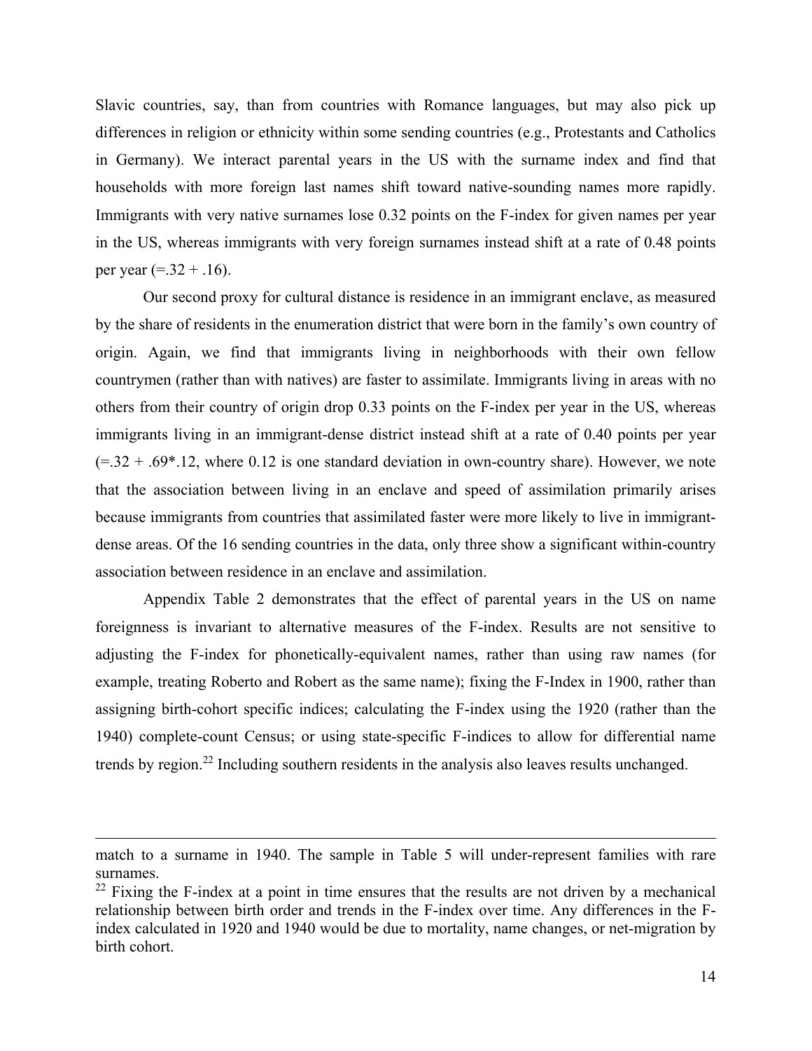Slavic countries, say, than from countries with Romance languages, but may also pick up differences in religion or ethnicity within some sending countries (e.g., Protestants and Catholics in Germany). We interact parental years in the US with the surname index and find that households with more foreign last names shift toward native-sounding names more rapidly. Immigrants with very native surnames lose 0.32 points on the F-index for given names per year in the US, whereas immigrants with very foreign surnames instead shift at a rate of 0.48 points per year (=.32 + .16).

Our second proxy for cultural distance is residence in an immigrant enclave, as measured by the share of residents in the enumeration district that were born in the family's own country of origin. Again, we find that immigrants living in neighborhoods with their own fellow countrymen (rather than with natives) are faster to assimilate. Immigrants living in areas with no others from their country of origin drop 0.33 points on the F-index per year in the US, whereas immigrants living in an immigrant-dense district instead shift at a rate of 0.40 points per year (=.32 + .69*.12, where 0.12 is one standard deviation in own-country share). However, we note that the association between living in an enclave and speed of assimilation primarily arises because immigrants from countries that assimilated faster were more likely to live in immigrant-dense areas. Of the 16 sending countries in the data, only three show a significant within-country association between residence in an enclave and assimilation.

Appendix Table 2 demonstrates that the effect of parental years in the US on name foreignness is invariant to alternative measures of the F-index. Results are not sensitive to adjusting the F-index for phonetically-equivalent names, rather than using raw names (for example, treating Roberto and Robert as the same name); fixing the F-Index in 1900, rather than assigning birth-cohort specific indices; calculating the F-index using the 1920 (rather than the 1940) complete-count Census; or using state-specific F-indices to allow for differential name trends by region.[22] Including southern residents in the analysis also leaves results unchanged.

---

match to a surname in 1940. The sample in Table 5 will under-represent families with rare surnames.

[22] Fixing the F-index at a point in time ensures that the results are not driven by a mechanical relationship between birth order and trends in the F-index over time. Any differences in the F-index calculated in 1920 and 1940 would be due to mortality, name changes, or net-migration by birth cohort.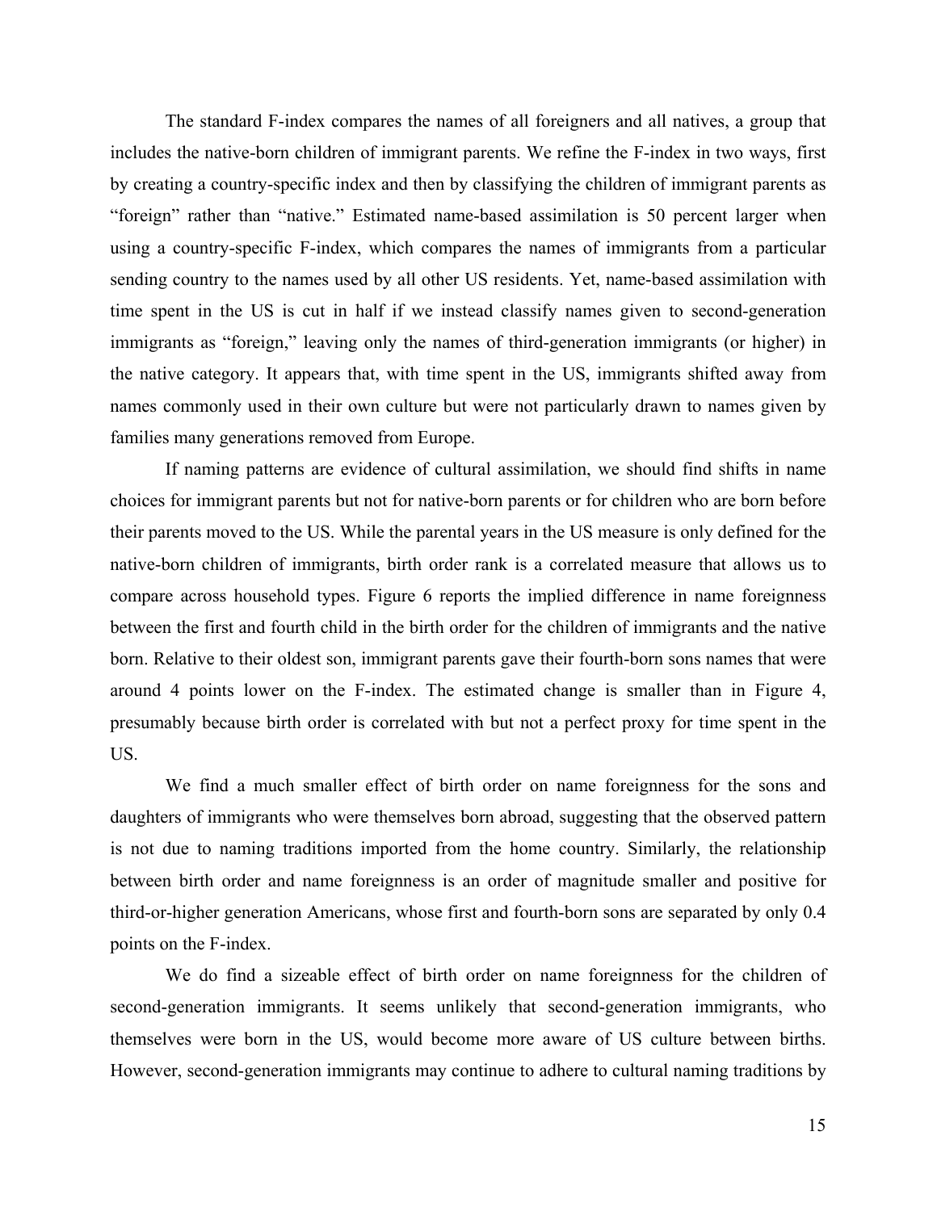The standard F-index compares the names of all foreigners and all natives, a group that includes the native-born children of immigrant parents. We refine the F-index in two ways, first by creating a country-specific index and then by classifying the children of immigrant parents as "foreign" rather than "native." Estimated name-based assimilation is 50 percent larger when using a country-specific F-index, which compares the names of immigrants from a particular sending country to the names used by all other US residents. Yet, name-based assimilation with time spent in the US is cut in half if we instead classify names given to second-generation immigrants as "foreign," leaving only the names of third-generation immigrants (or higher) in the native category. It appears that, with time spent in the US, immigrants shifted away from names commonly used in their own culture but were not particularly drawn to names given by families many generations removed from Europe.

If naming patterns are evidence of cultural assimilation, we should find shifts in name choices for immigrant parents but not for native-born parents or for children who are born before their parents moved to the US. While the parental years in the US measure is only defined for the native-born children of immigrants, birth order rank is a correlated measure that allows us to compare across household types. Figure 6 reports the implied difference in name foreignness between the first and fourth child in the birth order for the children of immigrants and the native born. Relative to their oldest son, immigrant parents gave their fourth-born sons names that were around 4 points lower on the F-index. The estimated change is smaller than in Figure 4, presumably because birth order is correlated with but not a perfect proxy for time spent in the US.

We find a much smaller effect of birth order on name foreignness for the sons and daughters of immigrants who were themselves born abroad, suggesting that the observed pattern is not due to naming traditions imported from the home country. Similarly, the relationship between birth order and name foreignness is an order of magnitude smaller and positive for third-or-higher generation Americans, whose first and fourth-born sons are separated by only 0.4 points on the F-index.

We do find a sizeable effect of birth order on name foreignness for the children of second-generation immigrants. It seems unlikely that second-generation immigrants, who themselves were born in the US, would become more aware of US culture between births. However, second-generation immigrants may continue to adhere to cultural naming traditions by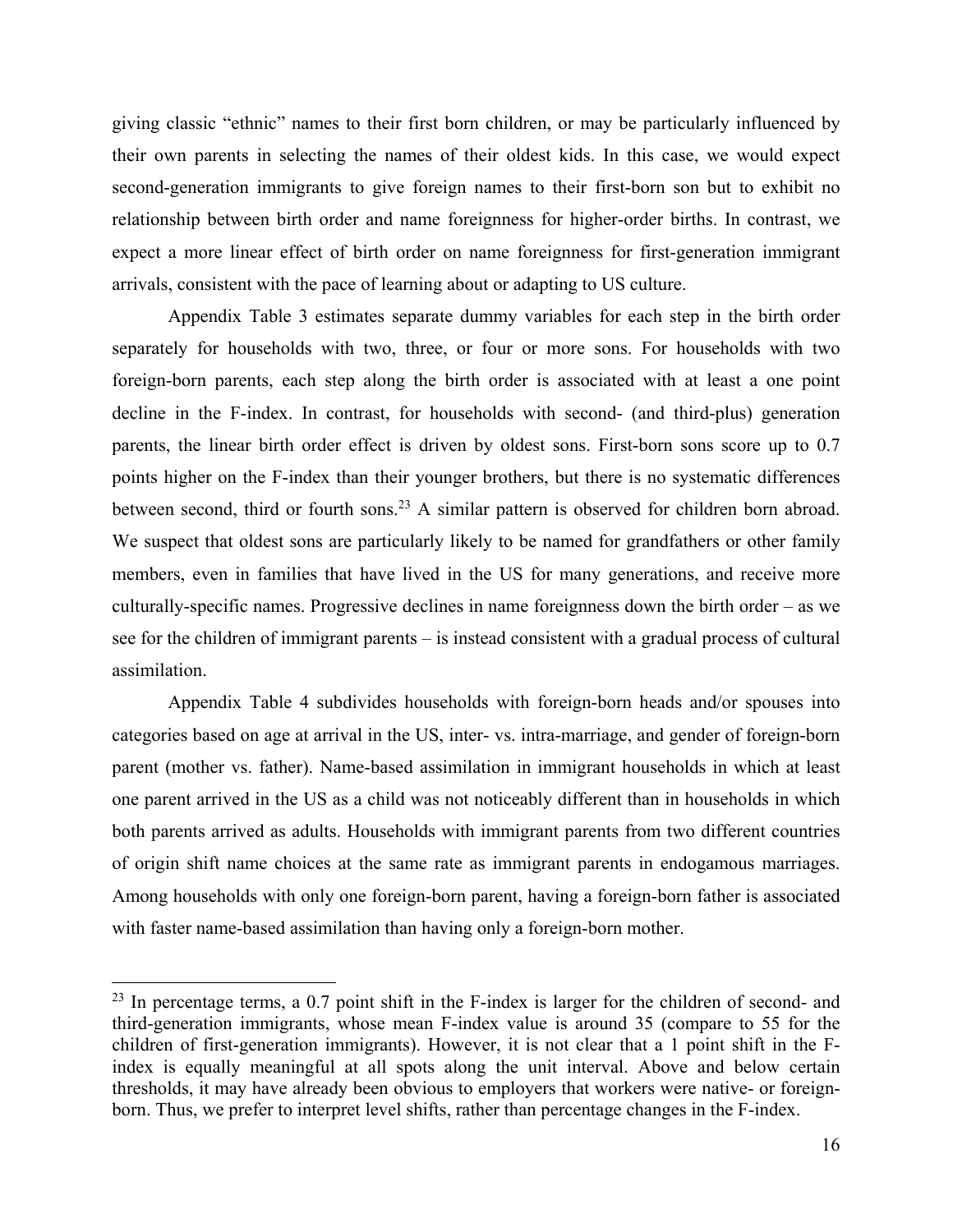giving classic "ethnic" names to their first born children, or may be particularly influenced by their own parents in selecting the names of their oldest kids. In this case, we would expect second-generation immigrants to give foreign names to their first-born son but to exhibit no relationship between birth order and name foreignness for higher-order births. In contrast, we expect a more linear effect of birth order on name foreignness for first-generation immigrant arrivals, consistent with the pace of learning about or adapting to US culture.

Appendix Table 3 estimates separate dummy variables for each step in the birth order separately for households with two, three, or four or more sons. For households with two foreign-born parents, each step along the birth order is associated with at least a one point decline in the F-index. In contrast, for households with second- (and third-plus) generation parents, the linear birth order effect is driven by oldest sons. First-born sons score up to 0.7 points higher on the F-index than their younger brothers, but there is no systematic differences between second, third or fourth sons.[23] A similar pattern is observed for children born abroad. We suspect that oldest sons are particularly likely to be named for grandfathers or other family members, even in families that have lived in the US for many generations, and receive more culturally-specific names. Progressive declines in name foreignness down the birth order – as we see for the children of immigrant parents – is instead consistent with a gradual process of cultural assimilation.

Appendix Table 4 subdivides households with foreign-born heads and/or spouses into categories based on age at arrival in the US, inter- vs. intra-marriage, and gender of foreign-born parent (mother vs. father). Name-based assimilation in immigrant households in which at least one parent arrived in the US as a child was not noticeably different than in households in which both parents arrived as adults. Households with immigrant parents from two different countries of origin shift name choices at the same rate as immigrant parents in endogamous marriages. Among households with only one foreign-born parent, having a foreign-born father is associated with faster name-based assimilation than having only a foreign-born mother.

---

[23] In percentage terms, a 0.7 point shift in the F-index is larger for the children of second- and third-generation immigrants, whose mean F-index value is around 35 (compare to 55 for the children of first-generation immigrants). However, it is not clear that a 1 point shift in the F-index is equally meaningful at all spots along the unit interval. Above and below certain thresholds, it may have already been obvious to employers that workers were native- or foreign-born. Thus, we prefer to interpret level shifts, rather than percentage changes in the F-index.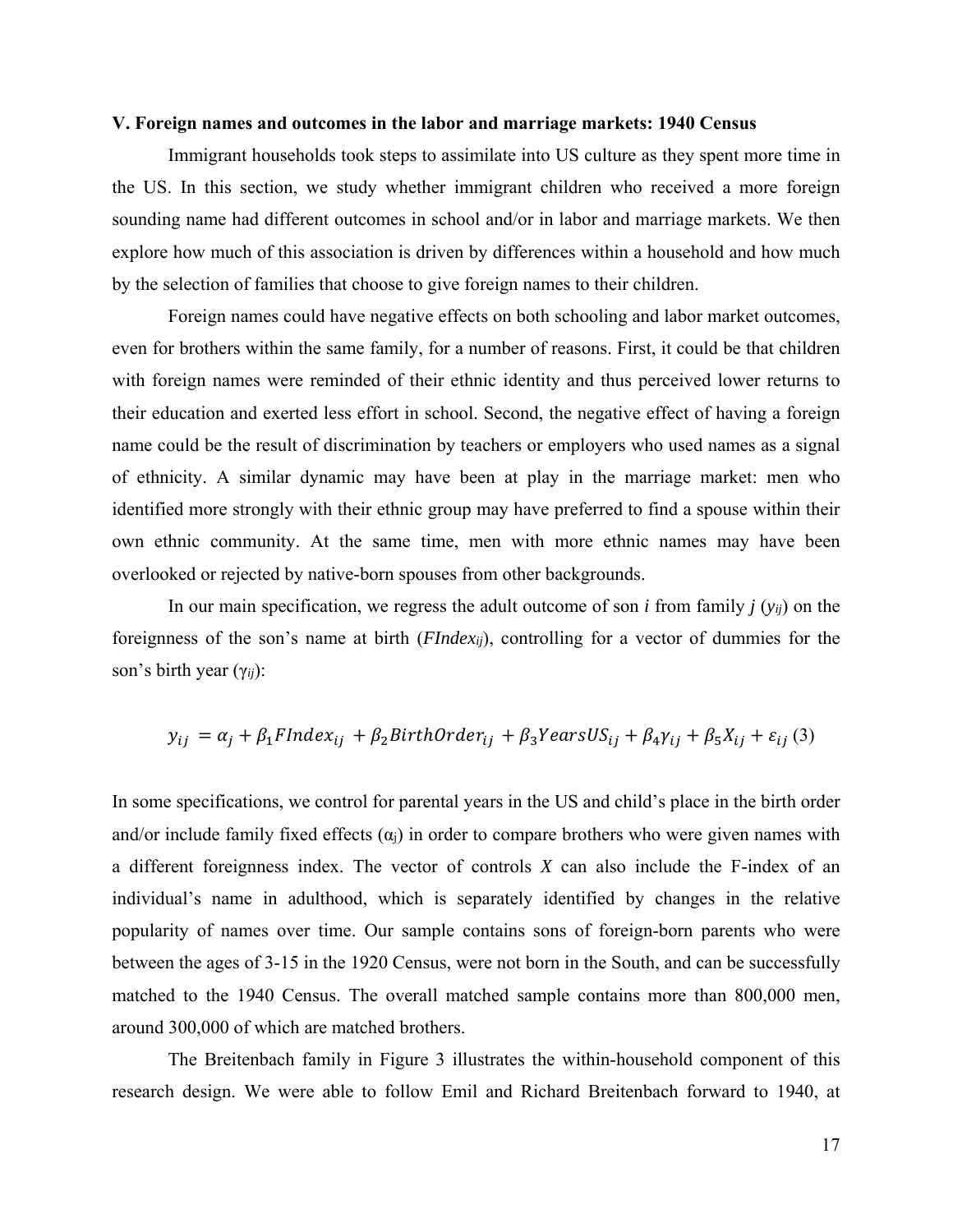### V. Foreign names and outcomes in the labor and marriage markets: 1940 Census

Immigrant households took steps to assimilate into US culture as they spent more time in the US. In this section, we study whether immigrant children who received a more foreign sounding name had different outcomes in school and/or in labor and marriage markets. We then explore how much of this association is driven by differences within a household and how much by the selection of families that choose to give foreign names to their children.

Foreign names could have negative effects on both schooling and labor market outcomes, even for brothers within the same family, for a number of reasons. First, it could be that children with foreign names were reminded of their ethnic identity and thus perceived lower returns to their education and exerted less effort in school. Second, the negative effect of having a foreign name could be the result of discrimination by teachers or employers who used names as a signal of ethnicity. A similar dynamic may have been at play in the marriage market: men who identified more strongly with their ethnic group may have preferred to find a spouse within their own ethnic community. At the same time, men with more ethnic names may have been overlooked or rejected by native-born spouses from other backgrounds.

In our main specification, we regress the adult outcome of son *i* from family *j* ($y_{ij}$) on the foreignness of the son's name at birth ($FIndex_{ij}$), controlling for a vector of dummies for the son's birth year ($\gamma_{ij}$):

$$y_{ij} = \alpha_j + \beta_1 FIndex_{ij} + \beta_2 BirthOrder_{ij} + \beta_3 YearsUS_{ij} + \beta_4 \gamma_{ij} + \beta_5 X_{ij} + \varepsilon_{ij} \quad (3)$$

In some specifications, we control for parental years in the US and child's place in the birth order and/or include family fixed effects ($\alpha_j$) in order to compare brothers who were given names with a different foreignness index. The vector of controls *X* can also include the F-index of an individual's name in adulthood, which is separately identified by changes in the relative popularity of names over time. Our sample contains sons of foreign-born parents who were between the ages of 3-15 in the 1920 Census, were not born in the South, and can be successfully matched to the 1940 Census. The overall matched sample contains more than 800,000 men, around 300,000 of which are matched brothers.

The Breitenbach family in Figure 3 illustrates the within-household component of this research design. We were able to follow Emil and Richard Breitenbach forward to 1940, at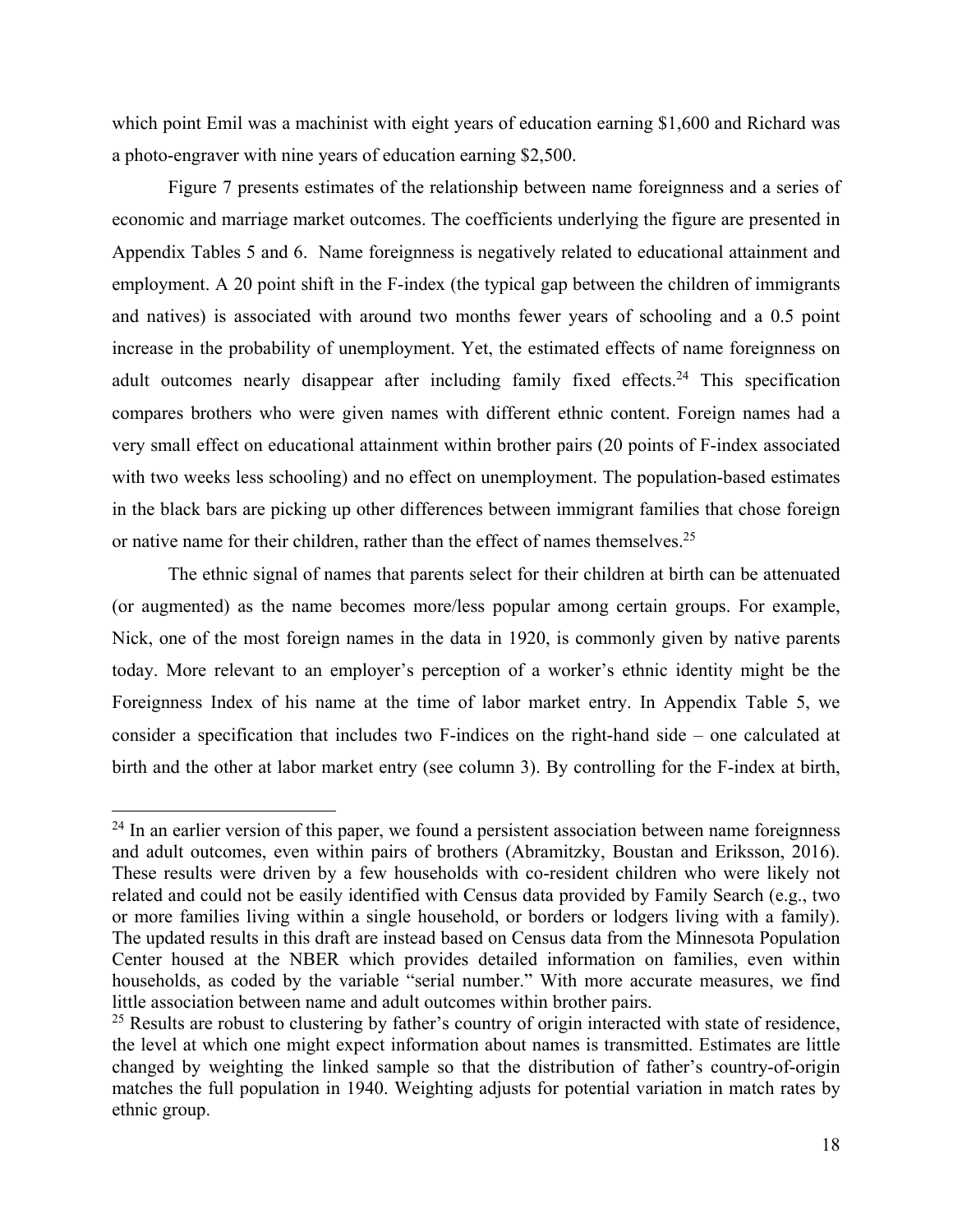which point Emil was a machinist with eight years of education earning $1,600 and Richard was a photo-engraver with nine years of education earning $2,500.

Figure 7 presents estimates of the relationship between name foreignness and a series of economic and marriage market outcomes. The coefficients underlying the figure are presented in Appendix Tables 5 and 6. Name foreignness is negatively related to educational attainment and employment. A 20 point shift in the F-index (the typical gap between the children of immigrants and natives) is associated with around two months fewer years of schooling and a 0.5 point increase in the probability of unemployment. Yet, the estimated effects of name foreignness on adult outcomes nearly disappear after including family fixed effects.[24] This specification compares brothers who were given names with different ethnic content. Foreign names had a very small effect on educational attainment within brother pairs (20 points of F-index associated with two weeks less schooling) and no effect on unemployment. The population-based estimates in the black bars are picking up other differences between immigrant families that chose foreign or native name for their children, rather than the effect of names themselves.[25]

The ethnic signal of names that parents select for their children at birth can be attenuated (or augmented) as the name becomes more/less popular among certain groups. For example, Nick, one of the most foreign names in the data in 1920, is commonly given by native parents today. More relevant to an employer's perception of a worker's ethnic identity might be the Foreignness Index of his name at the time of labor market entry. In Appendix Table 5, we consider a specification that includes two F-indices on the right-hand side – one calculated at birth and the other at labor market entry (see column 3). By controlling for the F-index at birth,

[24] In an earlier version of this paper, we found a persistent association between name foreignness and adult outcomes, even within pairs of brothers (Abramitzky, Boustan and Eriksson, 2016). These results were driven by a few households with co-resident children who were likely not related and could not be easily identified with Census data provided by Family Search (e.g., two or more families living within a single household, or borders or lodgers living with a family). The updated results in this draft are instead based on Census data from the Minnesota Population Center housed at the NBER which provides detailed information on families, even within households, as coded by the variable "serial number." With more accurate measures, we find little association between name and adult outcomes within brother pairs.

[25] Results are robust to clustering by father's country of origin interacted with state of residence, the level at which one might expect information about names is transmitted. Estimates are little changed by weighting the linked sample so that the distribution of father's country-of-origin matches the full population in 1940. Weighting adjusts for potential variation in match rates by ethnic group.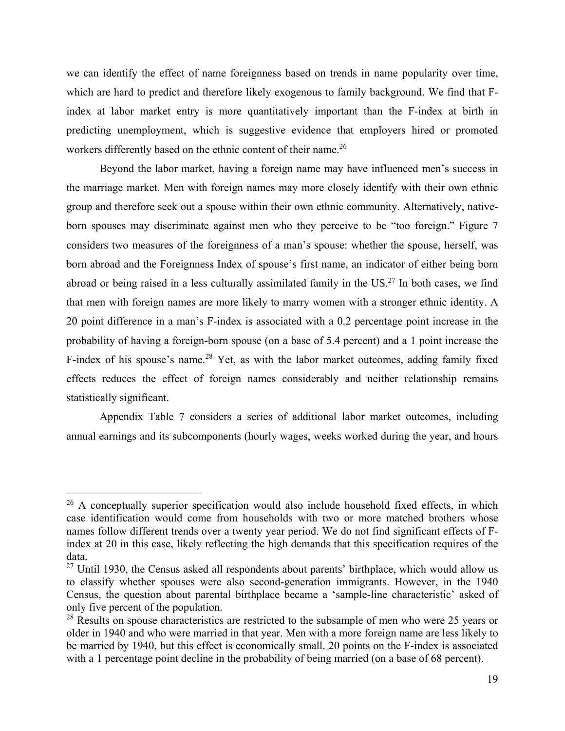we can identify the effect of name foreignness based on trends in name popularity over time, which are hard to predict and therefore likely exogenous to family background. We find that F-index at labor market entry is more quantitatively important than the F-index at birth in predicting unemployment, which is suggestive evidence that employers hired or promoted workers differently based on the ethnic content of their name.[26]

Beyond the labor market, having a foreign name may have influenced men's success in the marriage market. Men with foreign names may more closely identify with their own ethnic group and therefore seek out a spouse within their own ethnic community. Alternatively, native-born spouses may discriminate against men who they perceive to be "too foreign." Figure 7 considers two measures of the foreignness of a man's spouse: whether the spouse, herself, was born abroad and the Foreignness Index of spouse's first name, an indicator of either being born abroad or being raised in a less culturally assimilated family in the US.[27] In both cases, we find that men with foreign names are more likely to marry women with a stronger ethnic identity. A 20 point difference in a man's F-index is associated with a 0.2 percentage point increase in the probability of having a foreign-born spouse (on a base of 5.4 percent) and a 1 point increase the F-index of his spouse's name.[28] Yet, as with the labor market outcomes, adding family fixed effects reduces the effect of foreign names considerably and neither relationship remains statistically significant.

Appendix Table 7 considers a series of additional labor market outcomes, including annual earnings and its subcomponents (hourly wages, weeks worked during the year, and hours

---

[26] A conceptually superior specification would also include household fixed effects, in which case identification would come from households with two or more matched brothers whose names follow different trends over a twenty year period. We do not find significant effects of F-index at 20 in this case, likely reflecting the high demands that this specification requires of the data.

[27] Until 1930, the Census asked all respondents about parents' birthplace, which would allow us to classify whether spouses were also second-generation immigrants. However, in the 1940 Census, the question about parental birthplace became a 'sample-line characteristic' asked of only five percent of the population.

[28] Results on spouse characteristics are restricted to the subsample of men who were 25 years or older in 1940 and who were married in that year. Men with a more foreign name are less likely to be married by 1940, but this effect is economically small. 20 points on the F-index is associated with a 1 percentage point decline in the probability of being married (on a base of 68 percent).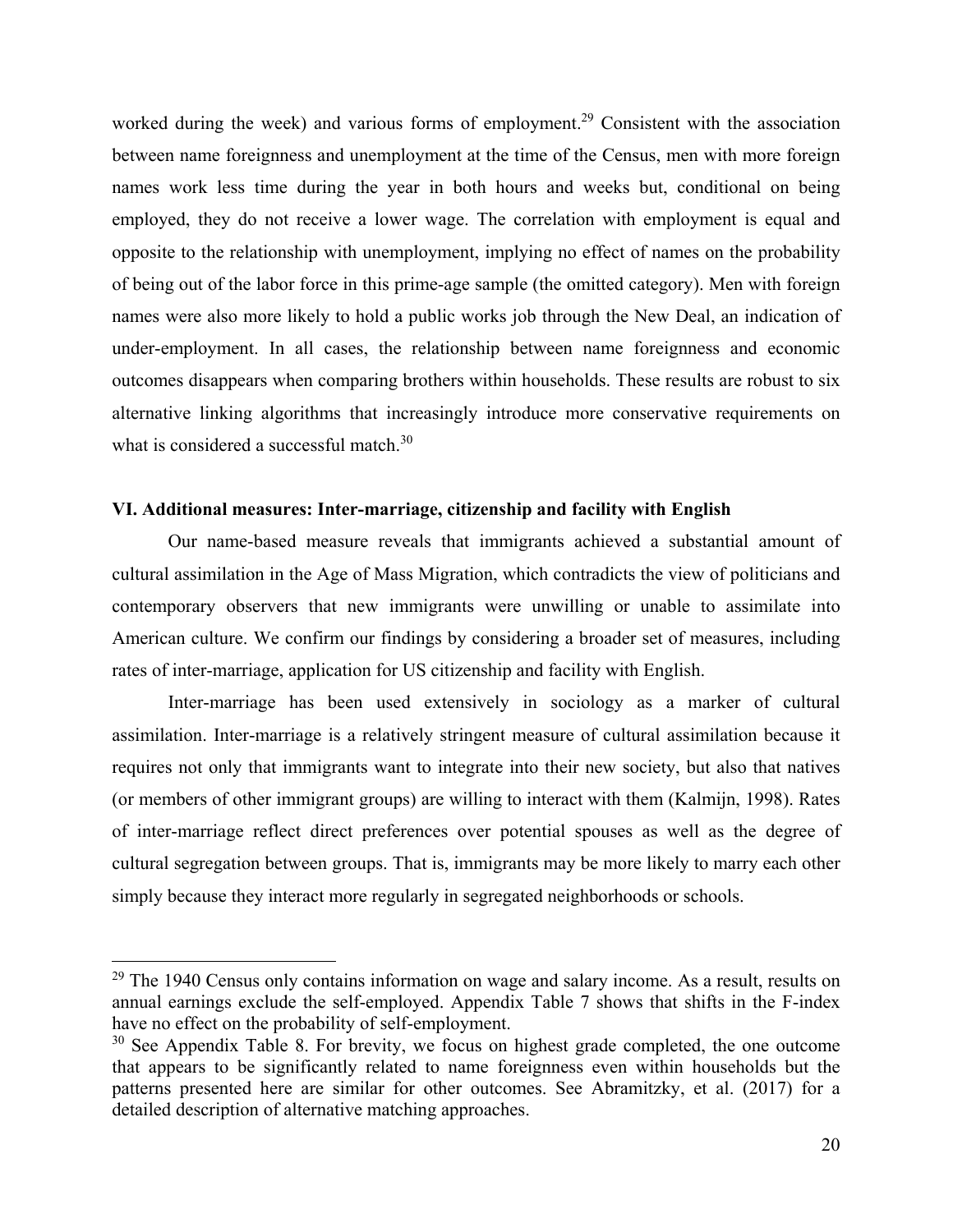worked during the week) and various forms of employment.[29] Consistent with the association between name foreignness and unemployment at the time of the Census, men with more foreign names work less time during the year in both hours and weeks but, conditional on being employed, they do not receive a lower wage. The correlation with employment is equal and opposite to the relationship with unemployment, implying no effect of names on the probability of being out of the labor force in this prime-age sample (the omitted category). Men with foreign names were also more likely to hold a public works job through the New Deal, an indication of under-employment. In all cases, the relationship between name foreignness and economic outcomes disappears when comparing brothers within households. These results are robust to six alternative linking algorithms that increasingly introduce more conservative requirements on what is considered a successful match.[30]

### VI. Additional measures: Inter-marriage, citizenship and facility with English

Our name-based measure reveals that immigrants achieved a substantial amount of cultural assimilation in the Age of Mass Migration, which contradicts the view of politicians and contemporary observers that new immigrants were unwilling or unable to assimilate into American culture. We confirm our findings by considering a broader set of measures, including rates of inter-marriage, application for US citizenship and facility with English.

Inter-marriage has been used extensively in sociology as a marker of cultural assimilation. Inter-marriage is a relatively stringent measure of cultural assimilation because it requires not only that immigrants want to integrate into their new society, but also that natives (or members of other immigrant groups) are willing to interact with them (Kalmijn, 1998). Rates of inter-marriage reflect direct preferences over potential spouses as well as the degree of cultural segregation between groups. That is, immigrants may be more likely to marry each other simply because they interact more regularly in segregated neighborhoods or schools.

---

[29] The 1940 Census only contains information on wage and salary income. As a result, results on annual earnings exclude the self-employed. Appendix Table 7 shows that shifts in the F-index have no effect on the probability of self-employment.

[30] See Appendix Table 8. For brevity, we focus on highest grade completed, the one outcome that appears to be significantly related to name foreignness even within households but the patterns presented here are similar for other outcomes. See Abramitzky, et al. (2017) for a detailed description of alternative matching approaches.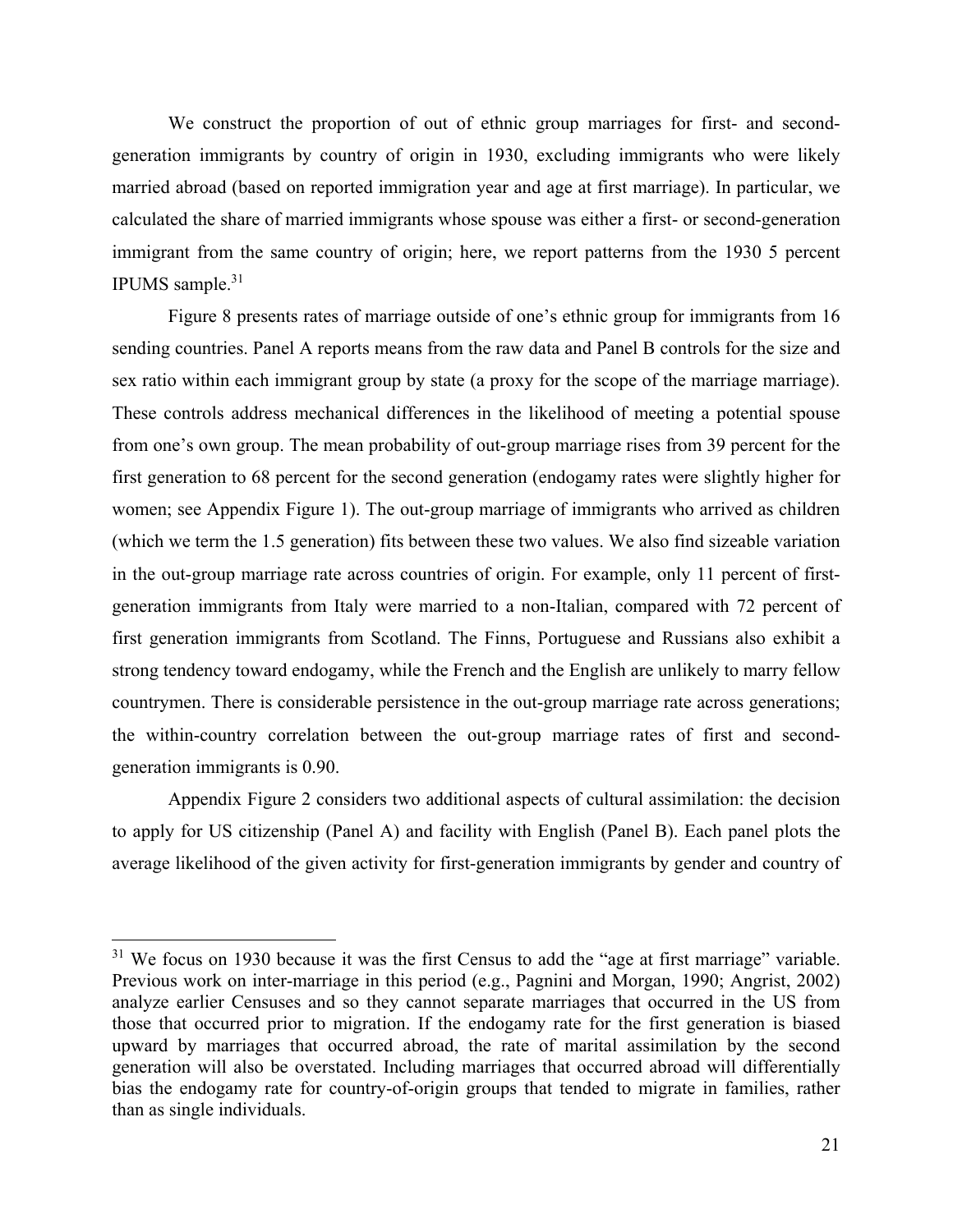We construct the proportion of out of ethnic group marriages for first- and second-generation immigrants by country of origin in 1930, excluding immigrants who were likely married abroad (based on reported immigration year and age at first marriage). In particular, we calculated the share of married immigrants whose spouse was either a first- or second-generation immigrant from the same country of origin; here, we report patterns from the 1930 5 percent IPUMS sample.[31]

Figure 8 presents rates of marriage outside of one's ethnic group for immigrants from 16 sending countries. Panel A reports means from the raw data and Panel B controls for the size and sex ratio within each immigrant group by state (a proxy for the scope of the marriage marriage). These controls address mechanical differences in the likelihood of meeting a potential spouse from one's own group. The mean probability of out-group marriage rises from 39 percent for the first generation to 68 percent for the second generation (endogamy rates were slightly higher for women; see Appendix Figure 1). The out-group marriage of immigrants who arrived as children (which we term the 1.5 generation) fits between these two values. We also find sizeable variation in the out-group marriage rate across countries of origin. For example, only 11 percent of first-generation immigrants from Italy were married to a non-Italian, compared with 72 percent of first generation immigrants from Scotland. The Finns, Portuguese and Russians also exhibit a strong tendency toward endogamy, while the French and the English are unlikely to marry fellow countrymen. There is considerable persistence in the out-group marriage rate across generations; the within-country correlation between the out-group marriage rates of first and second-generation immigrants is 0.90.

Appendix Figure 2 considers two additional aspects of cultural assimilation: the decision to apply for US citizenship (Panel A) and facility with English (Panel B). Each panel plots the average likelihood of the given activity for first-generation immigrants by gender and country of

[31] We focus on 1930 because it was the first Census to add the "age at first marriage" variable. Previous work on inter-marriage in this period (e.g., Pagnini and Morgan, 1990; Angrist, 2002) analyze earlier Censuses and so they cannot separate marriages that occurred in the US from those that occurred prior to migration. If the endogamy rate for the first generation is biased upward by marriages that occurred abroad, the rate of marital assimilation by the second generation will also be overstated. Including marriages that occurred abroad will differentially bias the endogamy rate for country-of-origin groups that tended to migrate in families, rather than as single individuals.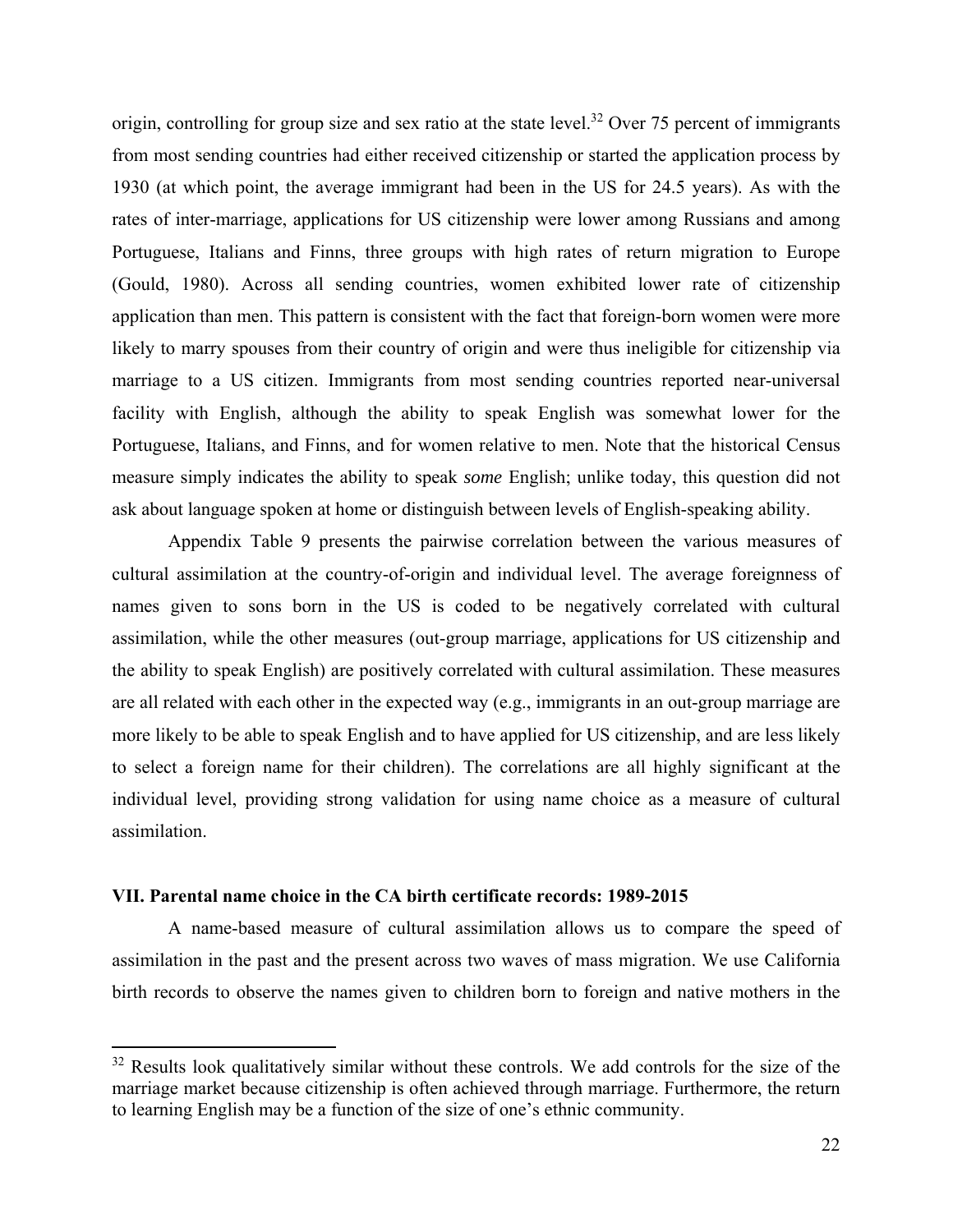origin, controlling for group size and sex ratio at the state level.[32] Over 75 percent of immigrants from most sending countries had either received citizenship or started the application process by 1930 (at which point, the average immigrant had been in the US for 24.5 years). As with the rates of inter-marriage, applications for US citizenship were lower among Russians and among Portuguese, Italians and Finns, three groups with high rates of return migration to Europe (Gould, 1980). Across all sending countries, women exhibited lower rate of citizenship application than men. This pattern is consistent with the fact that foreign-born women were more likely to marry spouses from their country of origin and were thus ineligible for citizenship via marriage to a US citizen. Immigrants from most sending countries reported near-universal facility with English, although the ability to speak English was somewhat lower for the Portuguese, Italians, and Finns, and for women relative to men. Note that the historical Census measure simply indicates the ability to speak *some* English; unlike today, this question did not ask about language spoken at home or distinguish between levels of English-speaking ability.

Appendix Table 9 presents the pairwise correlation between the various measures of cultural assimilation at the country-of-origin and individual level. The average foreignness of names given to sons born in the US is coded to be negatively correlated with cultural assimilation, while the other measures (out-group marriage, applications for US citizenship and the ability to speak English) are positively correlated with cultural assimilation. These measures are all related with each other in the expected way (e.g., immigrants in an out-group marriage are more likely to be able to speak English and to have applied for US citizenship, and are less likely to select a foreign name for their children). The correlations are all highly significant at the individual level, providing strong validation for using name choice as a measure of cultural assimilation.

## VII. Parental name choice in the CA birth certificate records: 1989-2015

A name-based measure of cultural assimilation allows us to compare the speed of assimilation in the past and the present across two waves of mass migration. We use California birth records to observe the names given to children born to foreign and native mothers in the

[32] Results look qualitatively similar without these controls. We add controls for the size of the marriage market because citizenship is often achieved through marriage. Furthermore, the return to learning English may be a function of the size of one's ethnic community.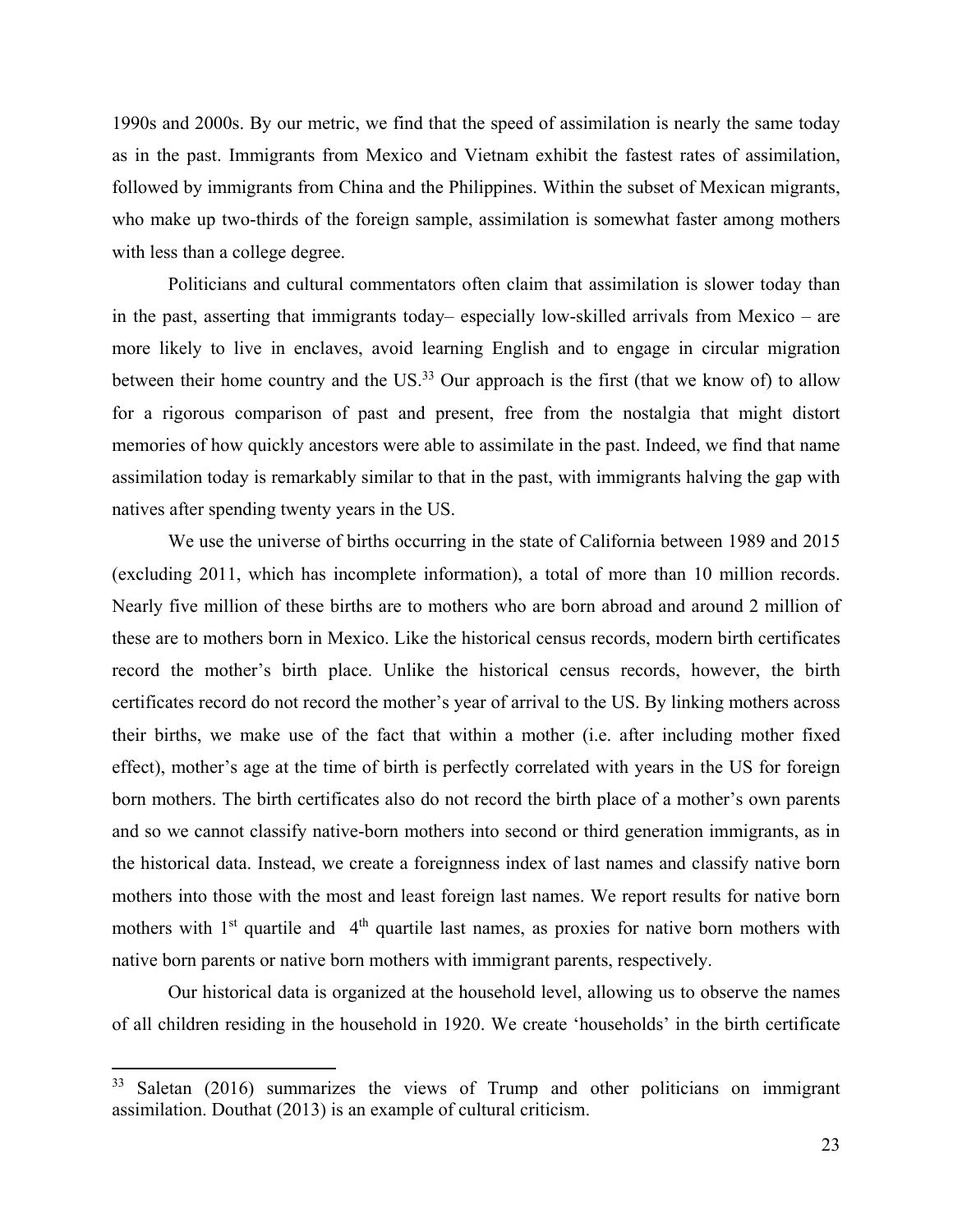1990s and 2000s. By our metric, we find that the speed of assimilation is nearly the same today as in the past. Immigrants from Mexico and Vietnam exhibit the fastest rates of assimilation, followed by immigrants from China and the Philippines. Within the subset of Mexican migrants, who make up two-thirds of the foreign sample, assimilation is somewhat faster among mothers with less than a college degree.

Politicians and cultural commentators often claim that assimilation is slower today than in the past, asserting that immigrants today– especially low-skilled arrivals from Mexico – are more likely to live in enclaves, avoid learning English and to engage in circular migration between their home country and the US.[33] Our approach is the first (that we know of) to allow for a rigorous comparison of past and present, free from the nostalgia that might distort memories of how quickly ancestors were able to assimilate in the past. Indeed, we find that name assimilation today is remarkably similar to that in the past, with immigrants halving the gap with natives after spending twenty years in the US.

We use the universe of births occurring in the state of California between 1989 and 2015 (excluding 2011, which has incomplete information), a total of more than 10 million records. Nearly five million of these births are to mothers who are born abroad and around 2 million of these are to mothers born in Mexico. Like the historical census records, modern birth certificates record the mother's birth place. Unlike the historical census records, however, the birth certificates record do not record the mother's year of arrival to the US. By linking mothers across their births, we make use of the fact that within a mother (i.e. after including mother fixed effect), mother's age at the time of birth is perfectly correlated with years in the US for foreign born mothers. The birth certificates also do not record the birth place of a mother's own parents and so we cannot classify native-born mothers into second or third generation immigrants, as in the historical data. Instead, we create a foreignness index of last names and classify native born mothers into those with the most and least foreign last names. We report results for native born mothers with 1st quartile and 4th quartile last names, as proxies for native born mothers with native born parents or native born mothers with immigrant parents, respectively.

Our historical data is organized at the household level, allowing us to observe the names of all children residing in the household in 1920. We create 'households' in the birth certificate

[33] Saletan (2016) summarizes the views of Trump and other politicians on immigrant assimilation. Douthat (2013) is an example of cultural criticism.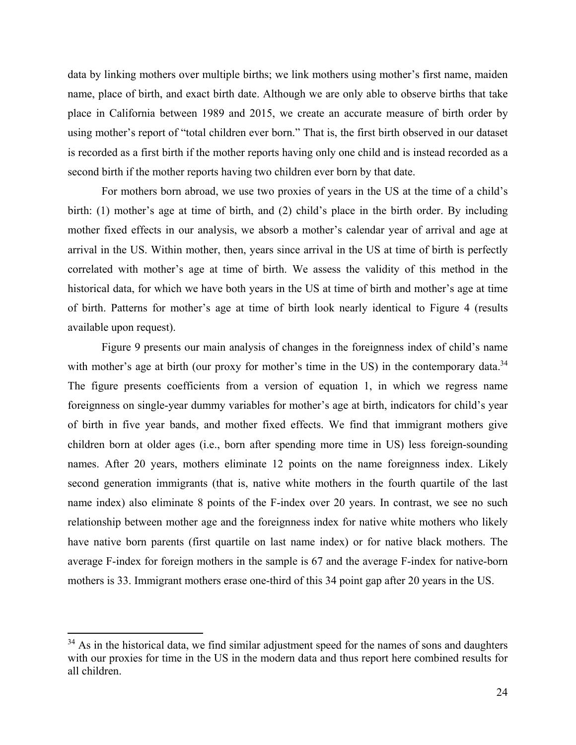data by linking mothers over multiple births; we link mothers using mother's first name, maiden name, place of birth, and exact birth date. Although we are only able to observe births that take place in California between 1989 and 2015, we create an accurate measure of birth order by using mother's report of "total children ever born." That is, the first birth observed in our dataset is recorded as a first birth if the mother reports having only one child and is instead recorded as a second birth if the mother reports having two children ever born by that date.

For mothers born abroad, we use two proxies of years in the US at the time of a child's birth: (1) mother's age at time of birth, and (2) child's place in the birth order. By including mother fixed effects in our analysis, we absorb a mother's calendar year of arrival and age at arrival in the US. Within mother, then, years since arrival in the US at time of birth is perfectly correlated with mother's age at time of birth. We assess the validity of this method in the historical data, for which we have both years in the US at time of birth and mother's age at time of birth. Patterns for mother's age at time of birth look nearly identical to Figure 4 (results available upon request).

Figure 9 presents our main analysis of changes in the foreignness index of child's name with mother's age at birth (our proxy for mother's time in the US) in the contemporary data.[34] The figure presents coefficients from a version of equation 1, in which we regress name foreignness on single-year dummy variables for mother's age at birth, indicators for child's year of birth in five year bands, and mother fixed effects. We find that immigrant mothers give children born at older ages (i.e., born after spending more time in US) less foreign-sounding names. After 20 years, mothers eliminate 12 points on the name foreignness index. Likely second generation immigrants (that is, native white mothers in the fourth quartile of the last name index) also eliminate 8 points of the F-index over 20 years. In contrast, we see no such relationship between mother age and the foreignness index for native white mothers who likely have native born parents (first quartile on last name index) or for native black mothers. The average F-index for foreign mothers in the sample is 67 and the average F-index for native-born mothers is 33. Immigrant mothers erase one-third of this 34 point gap after 20 years in the US.

---

[34] As in the historical data, we find similar adjustment speed for the names of sons and daughters with our proxies for time in the US in the modern data and thus report here combined results for all children.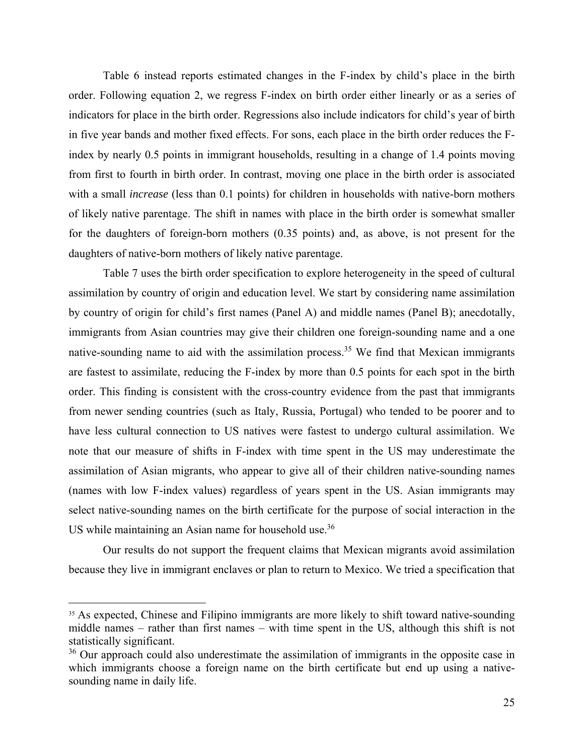Table 6 instead reports estimated changes in the F-index by child's place in the birth order. Following equation 2, we regress F-index on birth order either linearly or as a series of indicators for place in the birth order. Regressions also include indicators for child's year of birth in five year bands and mother fixed effects. For sons, each place in the birth order reduces the F-index by nearly 0.5 points in immigrant households, resulting in a change of 1.4 points moving from first to fourth in birth order. In contrast, moving one place in the birth order is associated with a small *increase* (less than 0.1 points) for children in households with native-born mothers of likely native parentage. The shift in names with place in the birth order is somewhat smaller for the daughters of foreign-born mothers (0.35 points) and, as above, is not present for the daughters of native-born mothers of likely native parentage.

Table 7 uses the birth order specification to explore heterogeneity in the speed of cultural assimilation by country of origin and education level. We start by considering name assimilation by country of origin for child's first names (Panel A) and middle names (Panel B); anecdotally, immigrants from Asian countries may give their children one foreign-sounding name and a one native-sounding name to aid with the assimilation process.[35] We find that Mexican immigrants are fastest to assimilate, reducing the F-index by more than 0.5 points for each spot in the birth order. This finding is consistent with the cross-country evidence from the past that immigrants from newer sending countries (such as Italy, Russia, Portugal) who tended to be poorer and to have less cultural connection to US natives were fastest to undergo cultural assimilation. We note that our measure of shifts in F-index with time spent in the US may underestimate the assimilation of Asian migrants, who appear to give all of their children native-sounding names (names with low F-index values) regardless of years spent in the US. Asian immigrants may select native-sounding names on the birth certificate for the purpose of social interaction in the US while maintaining an Asian name for household use.[36]

Our results do not support the frequent claims that Mexican migrants avoid assimilation because they live in immigrant enclaves or plan to return to Mexico. We tried a specification that

---

[35] As expected, Chinese and Filipino immigrants are more likely to shift toward native-sounding middle names – rather than first names – with time spent in the US, although this shift is not statistically significant.

[36] Our approach could also underestimate the assimilation of immigrants in the opposite case in which immigrants choose a foreign name on the birth certificate but end up using a native-sounding name in daily life.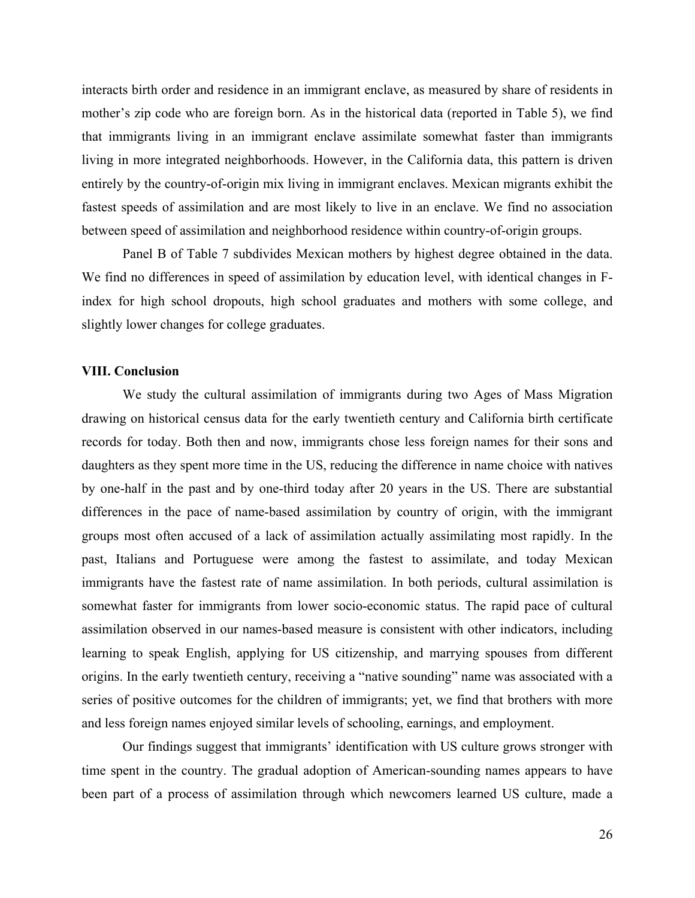interacts birth order and residence in an immigrant enclave, as measured by share of residents in mother's zip code who are foreign born. As in the historical data (reported in Table 5), we find that immigrants living in an immigrant enclave assimilate somewhat faster than immigrants living in more integrated neighborhoods. However, in the California data, this pattern is driven entirely by the country-of-origin mix living in immigrant enclaves. Mexican migrants exhibit the fastest speeds of assimilation and are most likely to live in an enclave. We find no association between speed of assimilation and neighborhood residence within country-of-origin groups.

Panel B of Table 7 subdivides Mexican mothers by highest degree obtained in the data. We find no differences in speed of assimilation by education level, with identical changes in F-index for high school dropouts, high school graduates and mothers with some college, and slightly lower changes for college graduates.

## VIII. Conclusion

We study the cultural assimilation of immigrants during two Ages of Mass Migration drawing on historical census data for the early twentieth century and California birth certificate records for today. Both then and now, immigrants chose less foreign names for their sons and daughters as they spent more time in the US, reducing the difference in name choice with natives by one-half in the past and by one-third today after 20 years in the US. There are substantial differences in the pace of name-based assimilation by country of origin, with the immigrant groups most often accused of a lack of assimilation actually assimilating most rapidly. In the past, Italians and Portuguese were among the fastest to assimilate, and today Mexican immigrants have the fastest rate of name assimilation. In both periods, cultural assimilation is somewhat faster for immigrants from lower socio-economic status. The rapid pace of cultural assimilation observed in our names-based measure is consistent with other indicators, including learning to speak English, applying for US citizenship, and marrying spouses from different origins. In the early twentieth century, receiving a "native sounding" name was associated with a series of positive outcomes for the children of immigrants; yet, we find that brothers with more and less foreign names enjoyed similar levels of schooling, earnings, and employment.

Our findings suggest that immigrants' identification with US culture grows stronger with time spent in the country. The gradual adoption of American-sounding names appears to have been part of a process of assimilation through which newcomers learned US culture, made a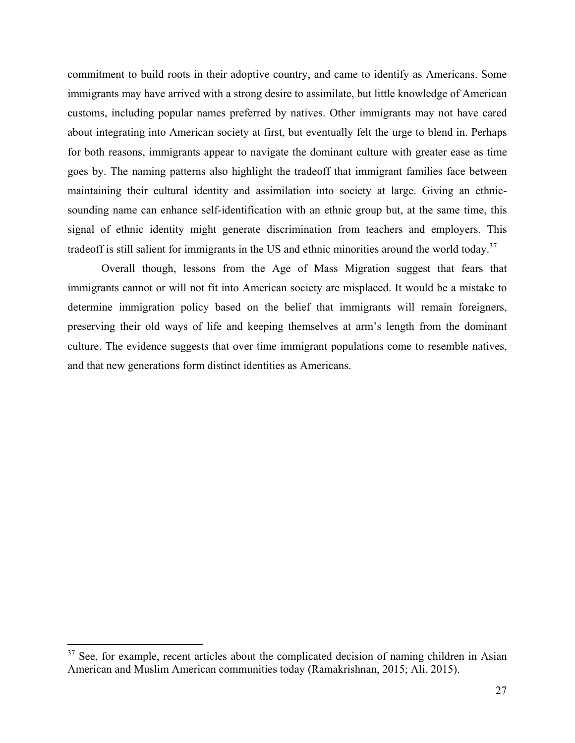commitment to build roots in their adoptive country, and came to identify as Americans. Some immigrants may have arrived with a strong desire to assimilate, but little knowledge of American customs, including popular names preferred by natives. Other immigrants may not have cared about integrating into American society at first, but eventually felt the urge to blend in. Perhaps for both reasons, immigrants appear to navigate the dominant culture with greater ease as time goes by. The naming patterns also highlight the tradeoff that immigrant families face between maintaining their cultural identity and assimilation into society at large. Giving an ethnic-sounding name can enhance self-identification with an ethnic group but, at the same time, this signal of ethnic identity might generate discrimination from teachers and employers. This tradeoff is still salient for immigrants in the US and ethnic minorities around the world today.[37]

Overall though, lessons from the Age of Mass Migration suggest that fears that immigrants cannot or will not fit into American society are misplaced. It would be a mistake to determine immigration policy based on the belief that immigrants will remain foreigners, preserving their old ways of life and keeping themselves at arm's length from the dominant culture. The evidence suggests that over time immigrant populations come to resemble natives, and that new generations form distinct identities as Americans.

[37] See, for example, recent articles about the complicated decision of naming children in Asian American and Muslim American communities today (Ramakrishnan, 2015; Ali, 2015).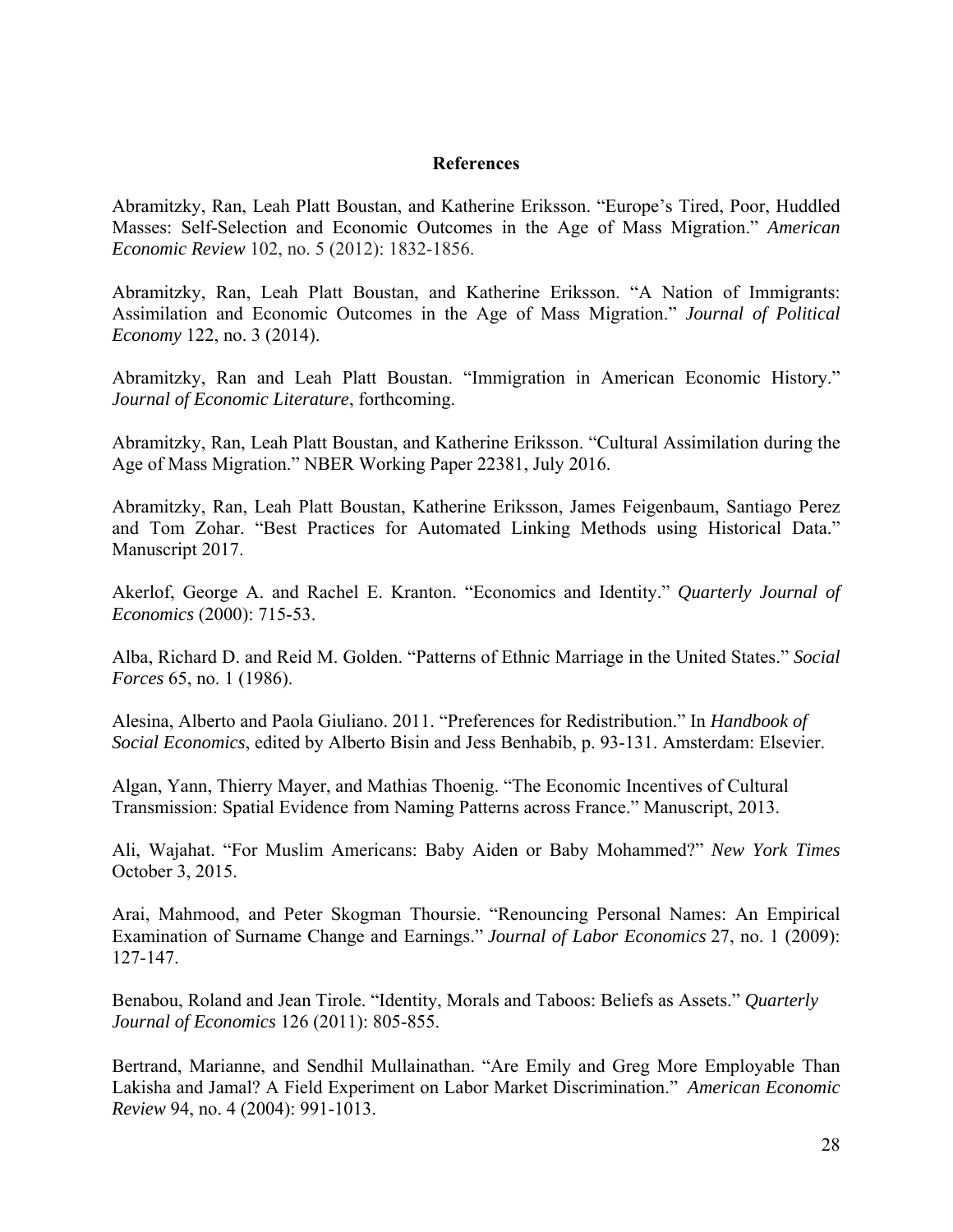## References

Abramitzky, Ran, Leah Platt Boustan, and Katherine Eriksson. "Europe's Tired, Poor, Huddled Masses: Self-Selection and Economic Outcomes in the Age of Mass Migration." *American Economic Review* 102, no. 5 (2012): 1832-1856.

Abramitzky, Ran, Leah Platt Boustan, and Katherine Eriksson. "A Nation of Immigrants: Assimilation and Economic Outcomes in the Age of Mass Migration." *Journal of Political Economy* 122, no. 3 (2014).

Abramitzky, Ran and Leah Platt Boustan. "Immigration in American Economic History." *Journal of Economic Literature*, forthcoming.

Abramitzky, Ran, Leah Platt Boustan, and Katherine Eriksson. "Cultural Assimilation during the Age of Mass Migration." NBER Working Paper 22381, July 2016.

Abramitzky, Ran, Leah Platt Boustan, Katherine Eriksson, James Feigenbaum, Santiago Perez and Tom Zohar. "Best Practices for Automated Linking Methods using Historical Data." Manuscript 2017.

Akerlof, George A. and Rachel E. Kranton. "Economics and Identity." *Quarterly Journal of Economics* (2000): 715-53.

Alba, Richard D. and Reid M. Golden. "Patterns of Ethnic Marriage in the United States." *Social Forces* 65, no. 1 (1986).

Alesina, Alberto and Paola Giuliano. 2011. "Preferences for Redistribution." In *Handbook of Social Economics*, edited by Alberto Bisin and Jess Benhabib, p. 93-131. Amsterdam: Elsevier.

Algan, Yann, Thierry Mayer, and Mathias Thoenig. "The Economic Incentives of Cultural Transmission: Spatial Evidence from Naming Patterns across France." Manuscript, 2013.

Ali, Wajahat. "For Muslim Americans: Baby Aiden or Baby Mohammed?" *New York Times* October 3, 2015.

Arai, Mahmood, and Peter Skogman Thoursie. "Renouncing Personal Names: An Empirical Examination of Surname Change and Earnings." *Journal of Labor Economics* 27, no. 1 (2009): 127-147.

Benabou, Roland and Jean Tirole. "Identity, Morals and Taboos: Beliefs as Assets." *Quarterly Journal of Economics* 126 (2011): 805-855.

Bertrand, Marianne, and Sendhil Mullainathan. "Are Emily and Greg More Employable Than Lakisha and Jamal? A Field Experiment on Labor Market Discrimination." *American Economic Review* 94, no. 4 (2004): 991-1013.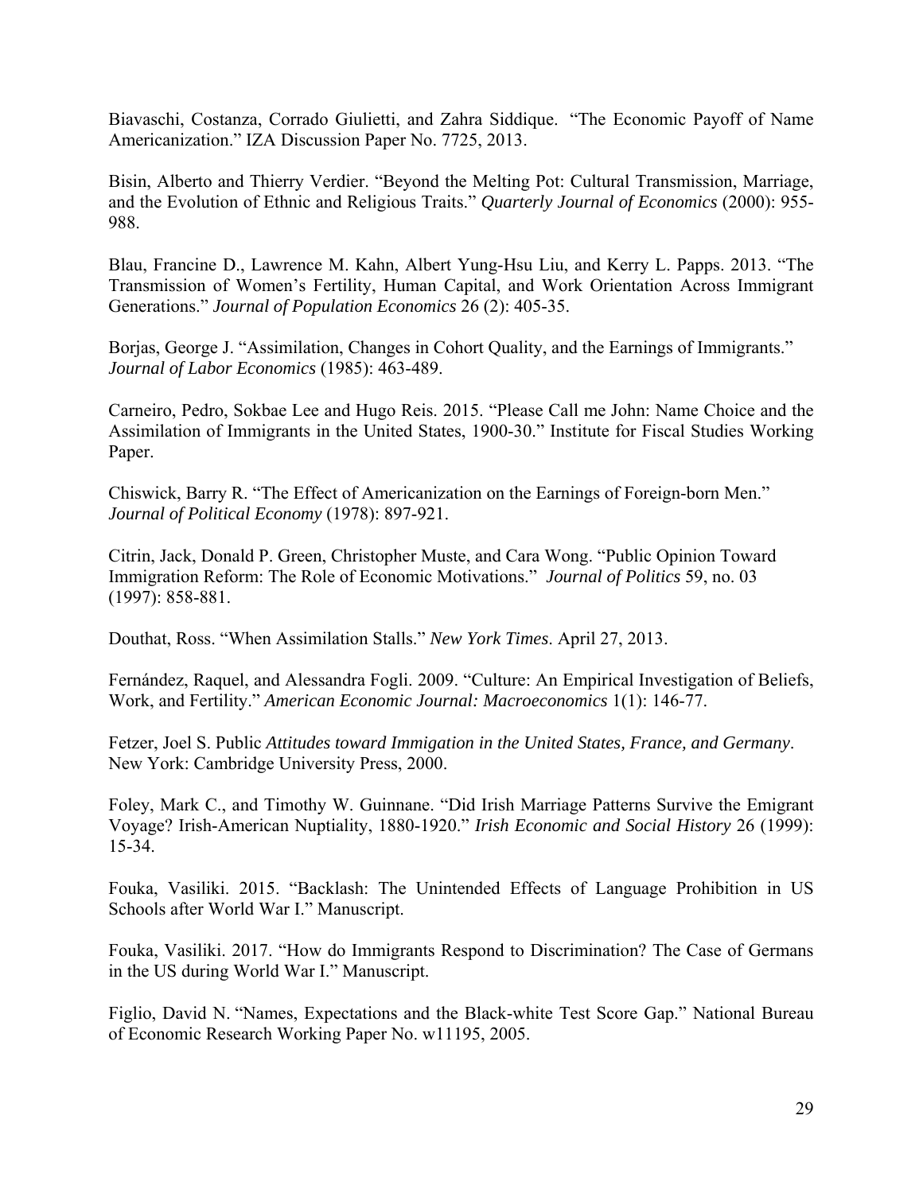Biavaschi, Costanza, Corrado Giulietti, and Zahra Siddique. "The Economic Payoff of Name Americanization." IZA Discussion Paper No. 7725, 2013.

Bisin, Alberto and Thierry Verdier. "Beyond the Melting Pot: Cultural Transmission, Marriage, and the Evolution of Ethnic and Religious Traits." *Quarterly Journal of Economics* (2000): 955-988.

Blau, Francine D., Lawrence M. Kahn, Albert Yung-Hsu Liu, and Kerry L. Papps. 2013. "The Transmission of Women's Fertility, Human Capital, and Work Orientation Across Immigrant Generations." *Journal of Population Economics* 26 (2): 405-35.

Borjas, George J. "Assimilation, Changes in Cohort Quality, and the Earnings of Immigrants." *Journal of Labor Economics* (1985): 463-489.

Carneiro, Pedro, Sokbae Lee and Hugo Reis. 2015. "Please Call me John: Name Choice and the Assimilation of Immigrants in the United States, 1900-30." Institute for Fiscal Studies Working Paper.

Chiswick, Barry R. "The Effect of Americanization on the Earnings of Foreign-born Men." *Journal of Political Economy* (1978): 897-921.

Citrin, Jack, Donald P. Green, Christopher Muste, and Cara Wong. "Public Opinion Toward Immigration Reform: The Role of Economic Motivations." *Journal of Politics* 59, no. 03 (1997): 858-881.

Douthat, Ross. "When Assimilation Stalls." *New York Times*. April 27, 2013.

Fernández, Raquel, and Alessandra Fogli. 2009. "Culture: An Empirical Investigation of Beliefs, Work, and Fertility." *American Economic Journal: Macroeconomics* 1(1): 146-77.

Fetzer, Joel S. Public *Attitudes toward Immigation in the United States, France, and Germany*. New York: Cambridge University Press, 2000.

Foley, Mark C., and Timothy W. Guinnane. "Did Irish Marriage Patterns Survive the Emigrant Voyage? Irish-American Nuptiality, 1880-1920." *Irish Economic and Social History* 26 (1999): 15-34.

Fouka, Vasiliki. 2015. "Backlash: The Unintended Effects of Language Prohibition in US Schools after World War I." Manuscript.

Fouka, Vasiliki. 2017. "How do Immigrants Respond to Discrimination? The Case of Germans in the US during World War I." Manuscript.

Figlio, David N. "Names, Expectations and the Black-white Test Score Gap." National Bureau of Economic Research Working Paper No. w11195, 2005.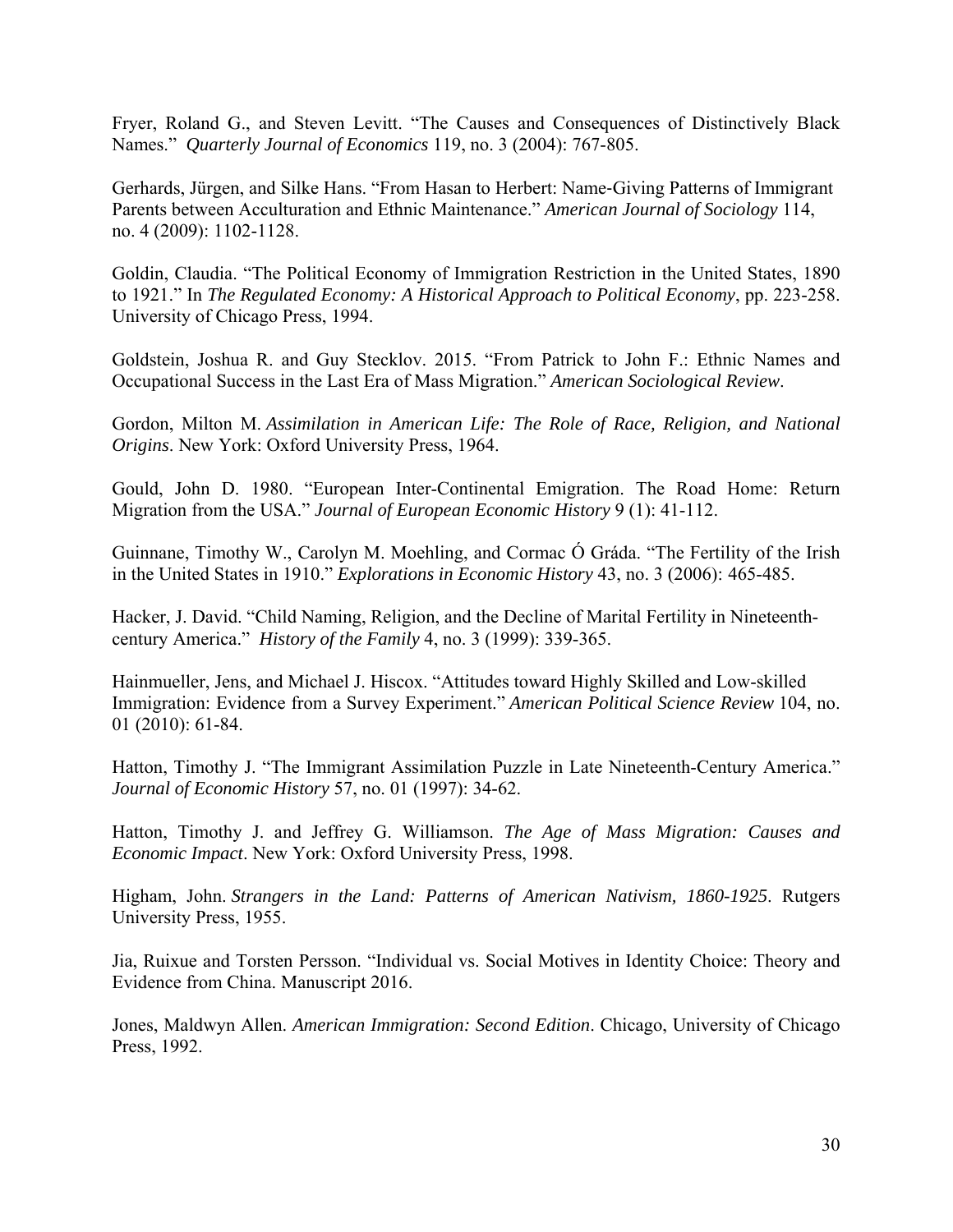Fryer, Roland G., and Steven Levitt. "The Causes and Consequences of Distinctively Black Names." *Quarterly Journal of Economics* 119, no. 3 (2004): 767-805.

Gerhards, Jürgen, and Silke Hans. "From Hasan to Herbert: Name-Giving Patterns of Immigrant Parents between Acculturation and Ethnic Maintenance." *American Journal of Sociology* 114, no. 4 (2009): 1102-1128.

Goldin, Claudia. "The Political Economy of Immigration Restriction in the United States, 1890 to 1921." In *The Regulated Economy: A Historical Approach to Political Economy*, pp. 223-258. University of Chicago Press, 1994.

Goldstein, Joshua R. and Guy Stecklov. 2015. "From Patrick to John F.: Ethnic Names and Occupational Success in the Last Era of Mass Migration." *American Sociological Review*.

Gordon, Milton M. *Assimilation in American Life: The Role of Race, Religion, and National Origins*. New York: Oxford University Press, 1964.

Gould, John D. 1980. "European Inter-Continental Emigration. The Road Home: Return Migration from the USA." *Journal of European Economic History* 9 (1): 41-112.

Guinnane, Timothy W., Carolyn M. Moehling, and Cormac Ó Gráda. "The Fertility of the Irish in the United States in 1910." *Explorations in Economic History* 43, no. 3 (2006): 465-485.

Hacker, J. David. "Child Naming, Religion, and the Decline of Marital Fertility in Nineteenth-century America." *History of the Family* 4, no. 3 (1999): 339-365.

Hainmueller, Jens, and Michael J. Hiscox. "Attitudes toward Highly Skilled and Low-skilled Immigration: Evidence from a Survey Experiment." *American Political Science Review* 104, no. 01 (2010): 61-84.

Hatton, Timothy J. "The Immigrant Assimilation Puzzle in Late Nineteenth-Century America." *Journal of Economic History* 57, no. 01 (1997): 34-62.

Hatton, Timothy J. and Jeffrey G. Williamson. *The Age of Mass Migration: Causes and Economic Impact*. New York: Oxford University Press, 1998.

Higham, John. *Strangers in the Land: Patterns of American Nativism, 1860-1925*. Rutgers University Press, 1955.

Jia, Ruixue and Torsten Persson. "Individual vs. Social Motives in Identity Choice: Theory and Evidence from China. Manuscript 2016.

Jones, Maldwyn Allen. *American Immigration: Second Edition*. Chicago, University of Chicago Press, 1992.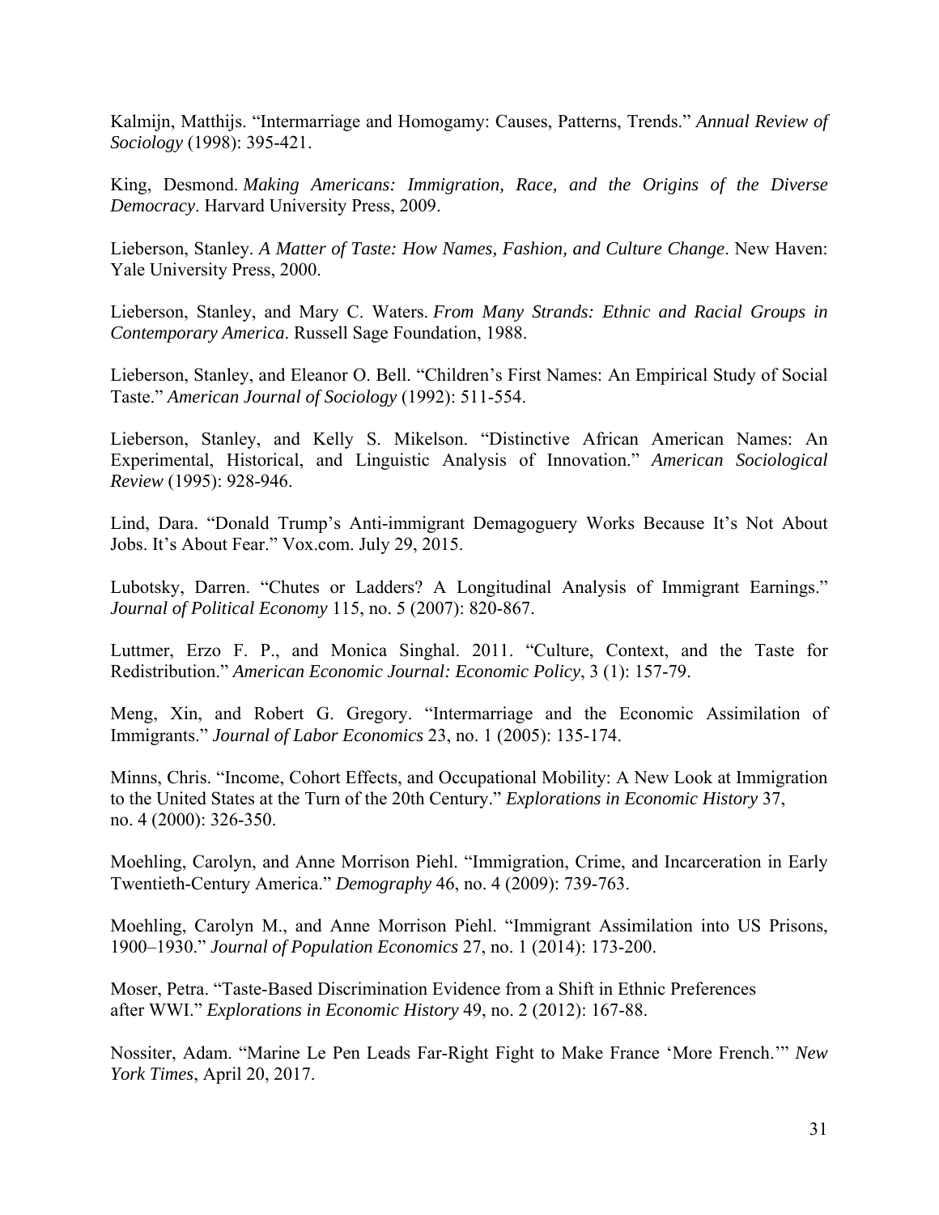Kalmijn, Matthijs. "Intermarriage and Homogamy: Causes, Patterns, Trends." *Annual Review of Sociology* (1998): 395-421.

King, Desmond. *Making Americans: Immigration, Race, and the Origins of the Diverse Democracy*. Harvard University Press, 2009.

Lieberson, Stanley. *A Matter of Taste: How Names, Fashion, and Culture Change*. New Haven: Yale University Press, 2000.

Lieberson, Stanley, and Mary C. Waters. *From Many Strands: Ethnic and Racial Groups in Contemporary America*. Russell Sage Foundation, 1988.

Lieberson, Stanley, and Eleanor O. Bell. "Children's First Names: An Empirical Study of Social Taste." *American Journal of Sociology* (1992): 511-554.

Lieberson, Stanley, and Kelly S. Mikelson. "Distinctive African American Names: An Experimental, Historical, and Linguistic Analysis of Innovation." *American Sociological Review* (1995): 928-946.

Lind, Dara. "Donald Trump's Anti-immigrant Demagoguery Works Because It's Not About Jobs. It's About Fear." Vox.com. July 29, 2015.

Lubotsky, Darren. "Chutes or Ladders? A Longitudinal Analysis of Immigrant Earnings." *Journal of Political Economy* 115, no. 5 (2007): 820-867.

Luttmer, Erzo F. P., and Monica Singhal. 2011. "Culture, Context, and the Taste for Redistribution." *American Economic Journal: Economic Policy*, 3 (1): 157-79.

Meng, Xin, and Robert G. Gregory. "Intermarriage and the Economic Assimilation of Immigrants." *Journal of Labor Economics* 23, no. 1 (2005): 135-174.

Minns, Chris. "Income, Cohort Effects, and Occupational Mobility: A New Look at Immigration to the United States at the Turn of the 20th Century." *Explorations in Economic History* 37, no. 4 (2000): 326-350.

Moehling, Carolyn, and Anne Morrison Piehl. "Immigration, Crime, and Incarceration in Early Twentieth-Century America." *Demography* 46, no. 4 (2009): 739-763.

Moehling, Carolyn M., and Anne Morrison Piehl. "Immigrant Assimilation into US Prisons, 1900–1930." *Journal of Population Economics* 27, no. 1 (2014): 173-200.

Moser, Petra. "Taste-Based Discrimination Evidence from a Shift in Ethnic Preferences after WWI." *Explorations in Economic History* 49, no. 2 (2012): 167-88.

Nossiter, Adam. "Marine Le Pen Leads Far-Right Fight to Make France 'More French.'" *New York Times*, April 20, 2017.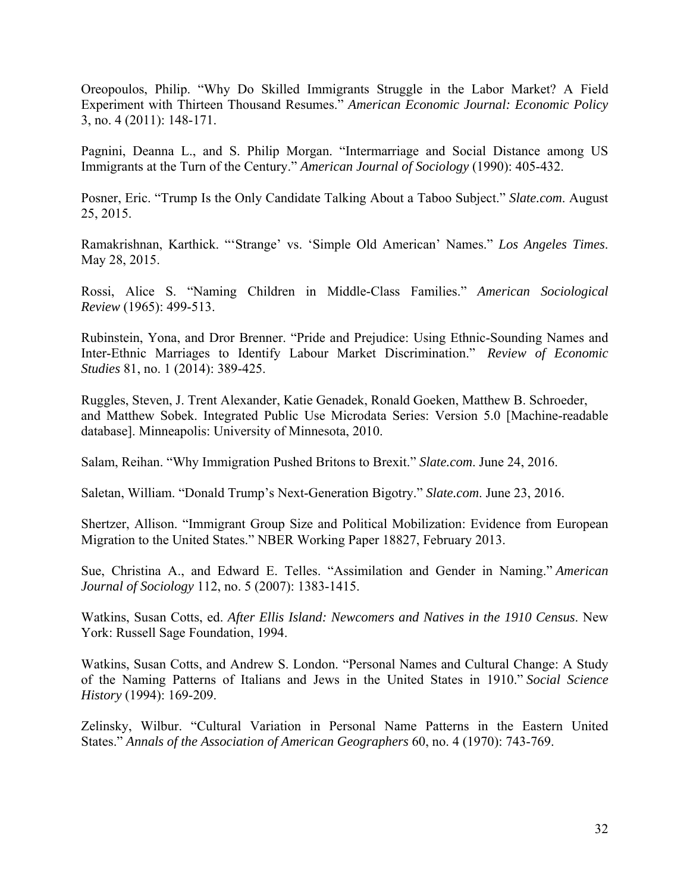Oreopoulos, Philip. "Why Do Skilled Immigrants Struggle in the Labor Market? A Field Experiment with Thirteen Thousand Resumes." *American Economic Journal: Economic Policy* 3, no. 4 (2011): 148-171.

Pagnini, Deanna L., and S. Philip Morgan. "Intermarriage and Social Distance among US Immigrants at the Turn of the Century." *American Journal of Sociology* (1990): 405-432.

Posner, Eric. "Trump Is the Only Candidate Talking About a Taboo Subject." *Slate.com*. August 25, 2015.

Ramakrishnan, Karthick. "'Strange' vs. 'Simple Old American' Names." *Los Angeles Times*. May 28, 2015.

Rossi, Alice S. "Naming Children in Middle-Class Families." *American Sociological Review* (1965): 499-513.

Rubinstein, Yona, and Dror Brenner. "Pride and Prejudice: Using Ethnic-Sounding Names and Inter-Ethnic Marriages to Identify Labour Market Discrimination." *Review of Economic Studies* 81, no. 1 (2014): 389-425.

Ruggles, Steven, J. Trent Alexander, Katie Genadek, Ronald Goeken, Matthew B. Schroeder, and Matthew Sobek. Integrated Public Use Microdata Series: Version 5.0 [Machine-readable database]. Minneapolis: University of Minnesota, 2010.

Salam, Reihan. "Why Immigration Pushed Britons to Brexit." *Slate.com*. June 24, 2016.

Saletan, William. "Donald Trump's Next-Generation Bigotry." *Slate.com*. June 23, 2016.

Shertzer, Allison. "Immigrant Group Size and Political Mobilization: Evidence from European Migration to the United States." NBER Working Paper 18827, February 2013.

Sue, Christina A., and Edward E. Telles. "Assimilation and Gender in Naming." *American Journal of Sociology* 112, no. 5 (2007): 1383-1415.

Watkins, Susan Cotts, ed. *After Ellis Island: Newcomers and Natives in the 1910 Census*. New York: Russell Sage Foundation, 1994.

Watkins, Susan Cotts, and Andrew S. London. "Personal Names and Cultural Change: A Study of the Naming Patterns of Italians and Jews in the United States in 1910." *Social Science History* (1994): 169-209.

Zelinsky, Wilbur. "Cultural Variation in Personal Name Patterns in the Eastern United States." *Annals of the Association of American Geographers* 60, no. 4 (1970): 743-769.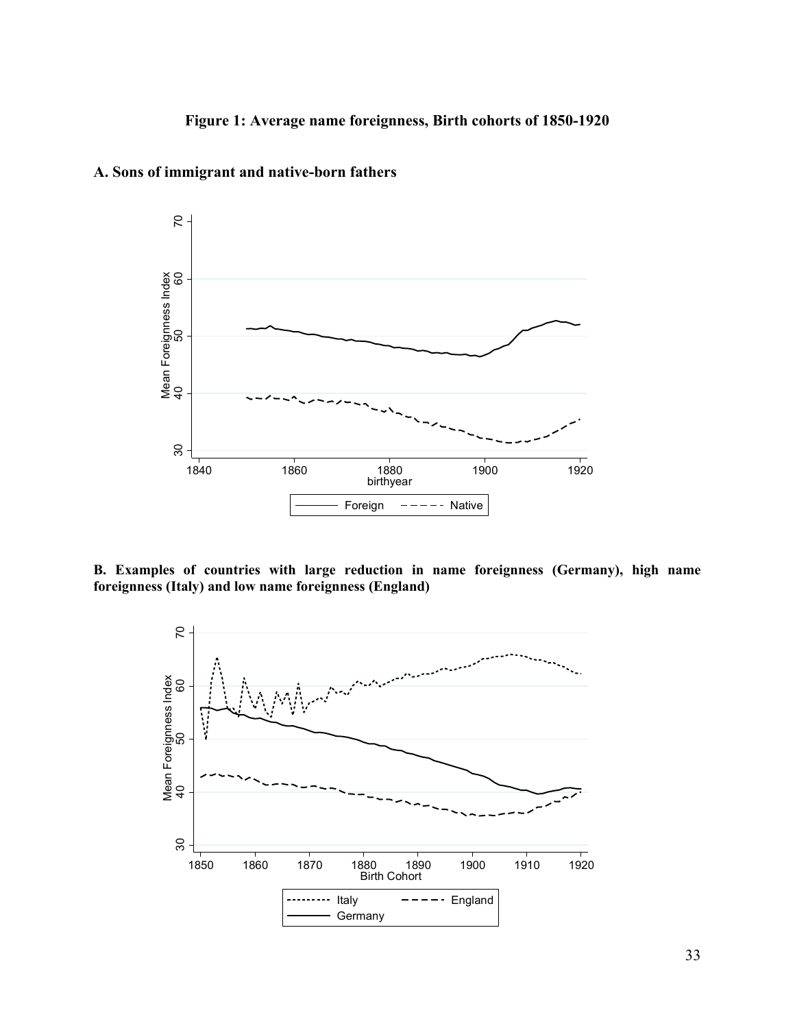**Figure 1: Average name foreignness, Birth cohorts of 1850-1920**

**A. Sons of immigrant and native-born fathers**

**B. Examples of countries with large reduction in name foreignness (Germany), high name foreignness (Italy) and low name foreignness (England)**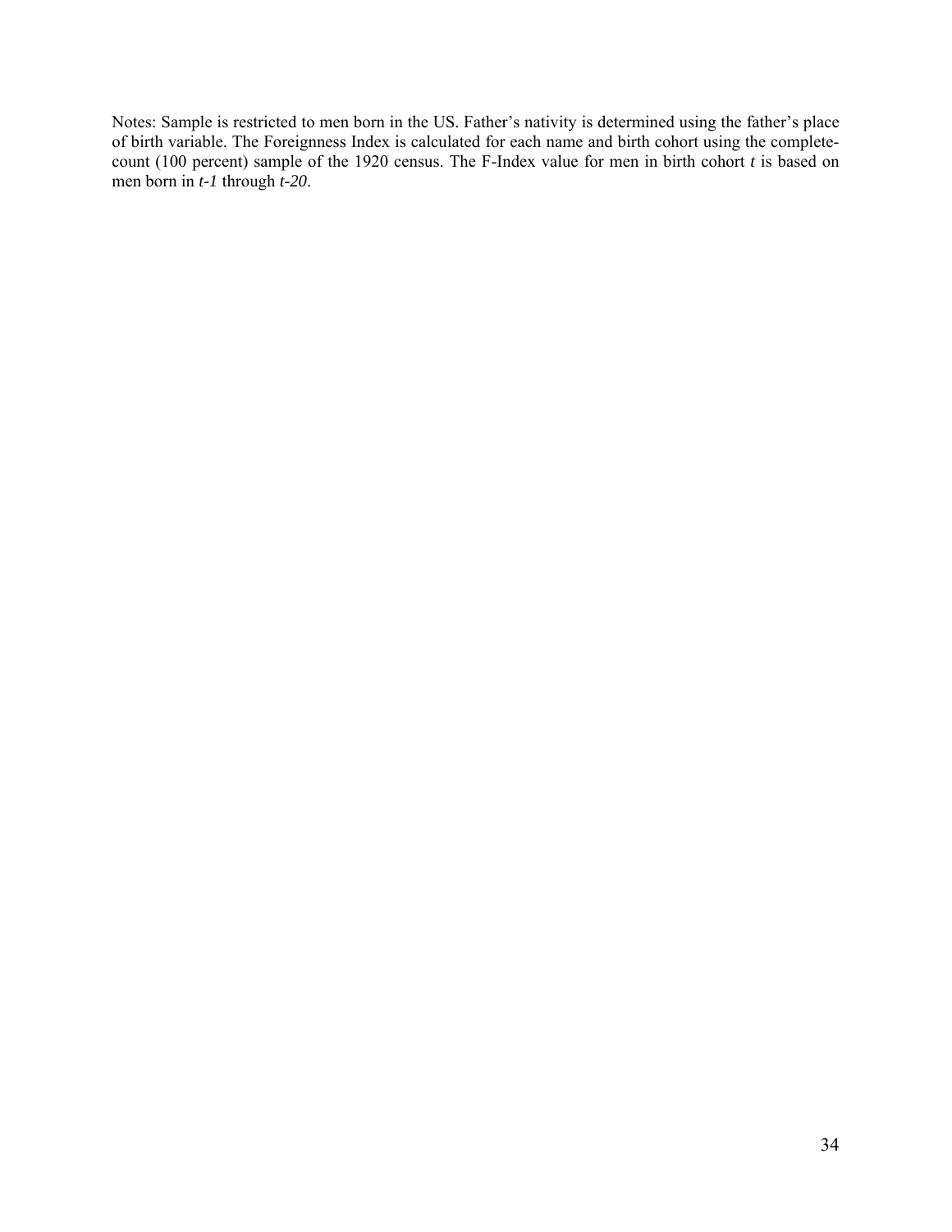Notes: Sample is restricted to men born in the US. Father's nativity is determined using the father's place of birth variable. The Foreignness Index is calculated for each name and birth cohort using the complete-count (100 percent) sample of the 1920 census. The F-Index value for men in birth cohort $t$ is based on men born in $t-1$ through $t-20$.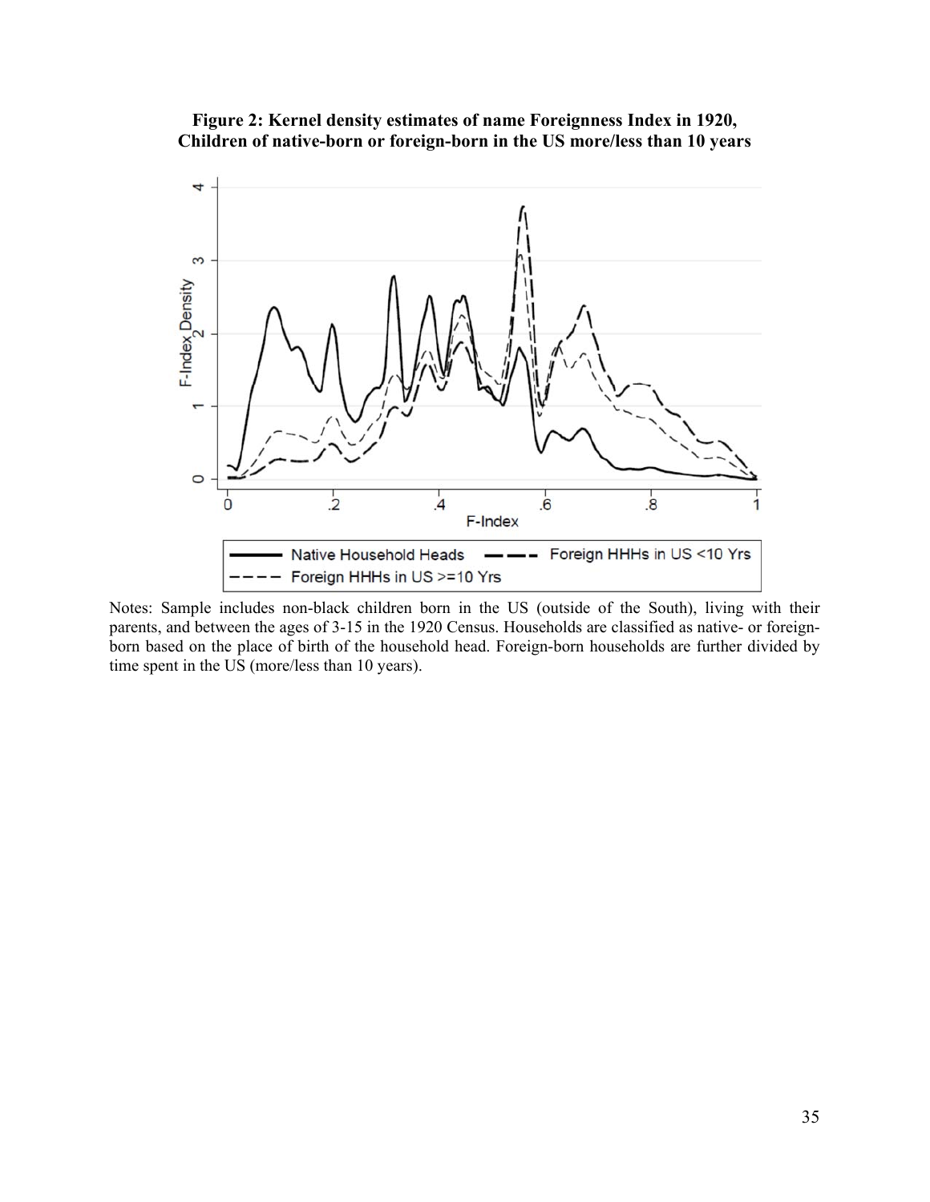**Figure 2: Kernel density estimates of name Foreignness Index in 1920, Children of native-born or foreign-born in the US more/less than 10 years**

Notes: Sample includes non-black children born in the US (outside of the South), living with their parents, and between the ages of 3-15 in the 1920 Census. Households are classified as native- or foreign-born based on the place of birth of the household head. Foreign-born households are further divided by time spent in the US (more/less than 10 years).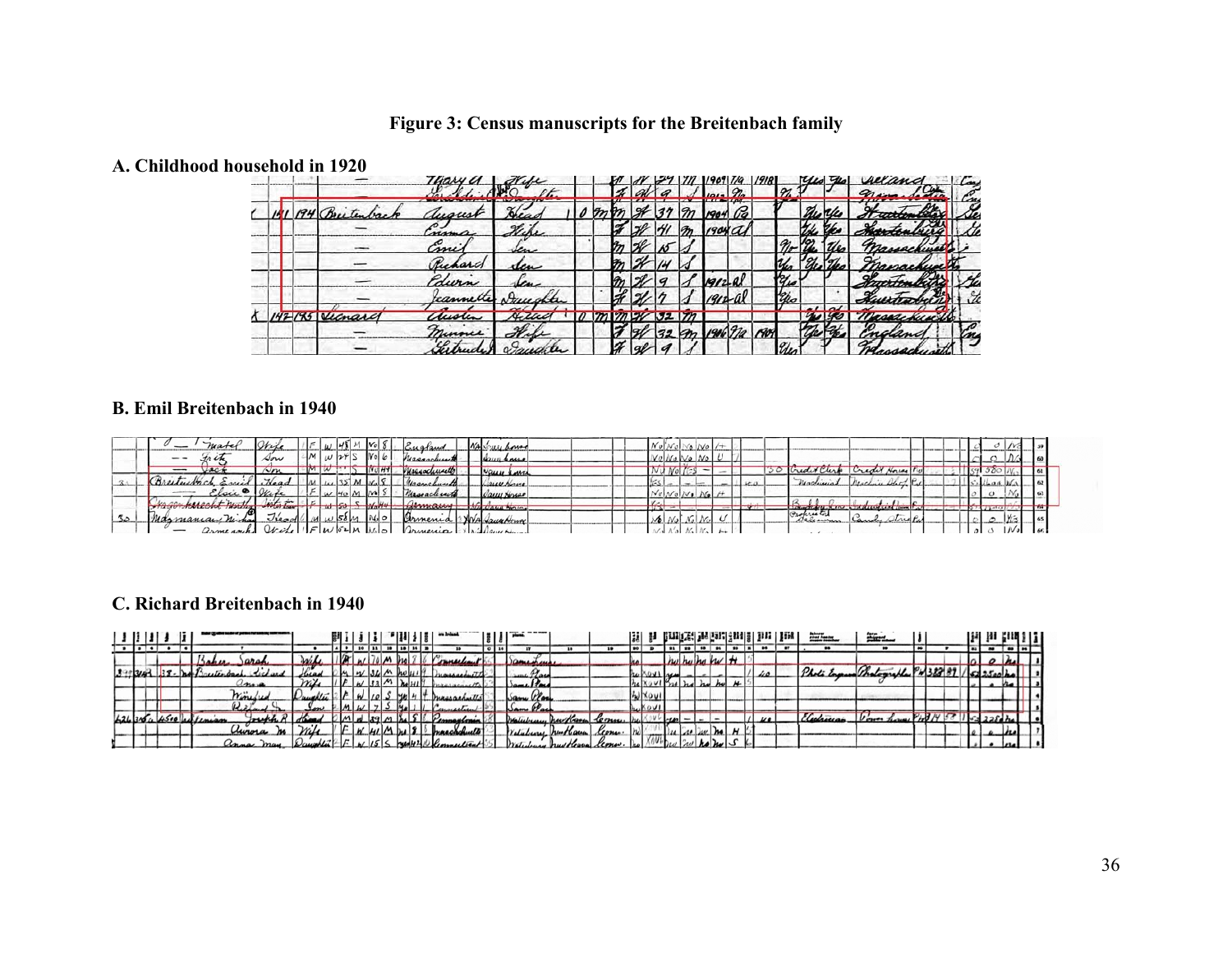**Figure 3: Census manuscripts for the Breitenbach family**

**A. Childhood household in 1920**

**B. Emil Breitenbach in 1940**

**C. Richard Breitenbach in 1940**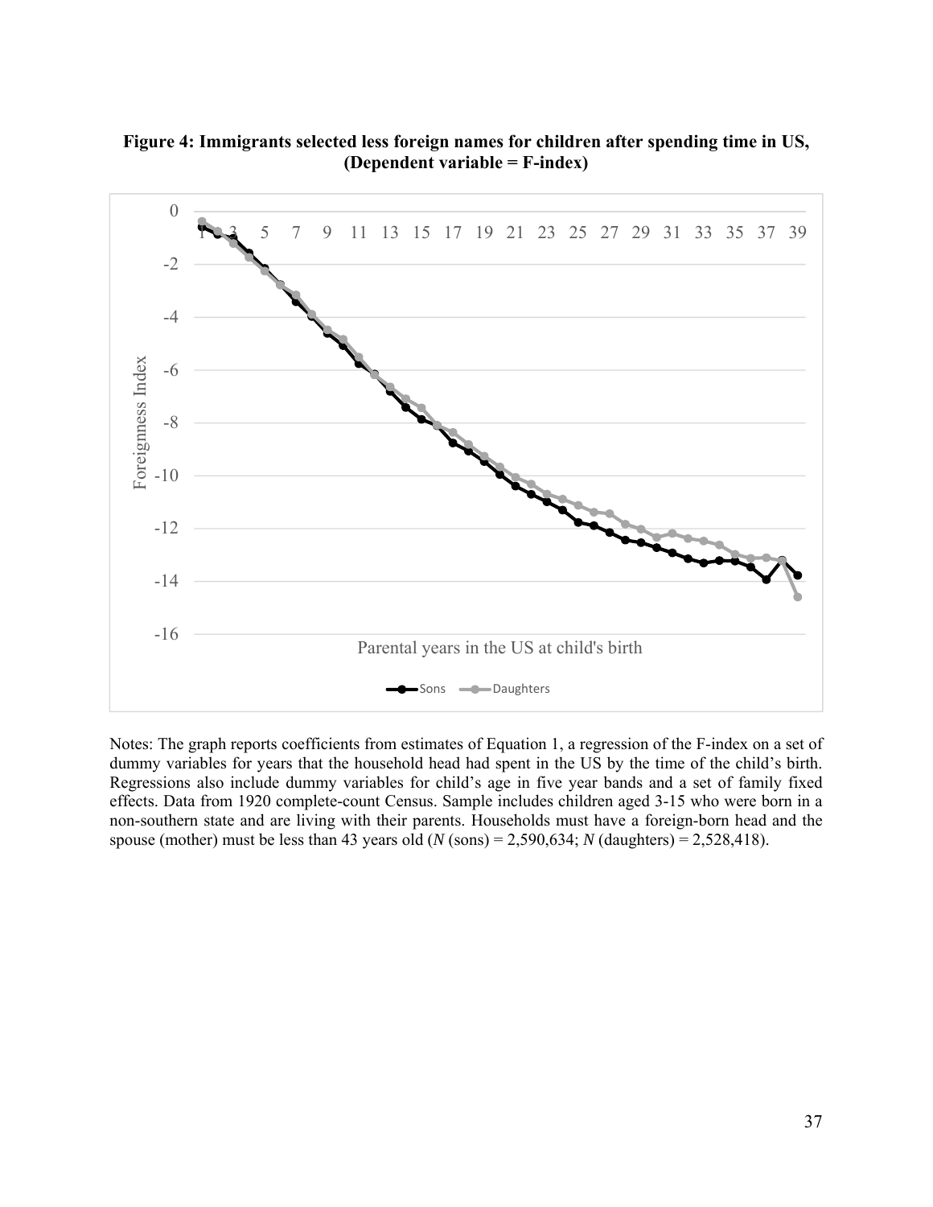**Figure 4: Immigrants selected less foreign names for children after spending time in US, (Dependent variable = F-index)**

Notes: The graph reports coefficients from estimates of Equation 1, a regression of the F-index on a set of dummy variables for years that the household head had spent in the US by the time of the child's birth. Regressions also include dummy variables for child's age in five year bands and a set of family fixed effects. Data from 1920 complete-count Census. Sample includes children aged 3-15 who were born in a non-southern state and are living with their parents. Households must have a foreign-born head and the spouse (mother) must be less than 43 years old ($N$ (sons) = 2,590,634; $N$ (daughters) = 2,528,418).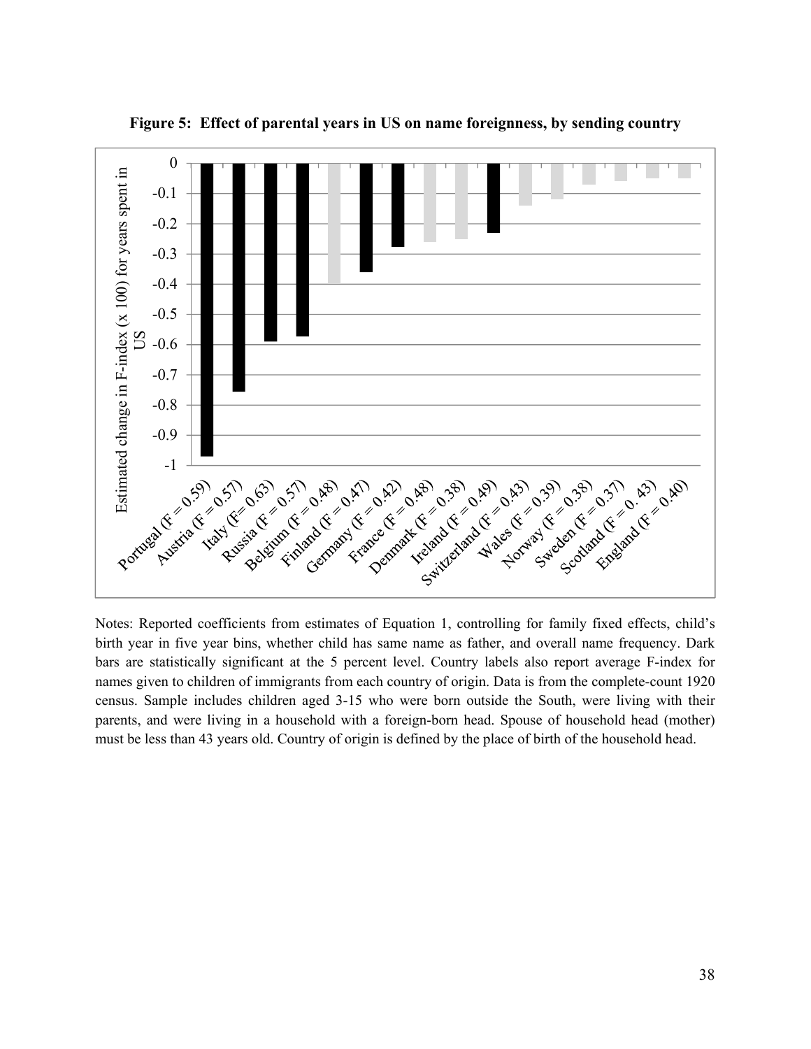**Figure 5: Effect of parental years in US on name foreignness, by sending country**

Notes: Reported coefficients from estimates of Equation 1, controlling for family fixed effects, child's birth year in five year bins, whether child has same name as father, and overall name frequency. Dark bars are statistically significant at the 5 percent level. Country labels also report average F-index for names given to children of immigrants from each country of origin. Data is from the complete-count 1920 census. Sample includes children aged 3-15 who were born outside the South, were living with their parents, and were living in a household with a foreign-born head. Spouse of household head (mother) must be less than 43 years old. Country of origin is defined by the place of birth of the household head.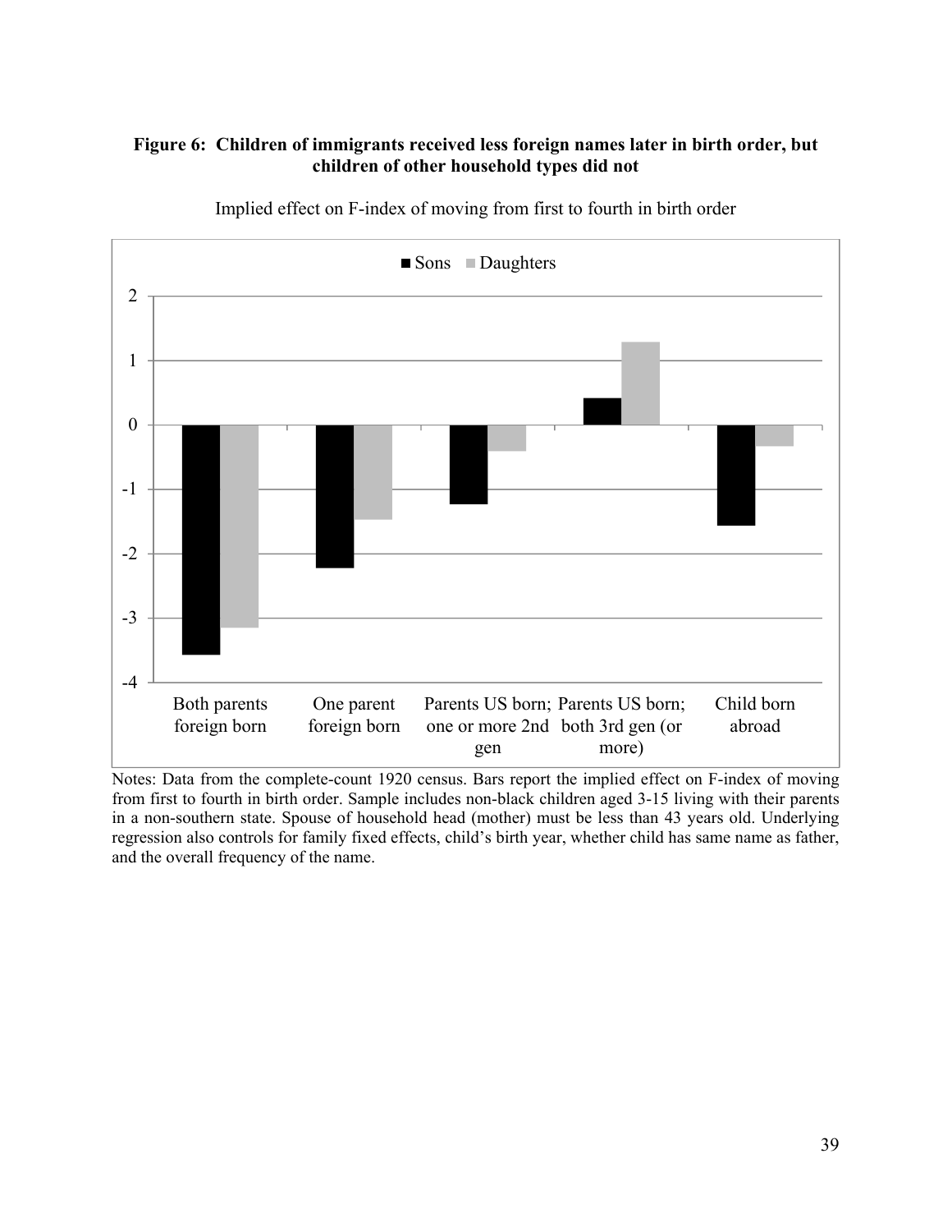**Figure 6: Children of immigrants received less foreign names later in birth order, but children of other household types did not**

Implied effect on F-index of moving from first to fourth in birth order

Notes: Data from the complete-count 1920 census. Bars report the implied effect on F-index of moving from first to fourth in birth order. Sample includes non-black children aged 3-15 living with their parents in a non-southern state. Spouse of household head (mother) must be less than 43 years old. Underlying regression also controls for family fixed effects, child's birth year, whether child has same name as father, and the overall frequency of the name.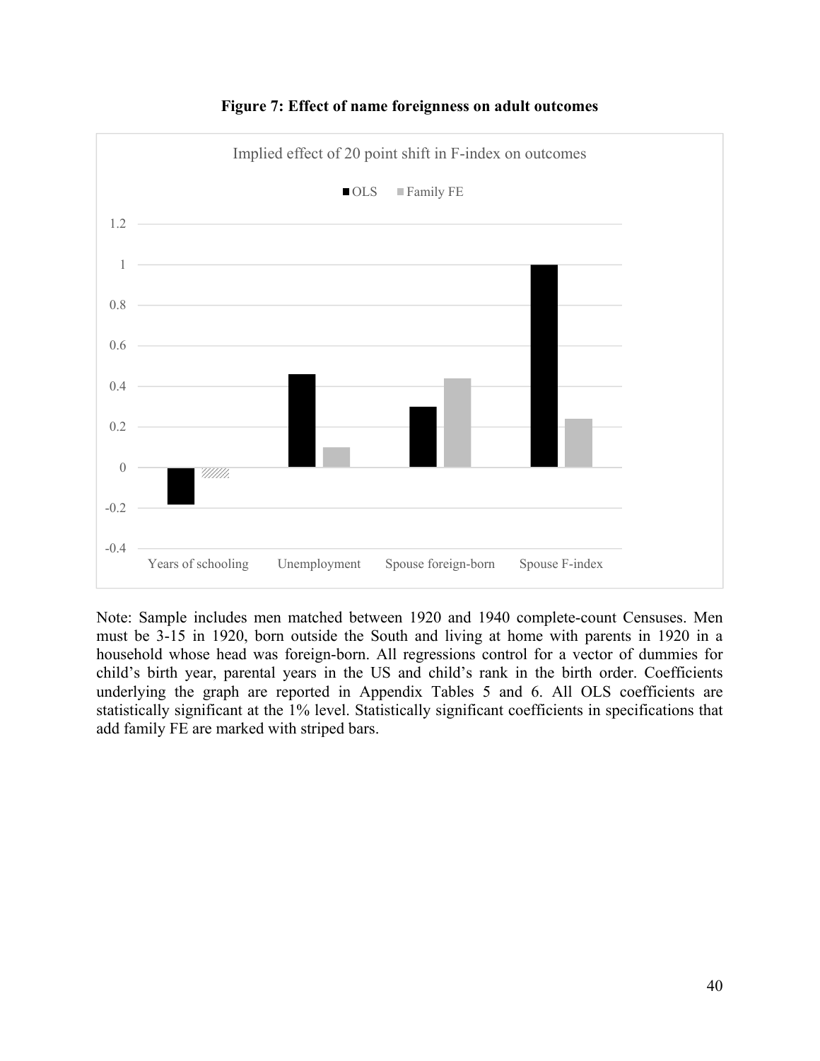**Figure 7: Effect of name foreignness on adult outcomes**

Implied effect of 20 point shift in F-index on outcomes

■ OLS ■ Family FE

| | OLS | Family FE |
|---|---|---|
| Years of schooling | -0.18 | -0.05 |
| Unemployment | 0.46 | 0.10 |
| Spouse foreign-born | 0.30 | 0.44 |
| Spouse F-index | 1.00 | 0.24 |

Note: Sample includes men matched between 1920 and 1940 complete-count Censuses. Men must be 3-15 in 1920, born outside the South and living at home with parents in 1920 in a household whose head was foreign-born. All regressions control for a vector of dummies for child's birth year, parental years in the US and child's rank in the birth order. Coefficients underlying the graph are reported in Appendix Tables 5 and 6. All OLS coefficients are statistically significant at the 1% level. Statistically significant coefficients in specifications that add family FE are marked with striped bars.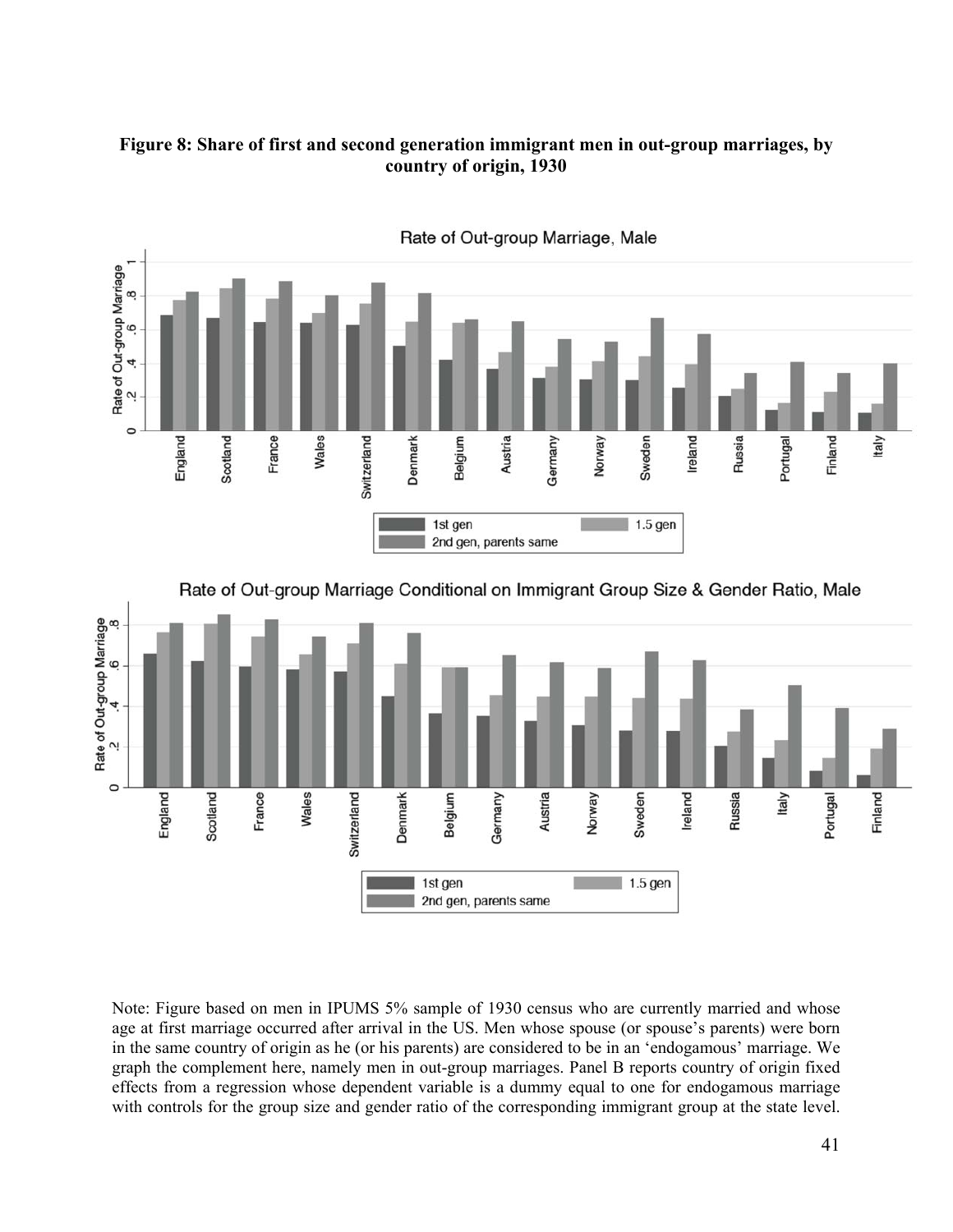**Figure 8: Share of first and second generation immigrant men in out-group marriages, by country of origin, 1930**

Note: Figure based on men in IPUMS 5% sample of 1930 census who are currently married and whose age at first marriage occurred after arrival in the US. Men whose spouse (or spouse's parents) were born in the same country of origin as he (or his parents) are considered to be in an 'endogamous' marriage. We graph the complement here, namely men in out-group marriages. Panel B reports country of origin fixed effects from a regression whose dependent variable is a dummy equal to one for endogamous marriage with controls for the group size and gender ratio of the corresponding immigrant group at the state level.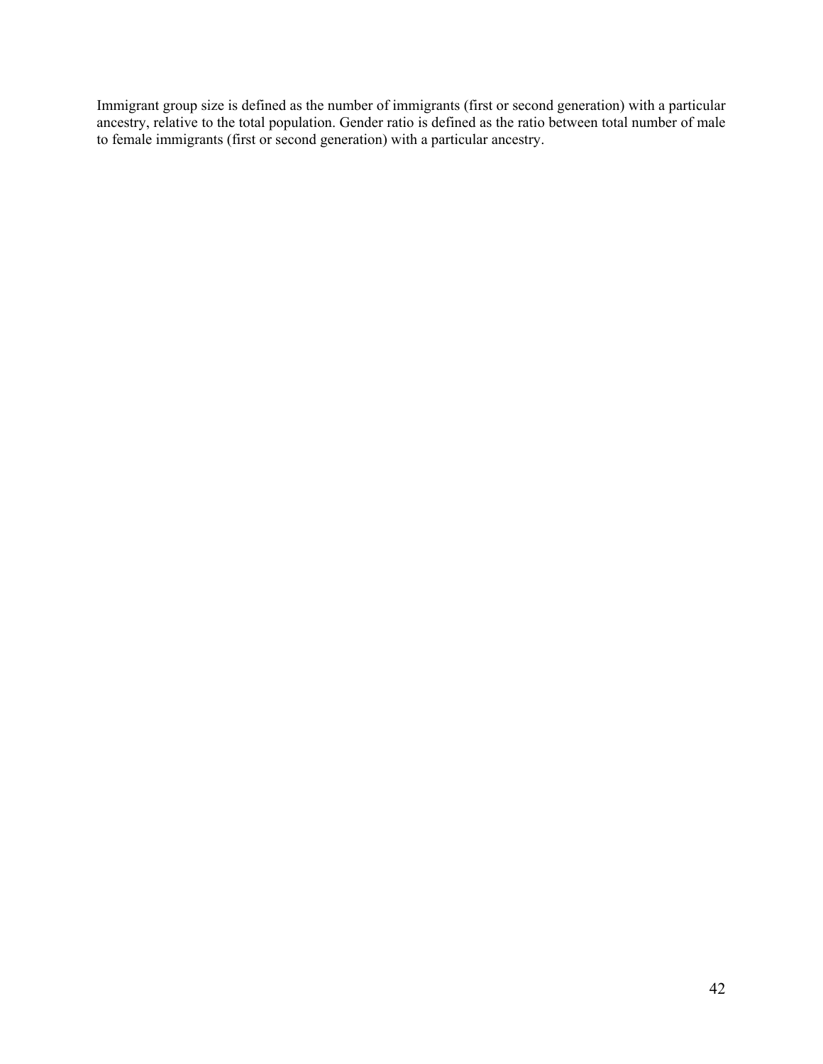Immigrant group size is defined as the number of immigrants (first or second generation) with a particular ancestry, relative to the total population. Gender ratio is defined as the ratio between total number of male to female immigrants (first or second generation) with a particular ancestry.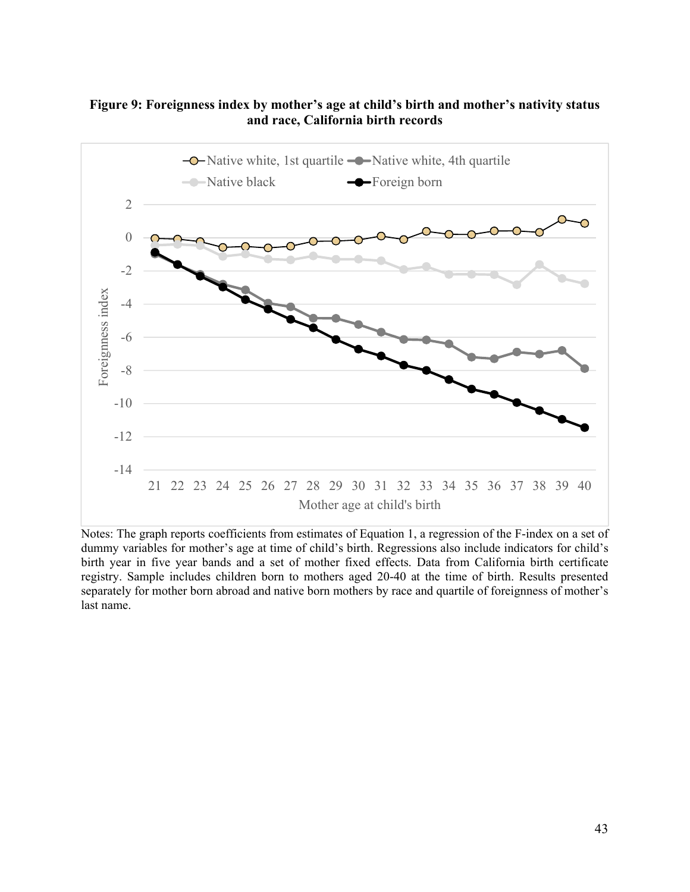**Figure 9: Foreignness index by mother's age at child's birth and mother's nativity status and race, California birth records**

Notes: The graph reports coefficients from estimates of Equation 1, a regression of the F-index on a set of dummy variables for mother's age at time of child's birth. Regressions also include indicators for child's birth year in five year bands and a set of mother fixed effects. Data from California birth certificate registry. Sample includes children born to mothers aged 20-40 at the time of birth. Results presented separately for mother born abroad and native born mothers by race and quartile of foreignness of mother's last name.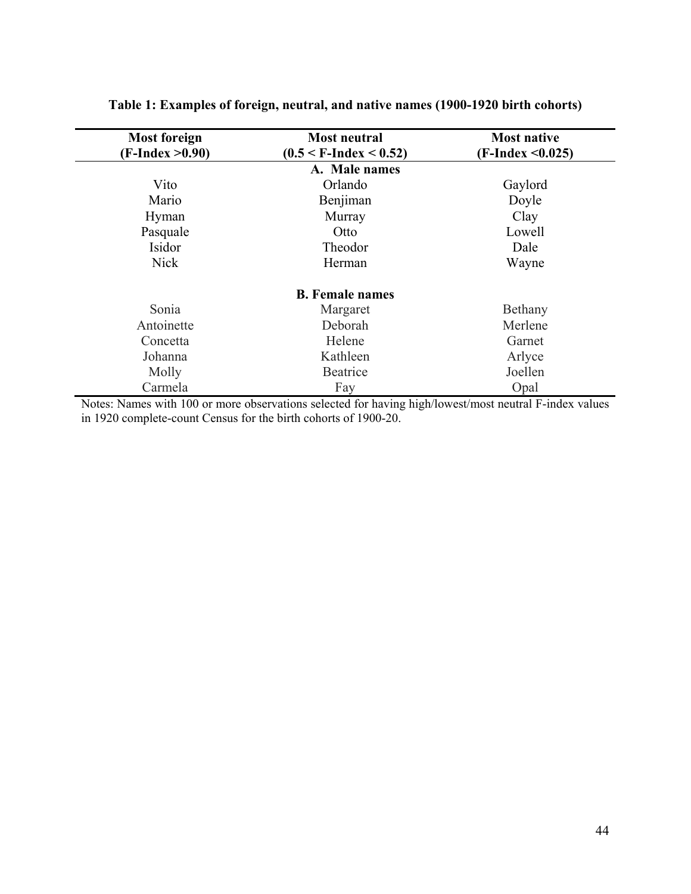**Table 1: Examples of foreign, neutral, and native names (1900-1920 birth cohorts)**

| Most foreign (F-Index >0.90) | Most neutral (0.5 < F-Index < 0.52) | Most native (F-Index <0.025) |
|---|---|---|
| | **A. Male names** | |
| Vito | Orlando | Gaylord |
| Mario | Benjiman | Doyle |
| Hyman | Murray | Clay |
| Pasquale | Otto | Lowell |
| Isidor | Theodor | Dale |
| Nick | Herman | Wayne |
| | **B. Female names** | |
| Sonia | Margaret | Bethany |
| Antoinette | Deborah | Merlene |
| Concetta | Helene | Garnet |
| Johanna | Kathleen | Arlyce |
| Molly | Beatrice | Joellen |
| Carmela | Fay | Opal |

Notes: Names with 100 or more observations selected for having high/lowest/most neutral F-index values in 1920 complete-count Census for the birth cohorts of 1900-20.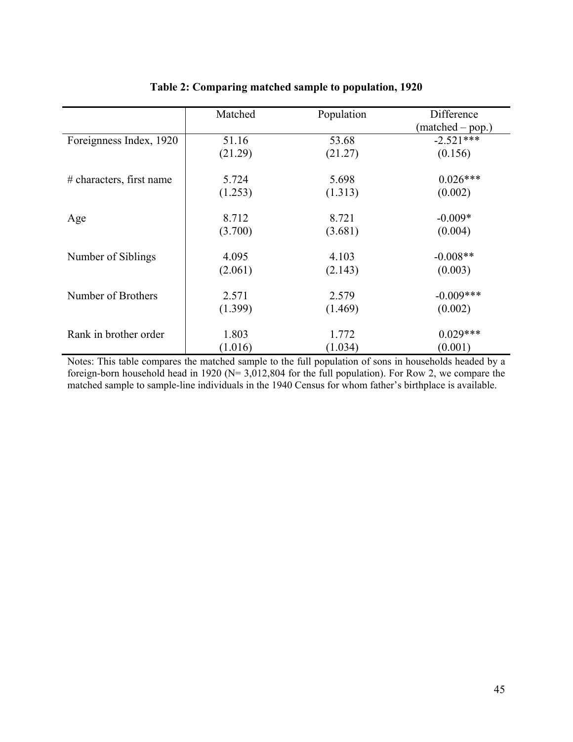**Table 2: Comparing matched sample to population, 1920**

| | Matched | Population | Difference (matched – pop.) |
|---|---|---|---|
| Foreignness Index, 1920 | 51.16 | 53.68 | -2.521*** |
| | (21.29) | (21.27) | (0.156) |
| # characters, first name | 5.724 | 5.698 | 0.026*** |
| | (1.253) | (1.313) | (0.002) |
| Age | 8.712 | 8.721 | -0.009* |
| | (3.700) | (3.681) | (0.004) |
| Number of Siblings | 4.095 | 4.103 | -0.008** |
| | (2.061) | (2.143) | (0.003) |
| Number of Brothers | 2.571 | 2.579 | -0.009*** |
| | (1.399) | (1.469) | (0.002) |
| Rank in brother order | 1.803 | 1.772 | 0.029*** |
| | (1.016) | (1.034) | (0.001) |

Notes: This table compares the matched sample to the full population of sons in households headed by a foreign-born household head in 1920 (N= 3,012,804 for the full population). For Row 2, we compare the matched sample to sample-line individuals in the 1940 Census for whom father's birthplace is available.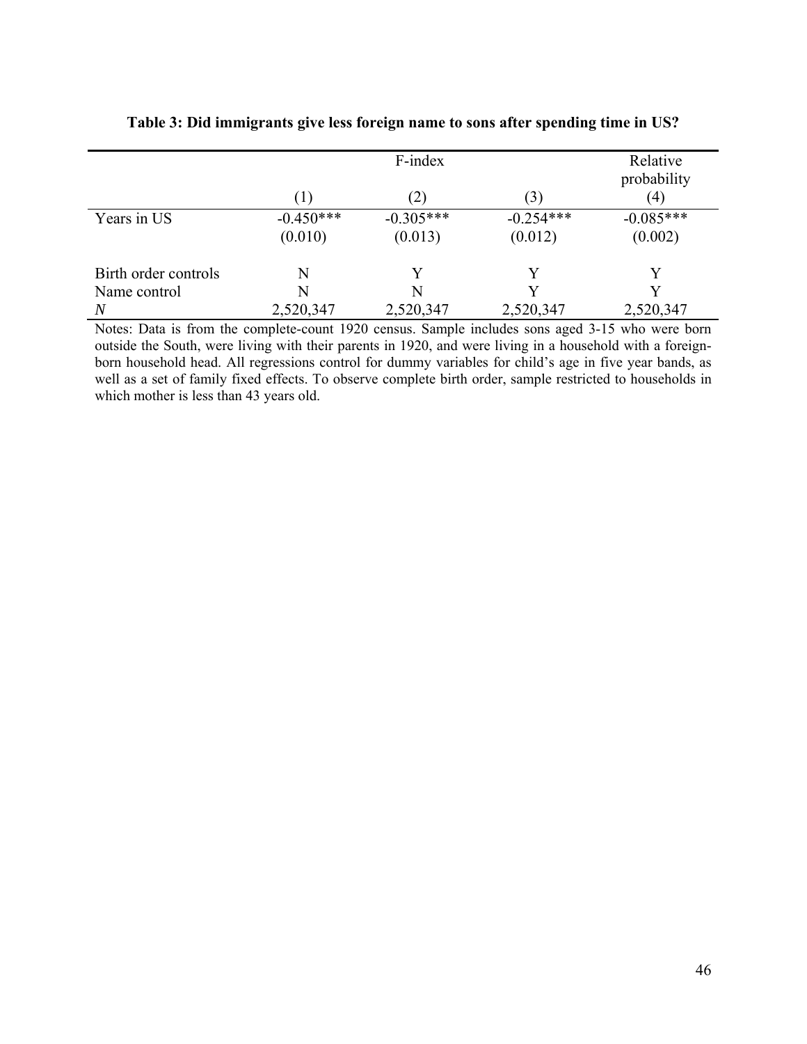**Table 3: Did immigrants give less foreign name to sons after spending time in US?**

| | F-index | | | Relative probability |
|---|---|---|---|---|
| | (1) | (2) | (3) | (4) |
| Years in US | -0.450*** | -0.305*** | -0.254*** | -0.085*** |
| | (0.010) | (0.013) | (0.012) | (0.002) |
| Birth order controls | N | Y | Y | Y |
| Name control | N | N | Y | Y |
| *N* | 2,520,347 | 2,520,347 | 2,520,347 | 2,520,347 |

Notes: Data is from the complete-count 1920 census. Sample includes sons aged 3-15 who were born outside the South, were living with their parents in 1920, and were living in a household with a foreign-born household head. All regressions control for dummy variables for child's age in five year bands, as well as a set of family fixed effects. To observe complete birth order, sample restricted to households in which mother is less than 43 years old.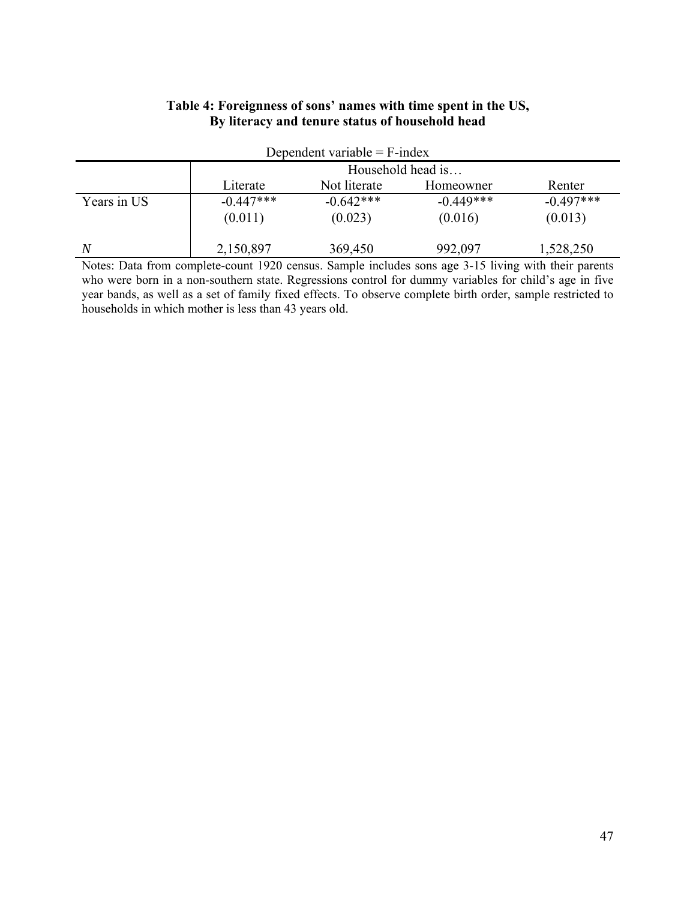**Table 4: Foreignness of sons' names with time spent in the US, By literacy and tenure status of household head**

Dependent variable = F-index

| | Household head is… | | | |
|---|---|---|---|---|
| | Literate | Not literate | Homeowner | Renter |
| Years in US | -0.447*** | -0.642*** | -0.449*** | -0.497*** |
| | (0.011) | (0.023) | (0.016) | (0.013) |
| $N$ | 2,150,897 | 369,450 | 992,097 | 1,528,250 |

Notes: Data from complete-count 1920 census. Sample includes sons age 3-15 living with their parents who were born in a non-southern state. Regressions control for dummy variables for child's age in five year bands, as well as a set of family fixed effects. To observe complete birth order, sample restricted to households in which mother is less than 43 years old.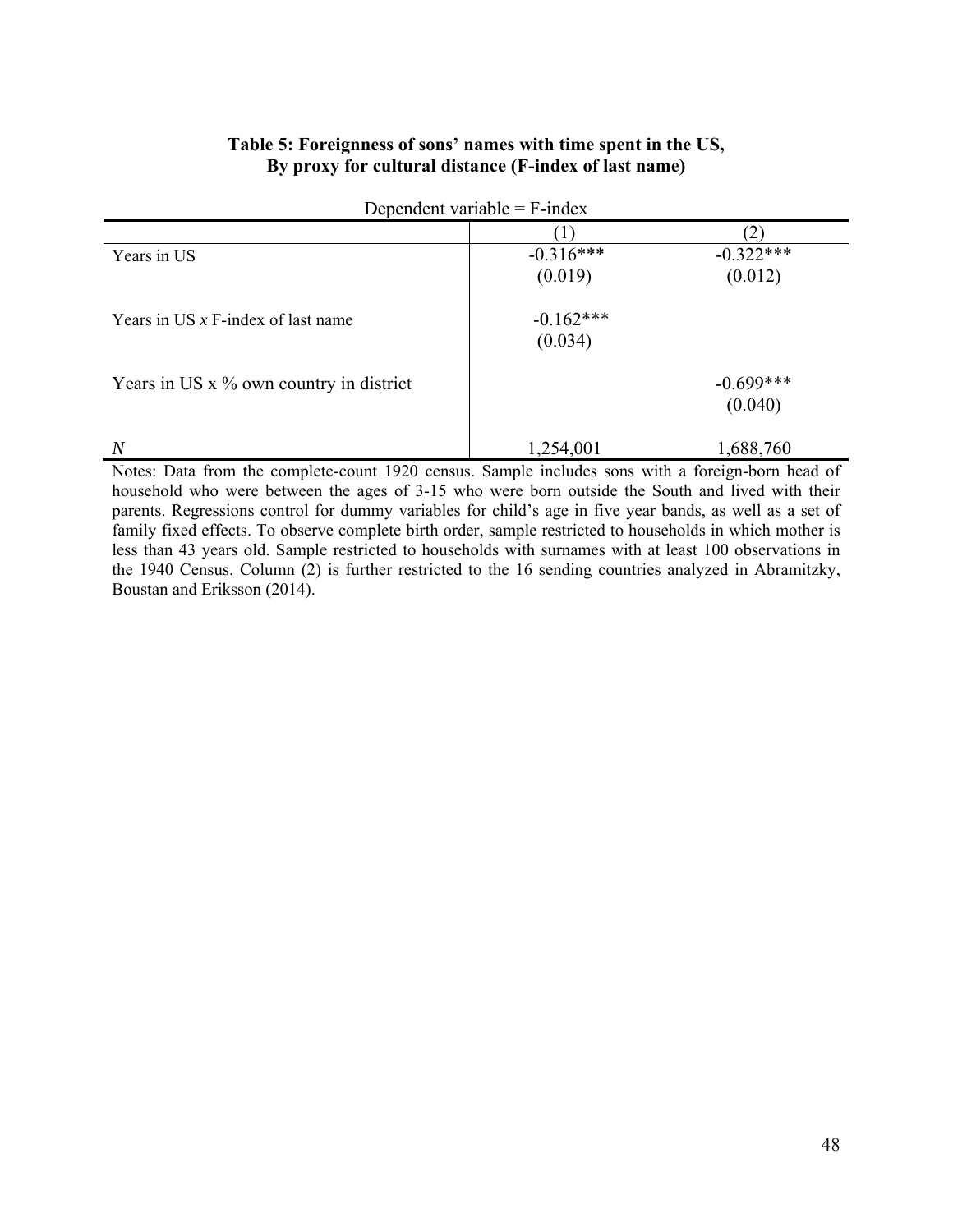**Table 5: Foreignness of sons' names with time spent in the US, By proxy for cultural distance (F-index of last name)**

Dependent variable = F-index

| | (1) | (2) |
|---|---|---|
| Years in US | -0.316*** | -0.322*** |
| | (0.019) | (0.012) |
| Years in US *x* F-index of last name | -0.162*** | |
| | (0.034) | |
| Years in US x % own country in district | | -0.699*** |
| | | (0.040) |
| *N* | 1,254,001 | 1,688,760 |

Notes: Data from the complete-count 1920 census. Sample includes sons with a foreign-born head of household who were between the ages of 3-15 who were born outside the South and lived with their parents. Regressions control for dummy variables for child's age in five year bands, as well as a set of family fixed effects. To observe complete birth order, sample restricted to households in which mother is less than 43 years old. Sample restricted to households with surnames with at least 100 observations in the 1940 Census. Column (2) is further restricted to the 16 sending countries analyzed in Abramitzky, Boustan and Eriksson (2014).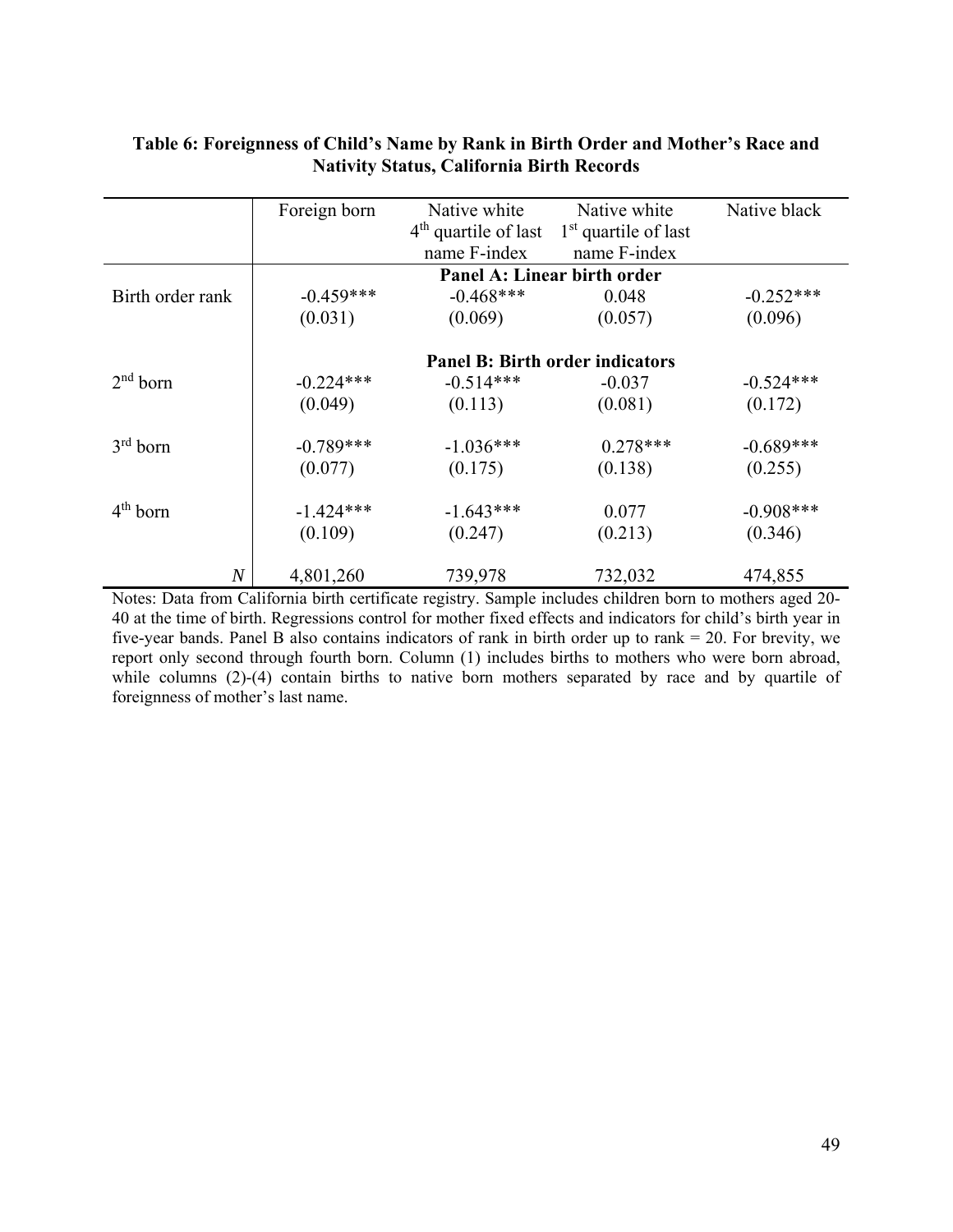**Table 6: Foreignness of Child's Name by Rank in Birth Order and Mother's Race and Nativity Status, California Birth Records**

| | Foreign born | Native white 4th quartile of last name F-index | Native white 1st quartile of last name F-index | Native black |
|---|---|---|---|---|
| | **Panel A: Linear birth order** | | | |
| Birth order rank | -0.459*** | -0.468*** | 0.048 | -0.252*** |
| | (0.031) | (0.069) | (0.057) | (0.096) |
| | **Panel B: Birth order indicators** | | | |
| 2nd born | -0.224*** | -0.514*** | -0.037 | -0.524*** |
| | (0.049) | (0.113) | (0.081) | (0.172) |
| 3rd born | -0.789*** | -1.036*** | 0.278*** | -0.689*** |
| | (0.077) | (0.175) | (0.138) | (0.255) |
| 4th born | -1.424*** | -1.643*** | 0.077 | -0.908*** |
| | (0.109) | (0.247) | (0.213) | (0.346) |
| *N* | 4,801,260 | 739,978 | 732,032 | 474,855 |

Notes: Data from California birth certificate registry. Sample includes children born to mothers aged 20-40 at the time of birth. Regressions control for mother fixed effects and indicators for child's birth year in five-year bands. Panel B also contains indicators of rank in birth order up to rank = 20. For brevity, we report only second through fourth born. Column (1) includes births to mothers who were born abroad, while columns (2)-(4) contain births to native born mothers separated by race and by quartile of foreignness of mother's last name.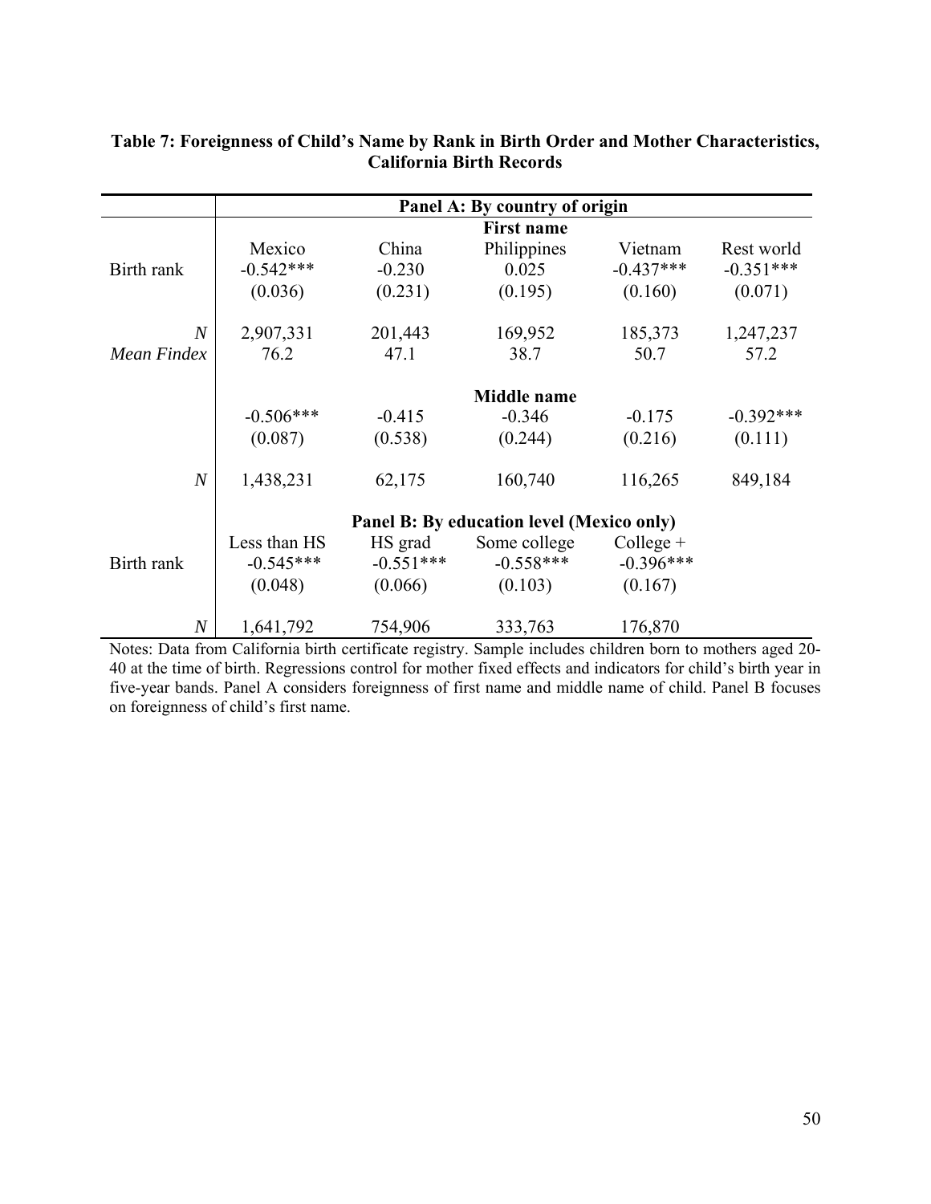**Table 7: Foreignness of Child's Name by Rank in Birth Order and Mother Characteristics, California Birth Records**

| | Panel A: By country of origin | | | | |
|---|---|---|---|---|---|
| | **First name** | | | | |
| | Mexico | China | Philippines | Vietnam | Rest world |
| Birth rank | -0.542*** | -0.230 | 0.025 | -0.437*** | -0.351*** |
| | (0.036) | (0.231) | (0.195) | (0.160) | (0.071) |
| *N* | 2,907,331 | 201,443 | 169,952 | 185,373 | 1,247,237 |
| *Mean Findex* | 76.2 | 47.1 | 38.7 | 50.7 | 57.2 |
| | **Middle name** | | | | |
| | -0.506*** | -0.415 | -0.346 | -0.175 | -0.392*** |
| | (0.087) | (0.538) | (0.244) | (0.216) | (0.111) |
| *N* | 1,438,231 | 62,175 | 160,740 | 116,265 | 849,184 |
| | **Panel B: By education level (Mexico only)** | | | | |
| | Less than HS | HS grad | Some college | College + | |
| Birth rank | -0.545*** | -0.551*** | -0.558*** | -0.396*** | |
| | (0.048) | (0.066) | (0.103) | (0.167) | |
| *N* | 1,641,792 | 754,906 | 333,763 | 176,870 | |

Notes: Data from California birth certificate registry. Sample includes children born to mothers aged 20-40 at the time of birth. Regressions control for mother fixed effects and indicators for child's birth year in five-year bands. Panel A considers foreignness of first name and middle name of child. Panel B focuses on foreignness of child's first name.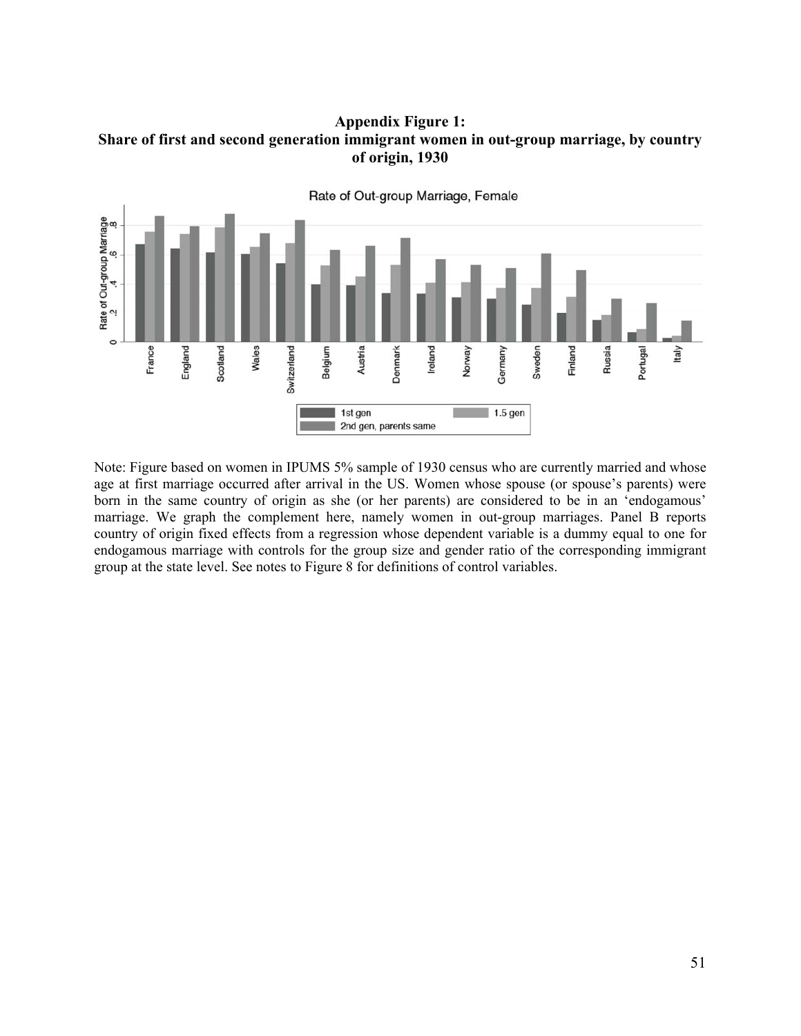**Appendix Figure 1:**
**Share of first and second generation immigrant women in out-group marriage, by country of origin, 1930**

Note: Figure based on women in IPUMS 5% sample of 1930 census who are currently married and whose age at first marriage occurred after arrival in the US. Women whose spouse (or spouse's parents) were born in the same country of origin as she (or her parents) are considered to be in an 'endogamous' marriage. We graph the complement here, namely women in out-group marriages. Panel B reports country of origin fixed effects from a regression whose dependent variable is a dummy equal to one for endogamous marriage with controls for the group size and gender ratio of the corresponding immigrant group at the state level. See notes to Figure 8 for definitions of control variables.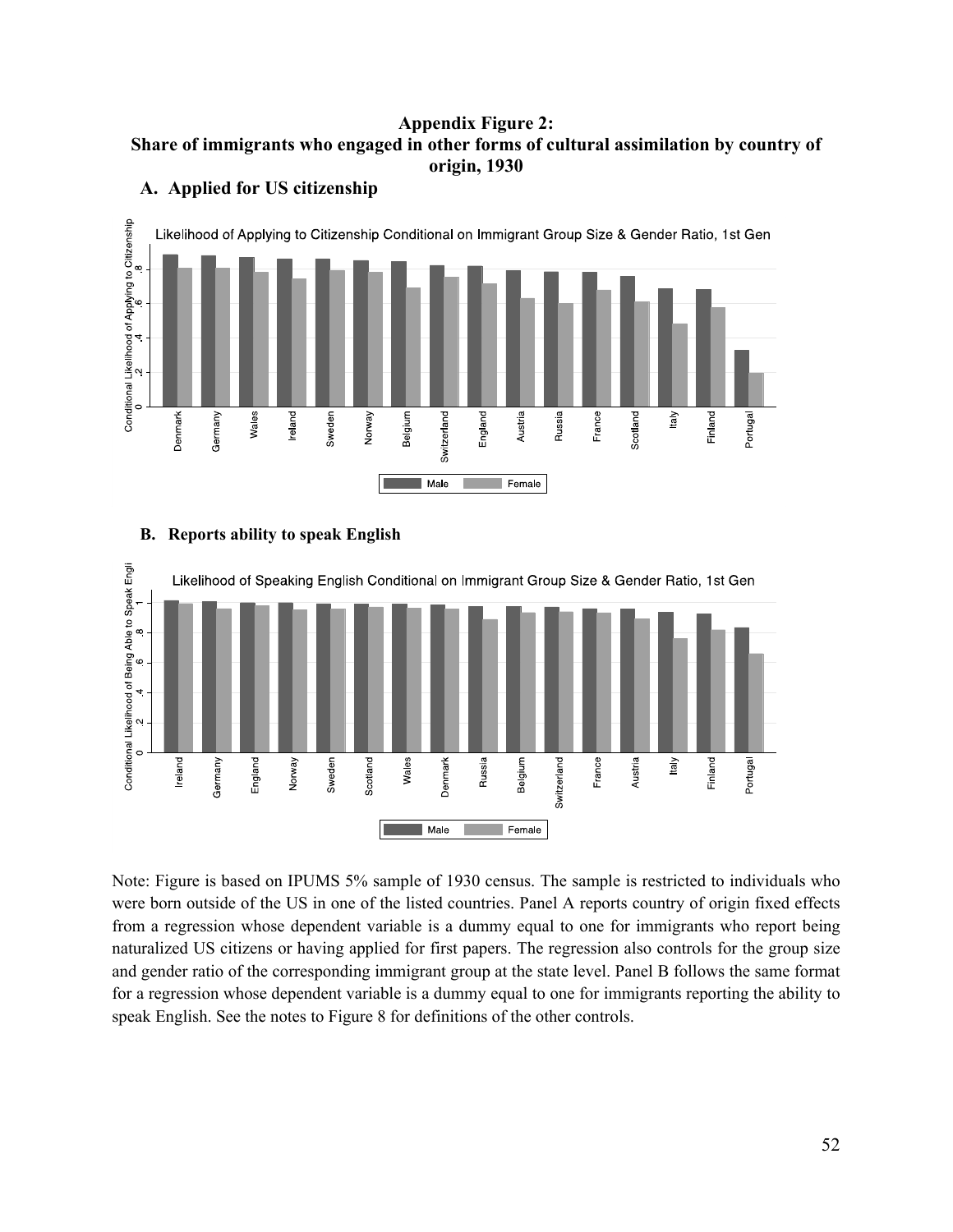**Appendix Figure 2:**
**Share of immigrants who engaged in other forms of cultural assimilation by country of origin, 1930**

**A. Applied for US citizenship**

**B. Reports ability to speak English**

Note: Figure is based on IPUMS 5% sample of 1930 census. The sample is restricted to individuals who were born outside of the US in one of the listed countries. Panel A reports country of origin fixed effects from a regression whose dependent variable is a dummy equal to one for immigrants who report being naturalized US citizens or having applied for first papers. The regression also controls for the group size and gender ratio of the corresponding immigrant group at the state level. Panel B follows the same format for a regression whose dependent variable is a dummy equal to one for immigrants reporting the ability to speak English. See the notes to Figure 8 for definitions of the other controls.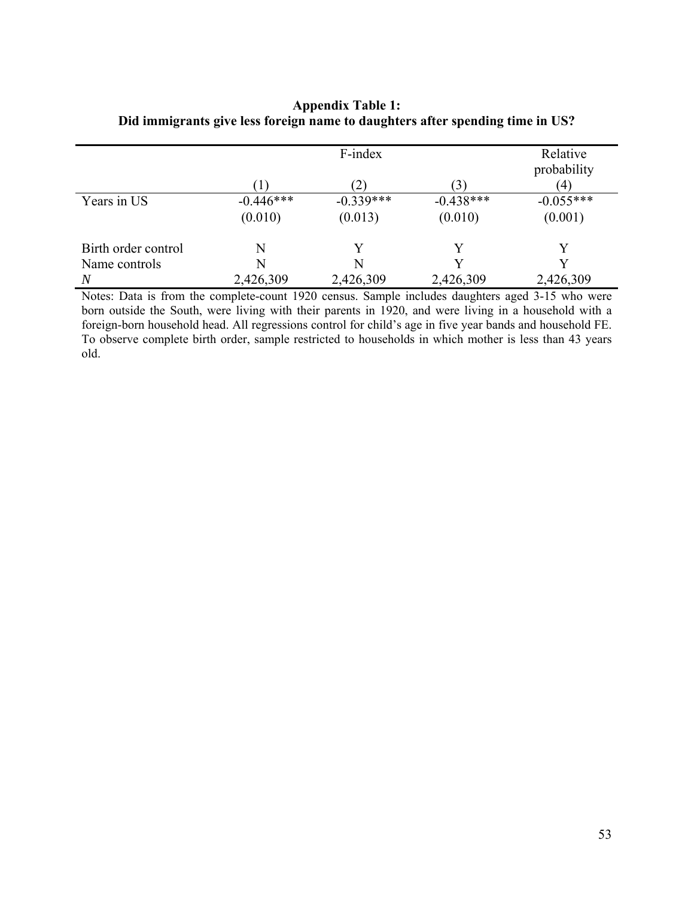**Appendix Table 1:**
**Did immigrants give less foreign name to daughters after spending time in US?**

| | F-index | | | Relative probability |
|---|---|---|---|---|
| | (1) | (2) | (3) | (4) |
| Years in US | -0.446*** | -0.339*** | -0.438*** | -0.055*** |
| | (0.010) | (0.013) | (0.010) | (0.001) |
| Birth order control | N | Y | Y | Y |
| Name controls | N | N | Y | Y |
| *N* | 2,426,309 | 2,426,309 | 2,426,309 | 2,426,309 |

Notes: Data is from the complete-count 1920 census. Sample includes daughters aged 3-15 who were born outside the South, were living with their parents in 1920, and were living in a household with a foreign-born household head. All regressions control for child's age in five year bands and household FE. To observe complete birth order, sample restricted to households in which mother is less than 43 years old.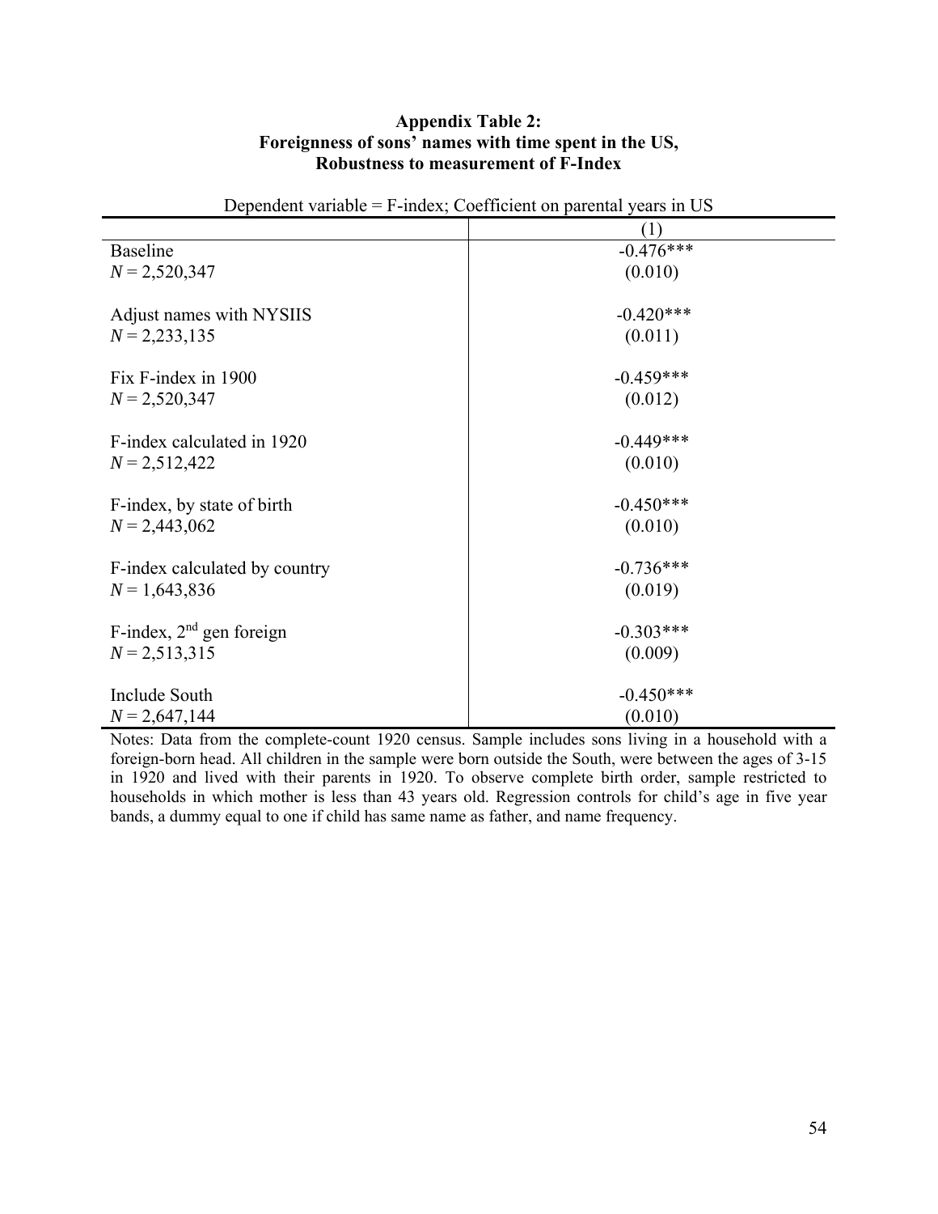**Appendix Table 2:**
**Foreignness of sons' names with time spent in the US,**
**Robustness to measurement of F-Index**

Dependent variable = F-index; Coefficient on parental years in US

| | (1) |
|---|---|
| Baseline | -0.476*** |
| *N* = 2,520,347 | (0.010) |
| | |
| Adjust names with NYSIIS | -0.420*** |
| *N* = 2,233,135 | (0.011) |
| | |
| Fix F-index in 1900 | -0.459*** |
| *N* = 2,520,347 | (0.012) |
| | |
| F-index calculated in 1920 | -0.449*** |
| *N* = 2,512,422 | (0.010) |
| | |
| F-index, by state of birth | -0.450*** |
| *N* = 2,443,062 | (0.010) |
| | |
| F-index calculated by country | -0.736*** |
| *N* = 1,643,836 | (0.019) |
| | |
| F-index, 2nd gen foreign | -0.303*** |
| *N* = 2,513,315 | (0.009) |
| | |
| Include South | -0.450*** |
| *N* = 2,647,144 | (0.010) |

Notes: Data from the complete-count 1920 census. Sample includes sons living in a household with a foreign-born head. All children in the sample were born outside the South, were between the ages of 3-15 in 1920 and lived with their parents in 1920. To observe complete birth order, sample restricted to households in which mother is less than 43 years old. Regression controls for child's age in five year bands, a dummy equal to one if child has same name as father, and name frequency.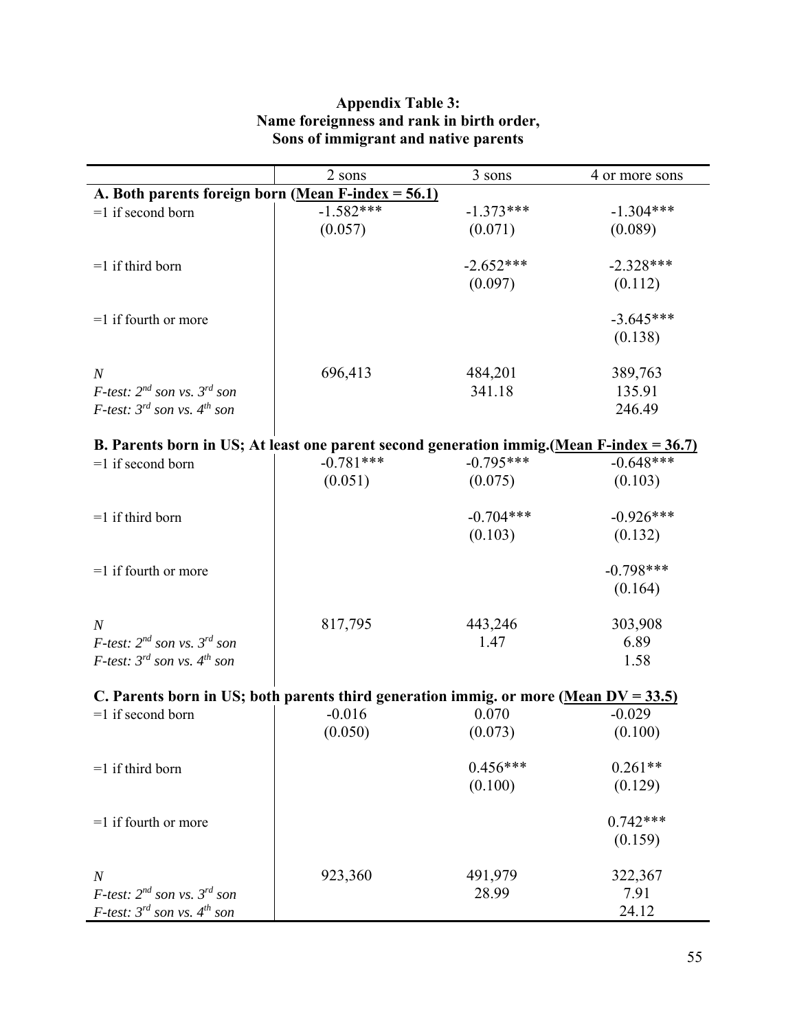**Appendix Table 3:**
**Name foreignness and rank in birth order,**
**Sons of immigrant and native parents**

| | 2 sons | 3 sons | 4 or more sons |
|---|---|---|---|
| **A. Both parents foreign born (Mean F-index = 56.1)** | | | |
| =1 if second born | -1.582*** | -1.373*** | -1.304*** |
| | (0.057) | (0.071) | (0.089) |
| =1 if third born | | -2.652*** | -2.328*** |
| | | (0.097) | (0.112) |
| =1 if fourth or more | | | -3.645*** |
| | | | (0.138) |
| *N* | 696,413 | 484,201 | 389,763 |
| *F-test: 2nd son vs. 3rd son* | | 341.18 | 135.91 |
| *F-test: 3rd son vs. 4th son* | | | 246.49 |
| **B. Parents born in US; At least one parent second generation immig.(Mean F-index = 36.7)** | | | |
| =1 if second born | -0.781*** | -0.795*** | -0.648*** |
| | (0.051) | (0.075) | (0.103) |
| =1 if third born | | -0.704*** | -0.926*** |
| | | (0.103) | (0.132) |
| =1 if fourth or more | | | -0.798*** |
| | | | (0.164) |
| *N* | 817,795 | 443,246 | 303,908 |
| *F-test: 2nd son vs. 3rd son* | | 1.47 | 6.89 |
| *F-test: 3rd son vs. 4th son* | | | 1.58 |
| **C. Parents born in US; both parents third generation immig. or more (Mean DV = 33.5)** | | | |
| =1 if second born | -0.016 | 0.070 | -0.029 |
| | (0.050) | (0.073) | (0.100) |
| =1 if third born | | 0.456*** | 0.261** |
| | | (0.100) | (0.129) |
| =1 if fourth or more | | | 0.742*** |
| | | | (0.159) |
| *N* | 923,360 | 491,979 | 322,367 |
| *F-test: 2nd son vs. 3rd son* | | 28.99 | 7.91 |
| *F-test: 3rd son vs. 4th son* | | | 24.12 |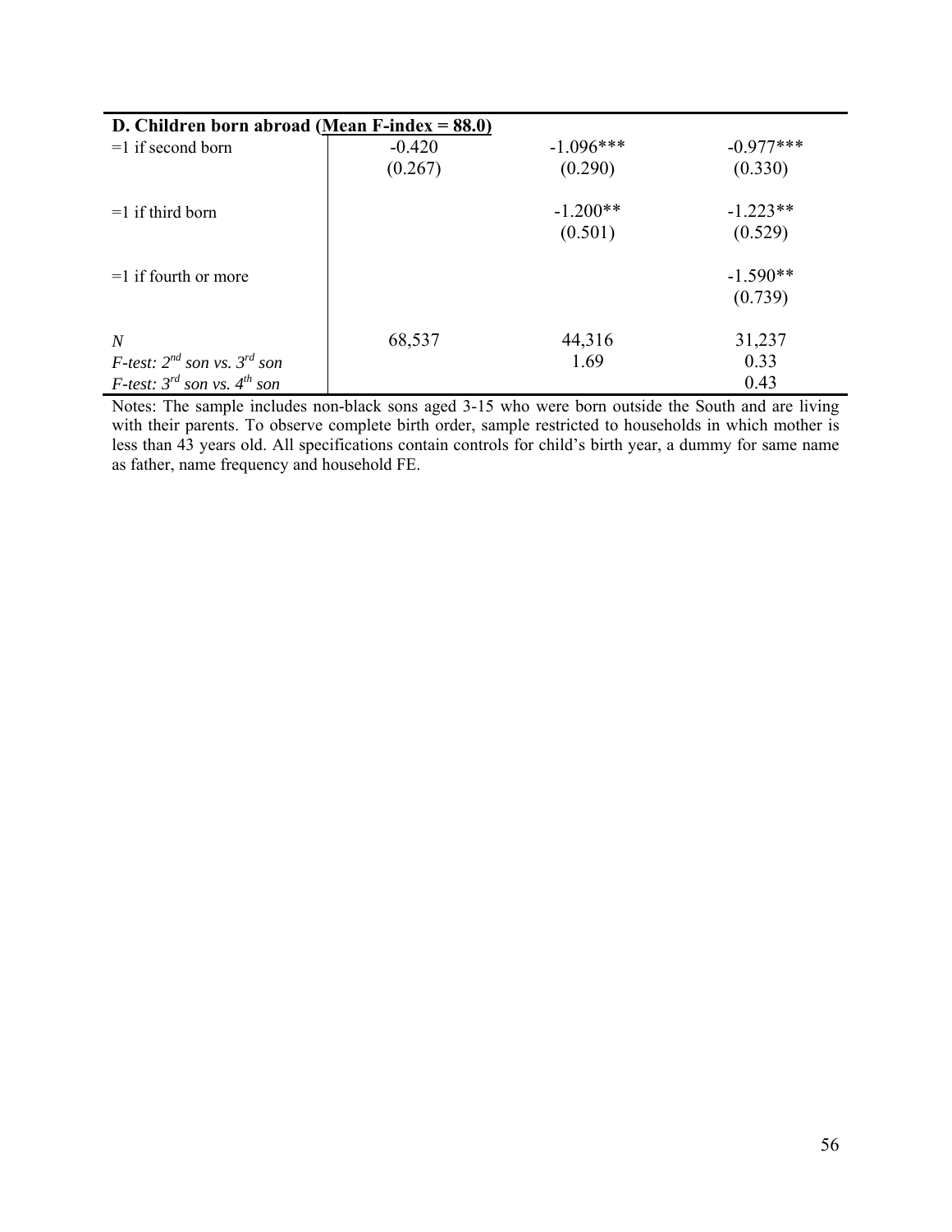| **D. Children born abroad (Mean F-index = 88.0)** | | | |
|---|---|---|---|
| =1 if second born | -0.420 | -1.096*** | -0.977*** |
| | (0.267) | (0.290) | (0.330) |
| =1 if third born | | -1.200** | -1.223** |
| | | (0.501) | (0.529) |
| =1 if fourth or more | | | -1.590** |
| | | | (0.739) |
| *N* | 68,537 | 44,316 | 31,237 |
| *F-test: $2^{nd}$ son vs. $3^{rd}$ son* | | 1.69 | 0.33 |
| *F-test: $3^{rd}$ son vs. $4^{th}$ son* | | | 0.43 |

Notes: The sample includes non-black sons aged 3-15 who were born outside the South and are living with their parents. To observe complete birth order, sample restricted to households in which mother is less than 43 years old. All specifications contain controls for child's birth year, a dummy for same name as father, name frequency and household FE.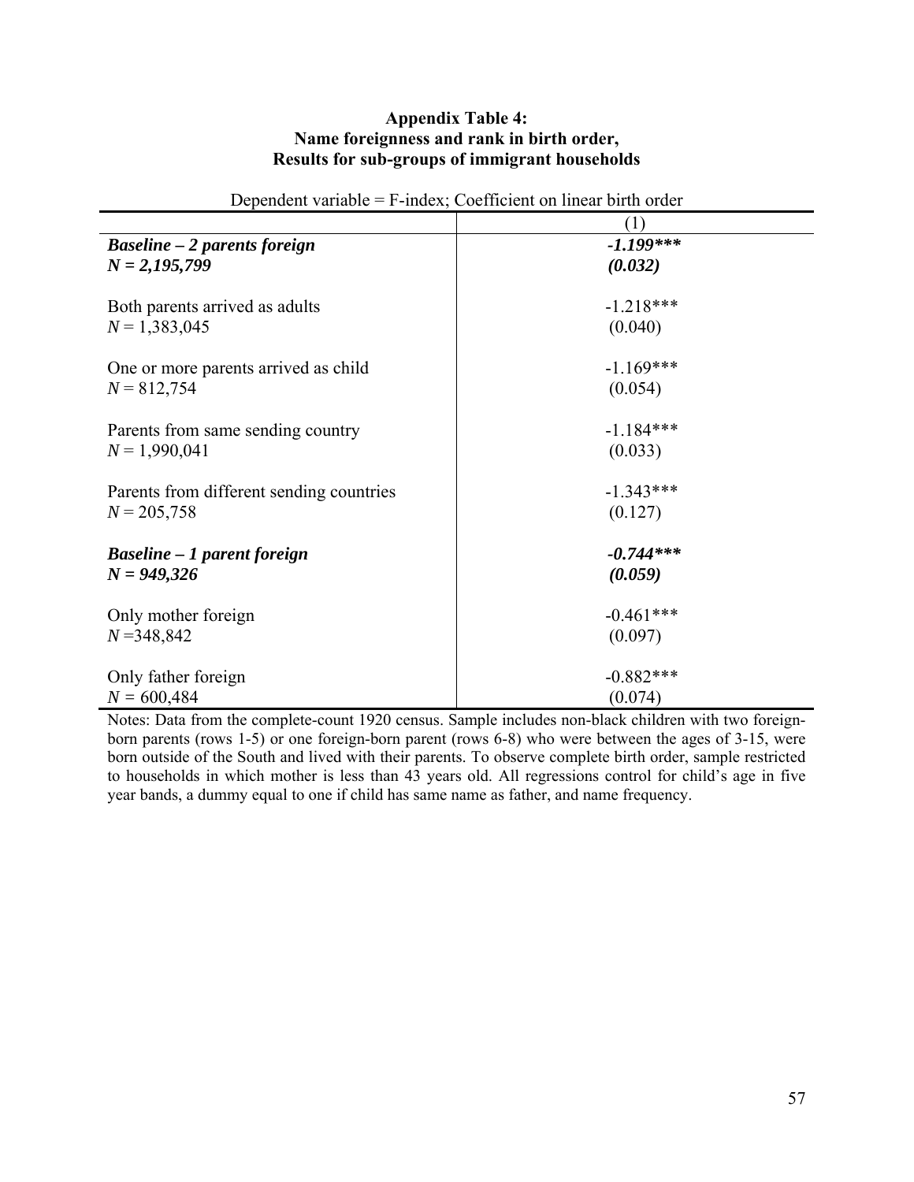**Appendix Table 4:**
**Name foreignness and rank in birth order,**
**Results for sub-groups of immigrant households**

| Dependent variable = F-index; Coefficient on linear birth order | |
|---|---|
| | (1) |
| ***Baseline – 2 parents foreign*** | ***-1.199\*\*\**** |
| ***N = 2,195,799*** | ***(0.032)*** |
| Both parents arrived as adults | -1.218*** |
| *N* = 1,383,045 | (0.040) |
| One or more parents arrived as child | -1.169*** |
| *N* = 812,754 | (0.054) |
| Parents from same sending country | -1.184*** |
| *N* = 1,990,041 | (0.033) |
| Parents from different sending countries | -1.343*** |
| *N* = 205,758 | (0.127) |
| ***Baseline – 1 parent foreign*** | ***-0.744\*\*\**** |
| ***N = 949,326*** | ***(0.059)*** |
| Only mother foreign | -0.461*** |
| *N* =348,842 | (0.097) |
| Only father foreign | -0.882*** |
| *N* = 600,484 | (0.074) |

Notes: Data from the complete-count 1920 census. Sample includes non-black children with two foreign-born parents (rows 1-5) or one foreign-born parent (rows 6-8) who were between the ages of 3-15, were born outside of the South and lived with their parents. To observe complete birth order, sample restricted to households in which mother is less than 43 years old. All regressions control for child's age in five year bands, a dummy equal to one if child has same name as father, and name frequency.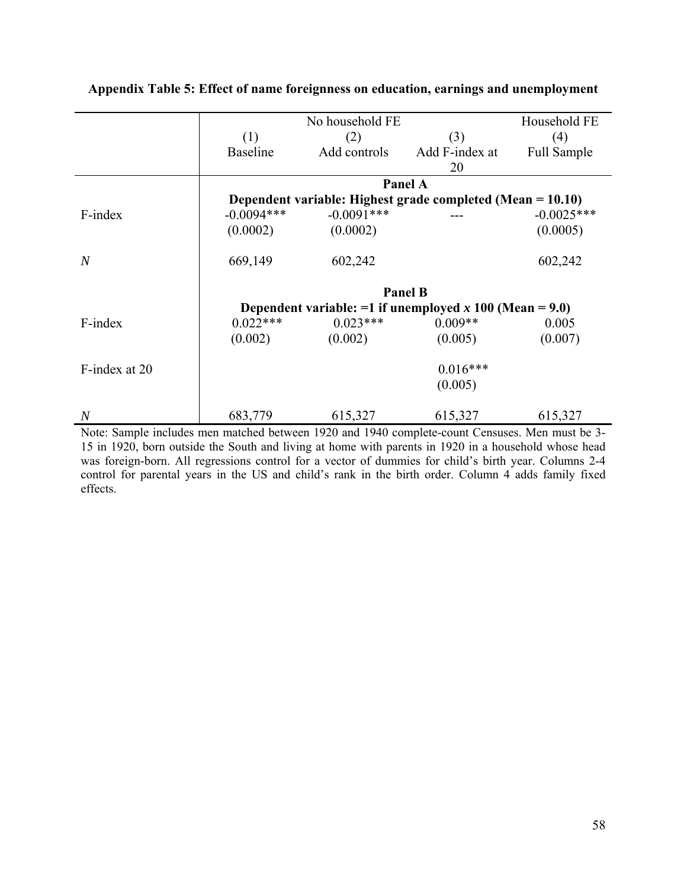**Appendix Table 5: Effect of name foreignness on education, earnings and unemployment**

| | No household FE | | | Household FE |
|---|---|---|---|---|
| | (1) | (2) | (3) | (4) |
| | Baseline | Add controls | Add F-index at 20 | Full Sample |
| | **Panel A** | | | |
| | **Dependent variable: Highest grade completed (Mean = 10.10)** | | | |
| F-index | -0.0094*** | -0.0091*** | --- | -0.0025*** |
| | (0.0002) | (0.0002) | | (0.0005) |
| *N* | 669,149 | 602,242 | | 602,242 |
| | **Panel B** | | | |
| | **Dependent variable: =1 if unemployed *x* 100 (Mean = 9.0)** | | | |
| F-index | 0.022*** | 0.023*** | 0.009** | 0.005 |
| | (0.002) | (0.002) | (0.005) | (0.007) |
| F-index at 20 | | | 0.016*** | |
| | | | (0.005) | |
| *N* | 683,779 | 615,327 | 615,327 | 615,327 |

Note: Sample includes men matched between 1920 and 1940 complete-count Censuses. Men must be 3-15 in 1920, born outside the South and living at home with parents in 1920 in a household whose head was foreign-born. All regressions control for a vector of dummies for child's birth year. Columns 2-4 control for parental years in the US and child's rank in the birth order. Column 4 adds family fixed effects.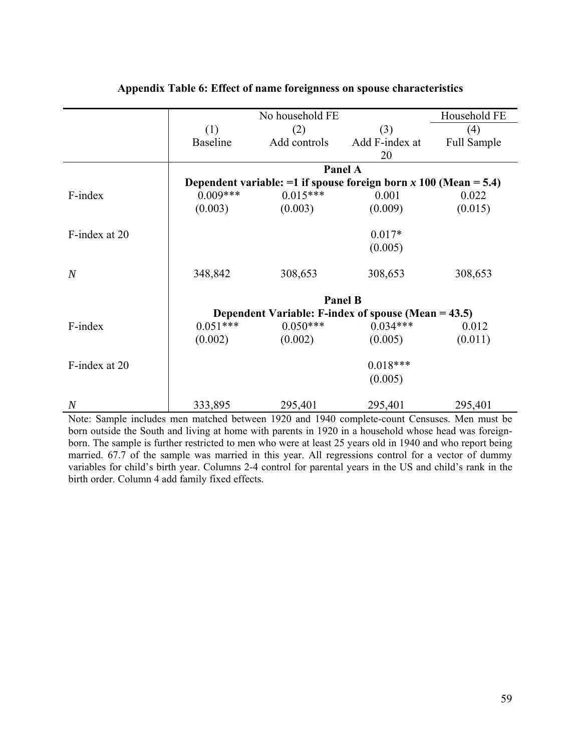**Appendix Table 6: Effect of name foreignness on spouse characteristics**

| | No household FE | | | Household FE |
|---|---|---|---|---|
| | (1) | (2) | (3) | (4) |
| | Baseline | Add controls | Add F-index at 20 | Full Sample |
| | **Panel A** | | | |
| | **Dependent variable: =1 if spouse foreign born *x* 100 (Mean = 5.4)** | | | |
| F-index | 0.009*** | 0.015*** | 0.001 | 0.022 |
| | (0.003) | (0.003) | (0.009) | (0.015) |
| F-index at 20 | | | 0.017* | |
| | | | (0.005) | |
| *N* | 348,842 | 308,653 | 308,653 | 308,653 |
| | **Panel B** | | | |
| | **Dependent Variable: F-index of spouse (Mean = 43.5)** | | | |
| F-index | 0.051*** | 0.050*** | 0.034*** | 0.012 |
| | (0.002) | (0.002) | (0.005) | (0.011) |
| F-index at 20 | | | 0.018*** | |
| | | | (0.005) | |
| *N* | 333,895 | 295,401 | 295,401 | 295,401 |

Note: Sample includes men matched between 1920 and 1940 complete-count Censuses. Men must be born outside the South and living at home with parents in 1920 in a household whose head was foreign-born. The sample is further restricted to men who were at least 25 years old in 1940 and who report being married. 67.7 of the sample was married in this year. All regressions control for a vector of dummy variables for child's birth year. Columns 2-4 control for parental years in the US and child's rank in the birth order. Column 4 add family fixed effects.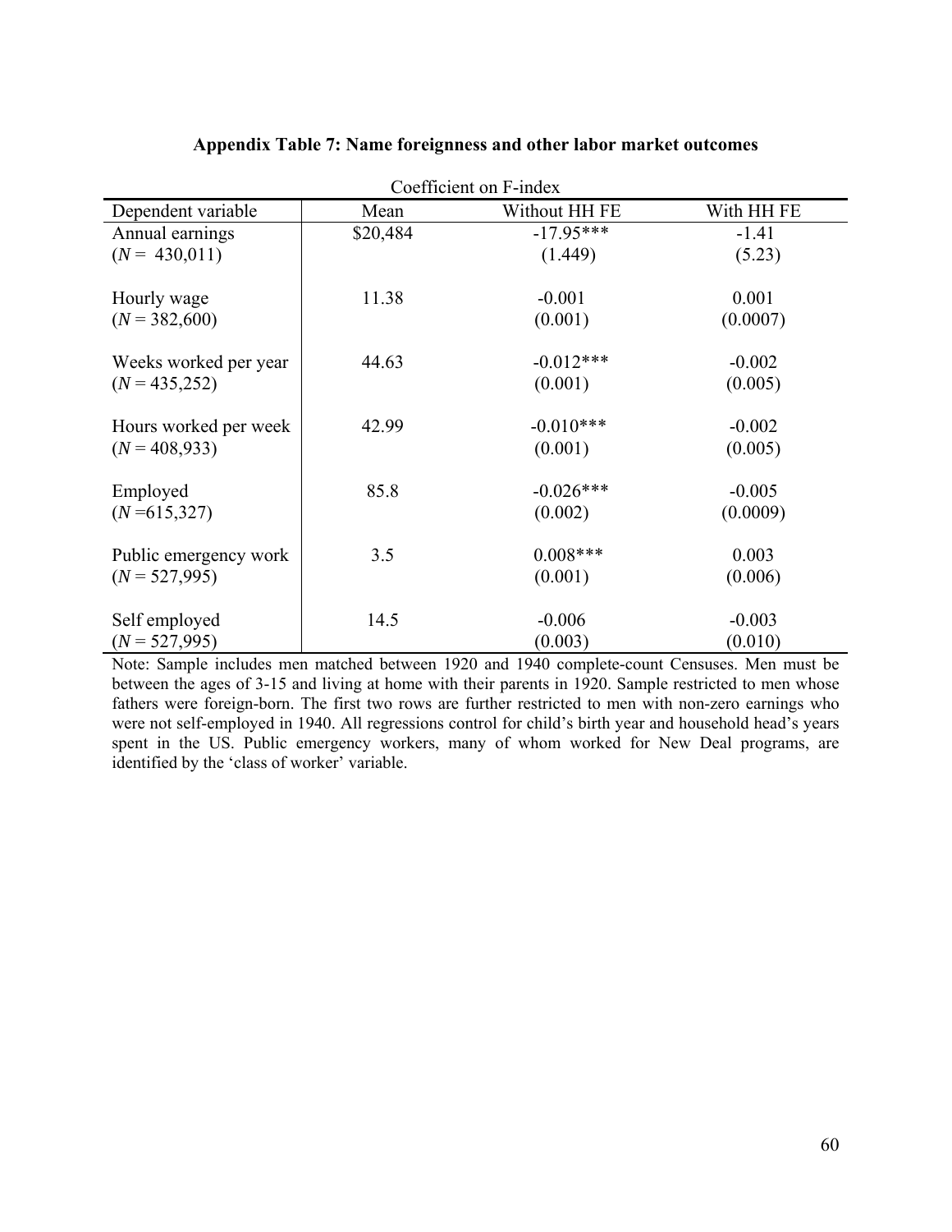**Appendix Table 7: Name foreignness and other labor market outcomes**

| | | Coefficient on F-index | |
|---|---|---|---|
| Dependent variable | Mean | Without HH FE | With HH FE |
| Annual earnings | $20,484 | -17.95*** | -1.41 |
| ($N$ = 430,011) | | (1.449) | (5.23) |
| Hourly wage | 11.38 | -0.001 | 0.001 |
| ($N$ = 382,600) | | (0.001) | (0.0007) |
| Weeks worked per year | 44.63 | -0.012*** | -0.002 |
| ($N$ = 435,252) | | (0.001) | (0.005) |
| Hours worked per week | 42.99 | -0.010*** | -0.002 |
| ($N$ = 408,933) | | (0.001) | (0.005) |
| Employed | 85.8 | -0.026*** | -0.005 |
| ($N$ =615,327) | | (0.002) | (0.0009) |
| Public emergency work | 3.5 | 0.008*** | 0.003 |
| ($N$ = 527,995) | | (0.001) | (0.006) |
| Self employed | 14.5 | -0.006 | -0.003 |
| ($N$ = 527,995) | | (0.003) | (0.010) |

Note: Sample includes men matched between 1920 and 1940 complete-count Censuses. Men must be between the ages of 3-15 and living at home with their parents in 1920. Sample restricted to men whose fathers were foreign-born. The first two rows are further restricted to men with non-zero earnings who were not self-employed in 1940. All regressions control for child's birth year and household head's years spent in the US. Public emergency workers, many of whom worked for New Deal programs, are identified by the 'class of worker' variable.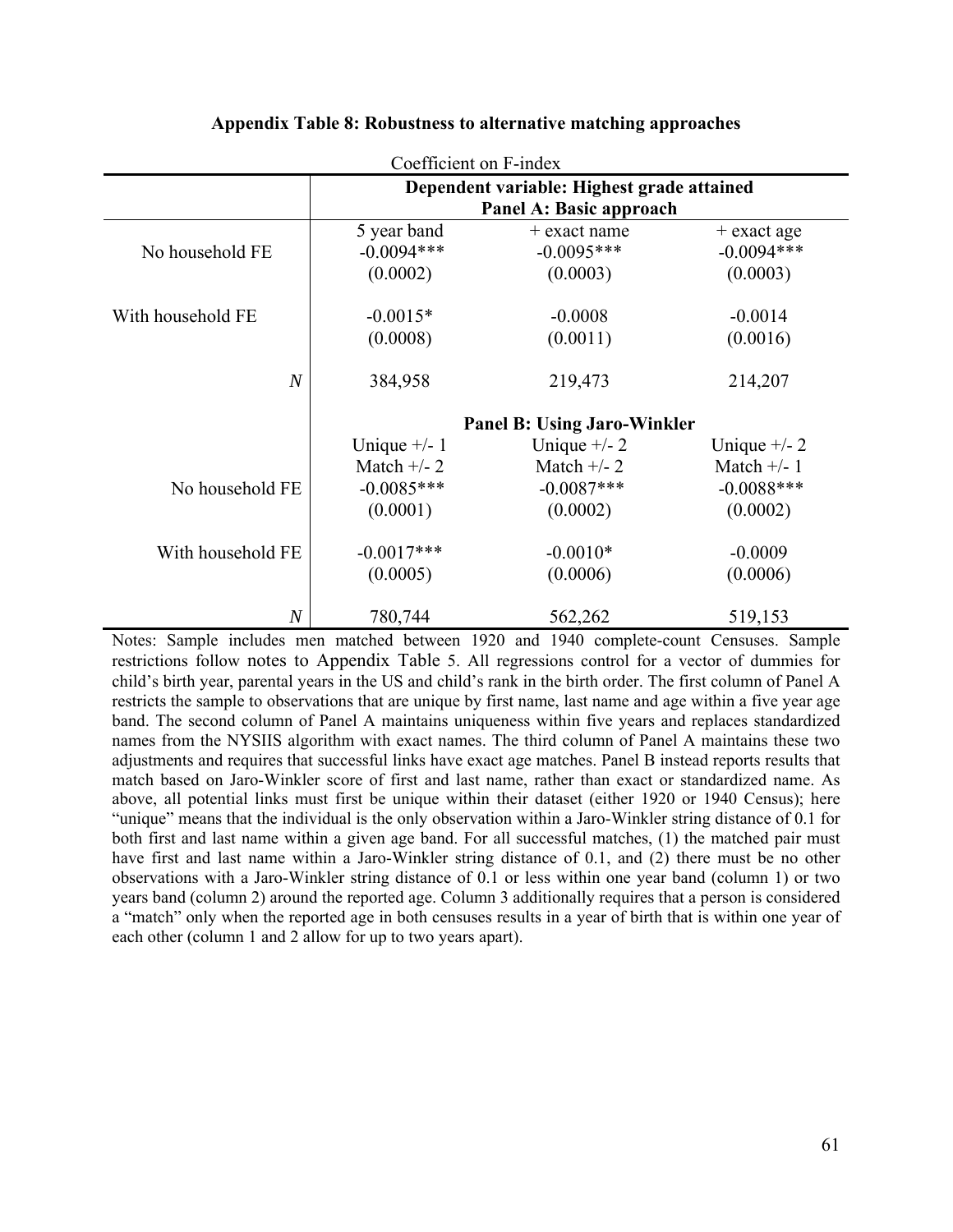**Appendix Table 8: Robustness to alternative matching approaches**

| Coefficient on F-index | | | |
|---|---|---|---|
| | **Dependent variable: Highest grade attained** | | |
| | **Panel A: Basic approach** | | |
| | 5 year band | + exact name | + exact age |
| No household FE | -0.0094*** | -0.0095*** | -0.0094*** |
| | (0.0002) | (0.0003) | (0.0003) |
| With household FE | -0.0015* | -0.0008 | -0.0014 |
| | (0.0008) | (0.0011) | (0.0016) |
| *N* | 384,958 | 219,473 | 214,207 |
| | **Panel B: Using Jaro-Winkler** | | |
| | Unique +/- 1<br>Match +/- 2 | Unique +/- 2<br>Match +/- 2 | Unique +/- 2<br>Match +/- 1 |
| No household FE | -0.0085*** | -0.0087*** | -0.0088*** |
| | (0.0001) | (0.0002) | (0.0002) |
| With household FE | -0.0017*** | -0.0010* | -0.0009 |
| | (0.0005) | (0.0006) | (0.0006) |
| *N* | 780,744 | 562,262 | 519,153 |

Notes: Sample includes men matched between 1920 and 1940 complete-count Censuses. Sample restrictions follow notes to Appendix Table 5. All regressions control for a vector of dummies for child's birth year, parental years in the US and child's rank in the birth order. The first column of Panel A restricts the sample to observations that are unique by first name, last name and age within a five year age band. The second column of Panel A maintains uniqueness within five years and replaces standardized names from the NYSIIS algorithm with exact names. The third column of Panel A maintains these two adjustments and requires that successful links have exact age matches. Panel B instead reports results that match based on Jaro-Winkler score of first and last name, rather than exact or standardized name. As above, all potential links must first be unique within their dataset (either 1920 or 1940 Census); here "unique" means that the individual is the only observation within a Jaro-Winkler string distance of 0.1 for both first and last name within a given age band. For all successful matches, (1) the matched pair must have first and last name within a Jaro-Winkler string distance of 0.1, and (2) there must be no other observations with a Jaro-Winkler string distance of 0.1 or less within one year band (column 1) or two years band (column 2) around the reported age. Column 3 additionally requires that a person is considered a "match" only when the reported age in both censuses results in a year of birth that is within one year of each other (column 1 and 2 allow for up to two years apart).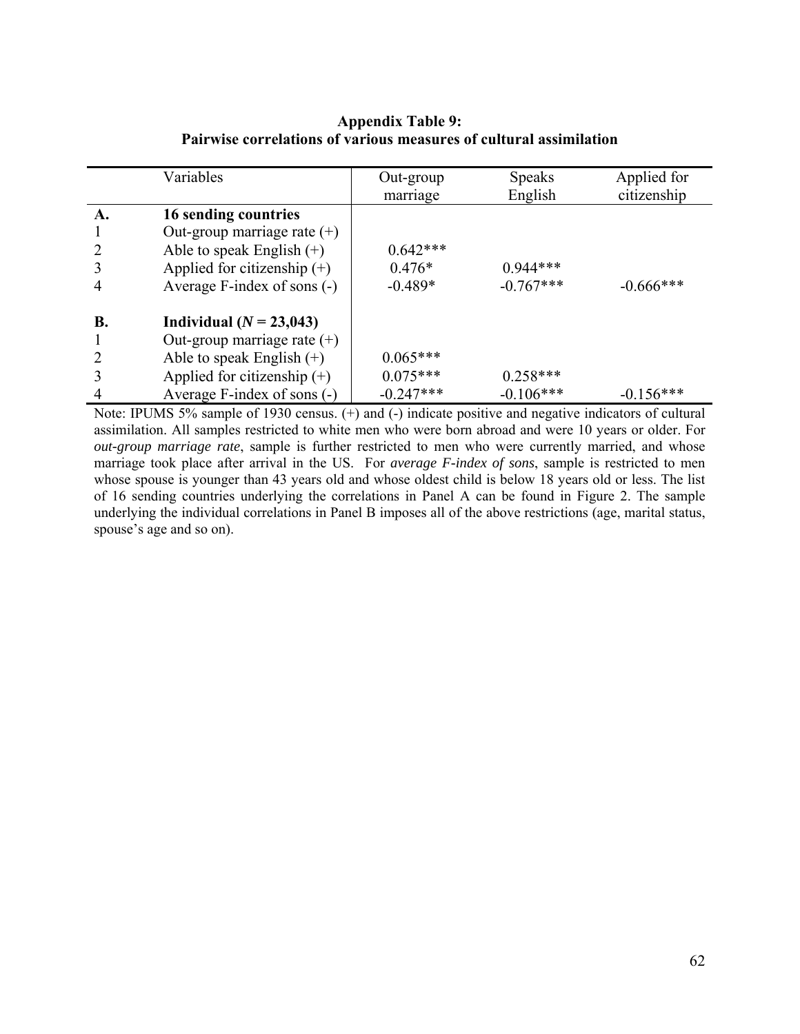**Appendix Table 9:**
**Pairwise correlations of various measures of cultural assimilation**

| | Variables | Out-group marriage | Speaks English | Applied for citizenship |
|---|---|---|---|---|
| **A.** | **16 sending countries** | | | |
| 1 | Out-group marriage rate (+) | | | |
| 2 | Able to speak English (+) | 0.642*** | | |
| 3 | Applied for citizenship (+) | 0.476* | 0.944*** | |
| 4 | Average F-index of sons (-) | -0.489* | -0.767*** | -0.666*** |
| | | | | |
| **B.** | **Individual (*N* = 23,043)** | | | |
| 1 | Out-group marriage rate (+) | | | |
| 2 | Able to speak English (+) | 0.065*** | | |
| 3 | Applied for citizenship (+) | 0.075*** | 0.258*** | |
| 4 | Average F-index of sons (-) | -0.247*** | -0.106*** | -0.156*** |

Note: IPUMS 5% sample of 1930 census. (+) and (-) indicate positive and negative indicators of cultural assimilation. All samples restricted to white men who were born abroad and were 10 years or older. For *out-group marriage rate*, sample is further restricted to men who were currently married, and whose marriage took place after arrival in the US. For *average F-index of sons*, sample is restricted to men whose spouse is younger than 43 years old and whose oldest child is below 18 years old or less. The list of 16 sending countries underlying the correlations in Panel A can be found in Figure 2. The sample underlying the individual correlations in Panel B imposes all of the above restrictions (age, marital status, spouse's age and so on).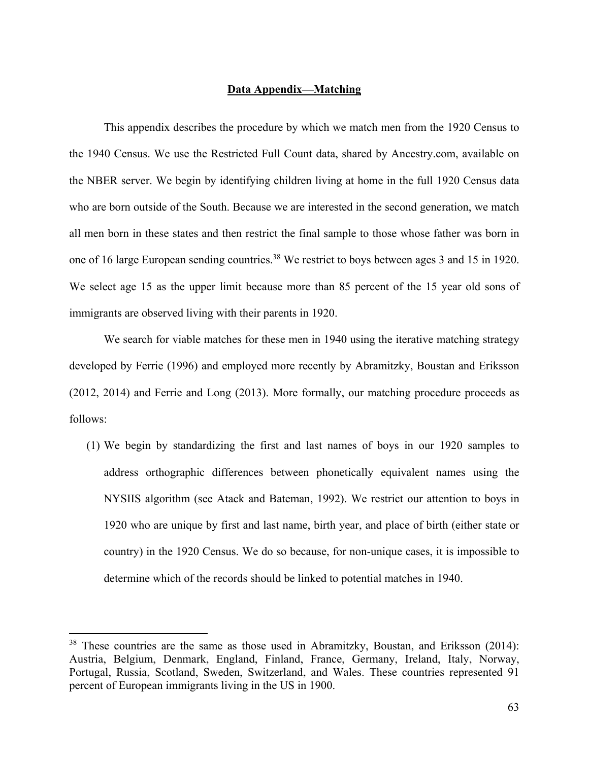## Data Appendix—Matching

This appendix describes the procedure by which we match men from the 1920 Census to the 1940 Census. We use the Restricted Full Count data, shared by Ancestry.com, available on the NBER server. We begin by identifying children living at home in the full 1920 Census data who are born outside of the South. Because we are interested in the second generation, we match all men born in these states and then restrict the final sample to those whose father was born in one of 16 large European sending countries.[38] We restrict to boys between ages 3 and 15 in 1920. We select age 15 as the upper limit because more than 85 percent of the 15 year old sons of immigrants are observed living with their parents in 1920.

We search for viable matches for these men in 1940 using the iterative matching strategy developed by Ferrie (1996) and employed more recently by Abramitzky, Boustan and Eriksson (2012, 2014) and Ferrie and Long (2013). More formally, our matching procedure proceeds as follows:

(1) We begin by standardizing the first and last names of boys in our 1920 samples to address orthographic differences between phonetically equivalent names using the NYSIIS algorithm (see Atack and Bateman, 1992). We restrict our attention to boys in 1920 who are unique by first and last name, birth year, and place of birth (either state or country) in the 1920 Census. We do so because, for non-unique cases, it is impossible to determine which of the records should be linked to potential matches in 1940.

[38] These countries are the same as those used in Abramitzky, Boustan, and Eriksson (2014): Austria, Belgium, Denmark, England, Finland, France, Germany, Ireland, Italy, Norway, Portugal, Russia, Scotland, Sweden, Switzerland, and Wales. These countries represented 91 percent of European immigrants living in the US in 1900.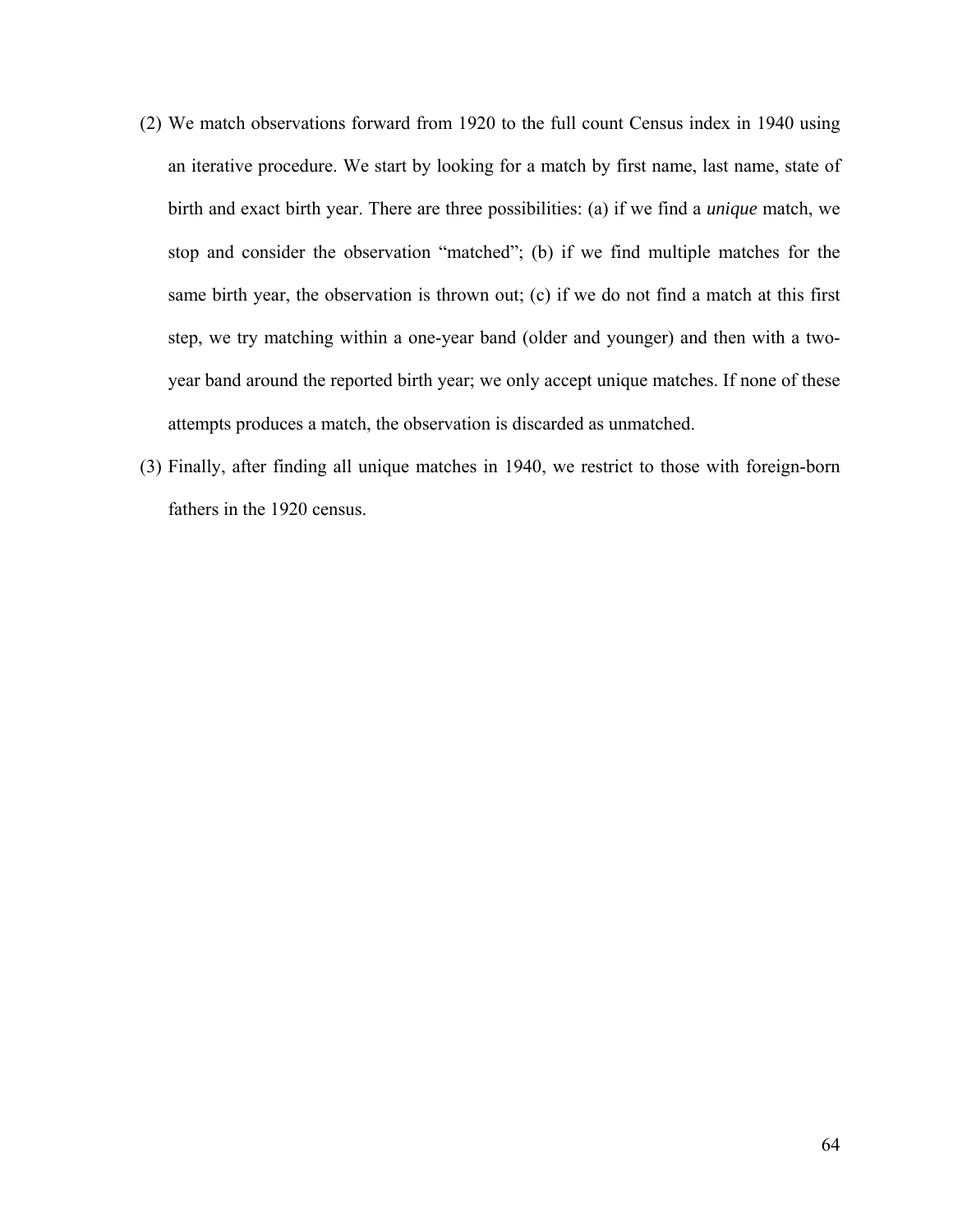(2) We match observations forward from 1920 to the full count Census index in 1940 using an iterative procedure. We start by looking for a match by first name, last name, state of birth and exact birth year. There are three possibilities: (a) if we find a *unique* match, we stop and consider the observation "matched"; (b) if we find multiple matches for the same birth year, the observation is thrown out; (c) if we do not find a match at this first step, we try matching within a one-year band (older and younger) and then with a two-year band around the reported birth year; we only accept unique matches. If none of these attempts produces a match, the observation is discarded as unmatched.

(3) Finally, after finding all unique matches in 1940, we restrict to those with foreign-born fathers in the 1920 census.